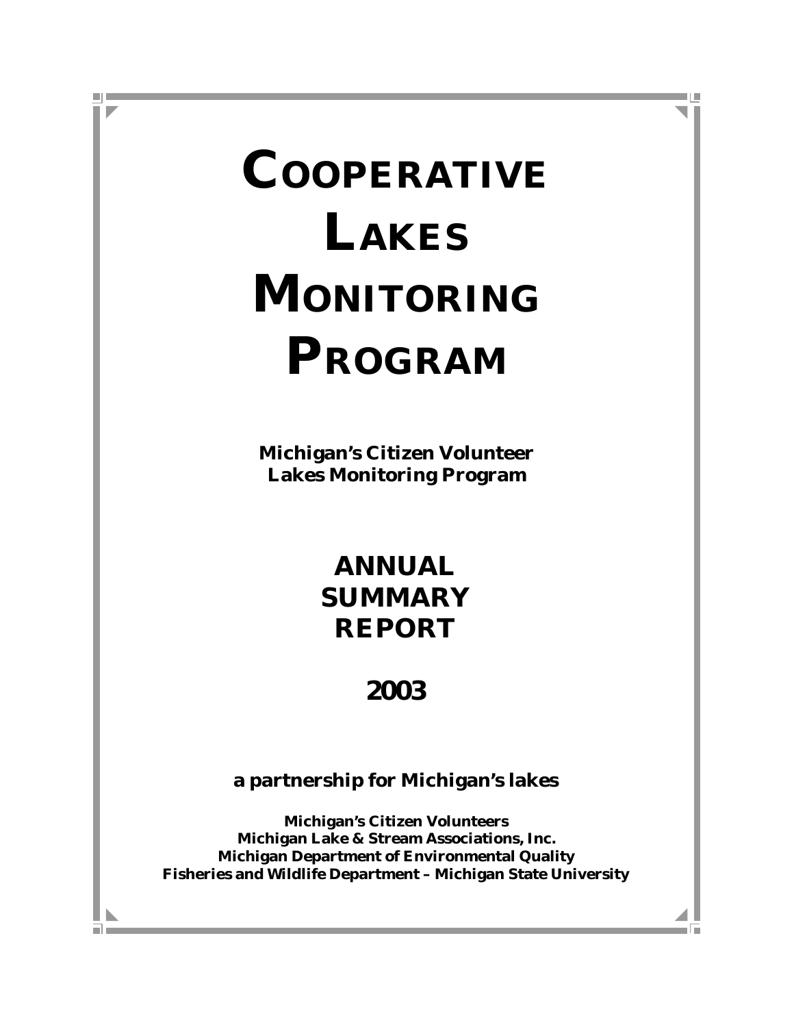# COOPERATIVE LAKES MONITORING PROGRAM

**Michigan's Citizen Volunteer Lakes Monitoring Program**

## ANNUAL SUMMARY REPORT

## 2003

**a partnership for Michigan's lakes**

**Michigan's Citizen Volunteers**
**Michigan Lake & Stream Associations, Inc.**
**Michigan Department of Environmental Quality**
**Fisheries and Wildlife Department – Michigan State University**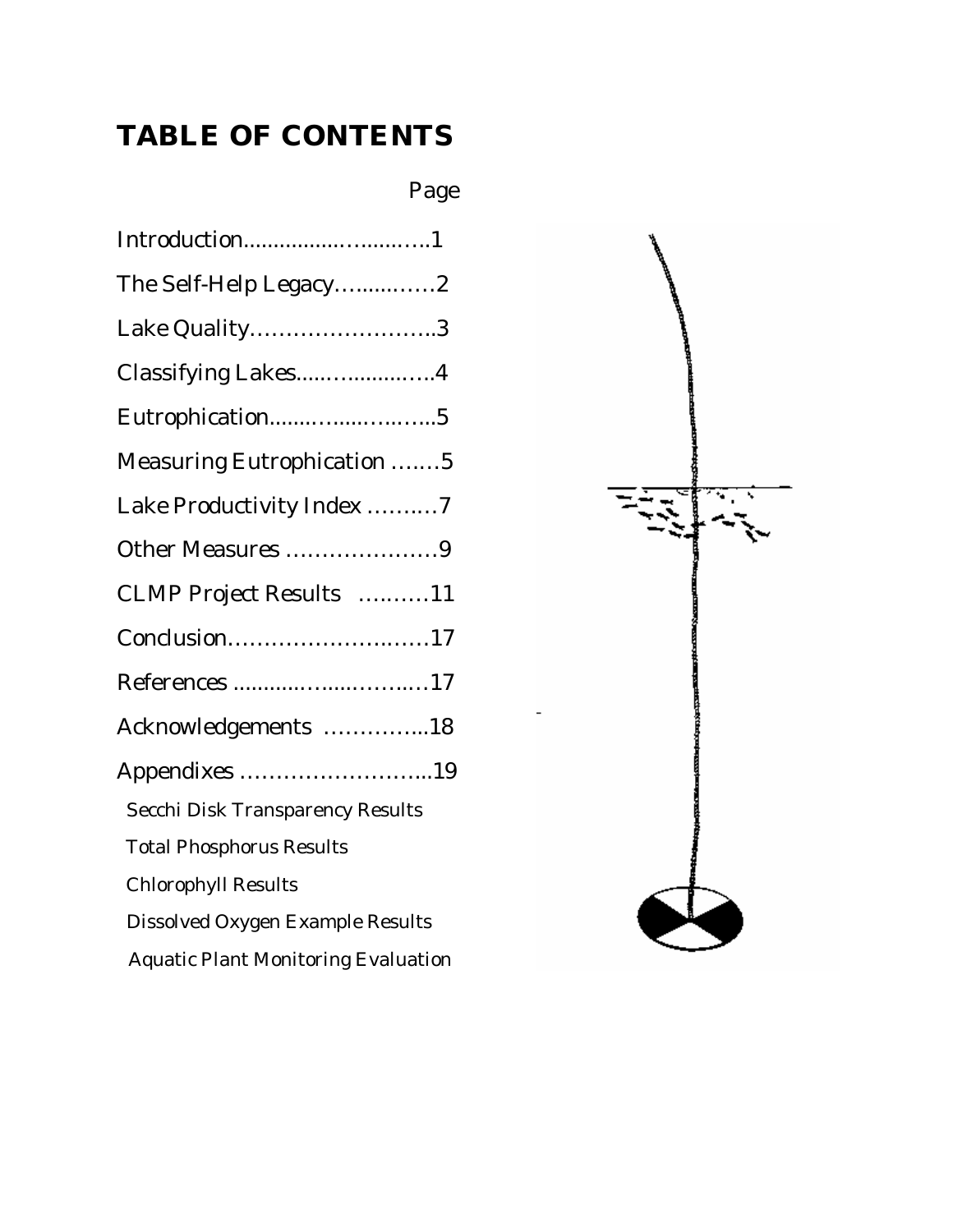# TABLE OF CONTENTS

| | Page |
|---|---|
| Introduction | 1 |
| The Self-Help Legacy | 2 |
| Lake Quality | 3 |
| Classifying Lakes | 4 |
| Eutrophication | 5 |
| Measuring Eutrophication | 5 |
| Lake Productivity Index | 7 |
| Other Measures | 9 |
| CLMP Project Results | 11 |
| Conclusion | 17 |
| References | 17 |
| Acknowledgements | 18 |
| Appendixes | 19 |
| Secchi Disk Transparency Results | |
| Total Phosphorus Results | |
| Chlorophyll Results | |
| Dissolved Oxygen Example Results | |
| Aquatic Plant Monitoring Evaluation | |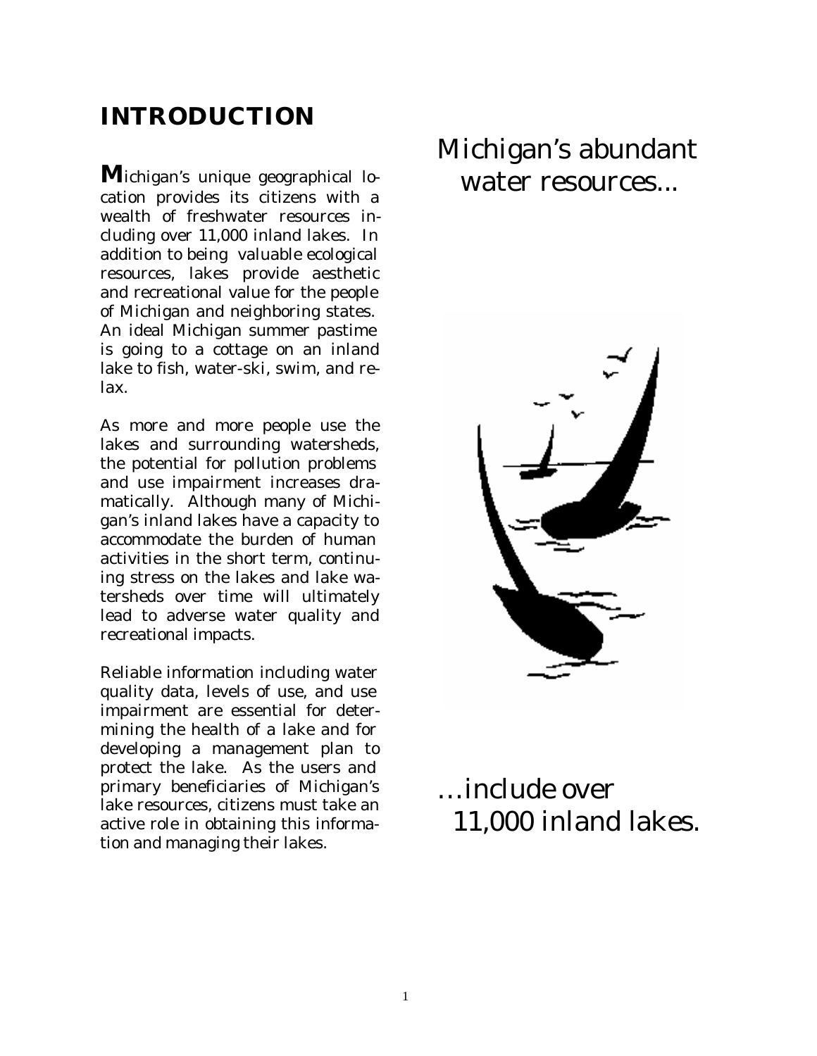# INTRODUCTION

Michigan's unique geographical location provides its citizens with a wealth of freshwater resources including over 11,000 inland lakes. In addition to being valuable ecological resources, lakes provide aesthetic and recreational value for the people of Michigan and neighboring states. An ideal Michigan summer pastime is going to a cottage on an inland lake to fish, water-ski, swim, and relax.

As more and more people use the lakes and surrounding watersheds, the potential for pollution problems and use impairment increases dramatically. Although many of Michigan's inland lakes have a capacity to accommodate the burden of human activities in the short term, continuing stress on the lakes and lake watersheds over time will ultimately lead to adverse water quality and recreational impacts.

Reliable information including water quality data, levels of use, and use impairment are essential for determining the health of a lake and for developing a management plan to protect the lake. As the users and primary beneficiaries of Michigan's lake resources, citizens must take an active role in obtaining this information and managing their lakes.

Michigan's abundant water resources...

…include over 11,000 inland lakes.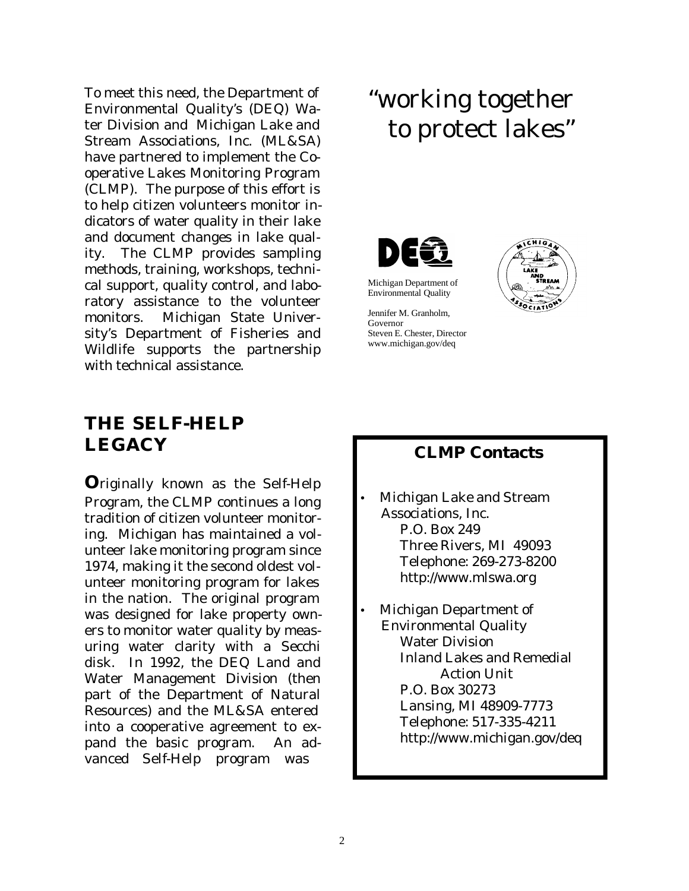To meet this need, the Department of Environmental Quality's (DEQ) Water Division and Michigan Lake and Stream Associations, Inc. (ML&SA) have partnered to implement the Cooperative Lakes Monitoring Program (CLMP). The purpose of this effort is to help citizen volunteers monitor indicators of water quality in their lake and document changes in lake quality. The CLMP provides sampling methods, training, workshops, technical support, quality control, and laboratory assistance to the volunteer monitors. Michigan State University's Department of Fisheries and Wildlife supports the partnership with technical assistance.

"working together to protect lakes"

Michigan Department of Environmental Quality

Jennifer M. Granholm, Governor
Steven E. Chester, Director
www.michigan.gov/deq

## THE SELF-HELP LEGACY

**O**riginally known as the Self-Help Program, the CLMP continues a long tradition of citizen volunteer monitoring. Michigan has maintained a volunteer lake monitoring program since 1974, making it the second oldest volunteer monitoring program for lakes in the nation. The original program was designed for lake property owners to monitor water quality by measuring water clarity with a Secchi disk. In 1992, the DEQ Land and Water Management Division (then part of the Department of Natural Resources) and the ML&SA entered into a cooperative agreement to expand the basic program. An advanced Self-Help program was

### CLMP Contacts

- Michigan Lake and Stream Associations, Inc.
  P.O. Box 249
  Three Rivers, MI 49093
  Telephone: 269-273-8200
  http://www.mlswa.org
- Michigan Department of Environmental Quality
  Water Division
  Inland Lakes and Remedial Action Unit
  P.O. Box 30273
  Lansing, MI 48909-7773
  Telephone: 517-335-4211
  http://www.michigan.gov/deq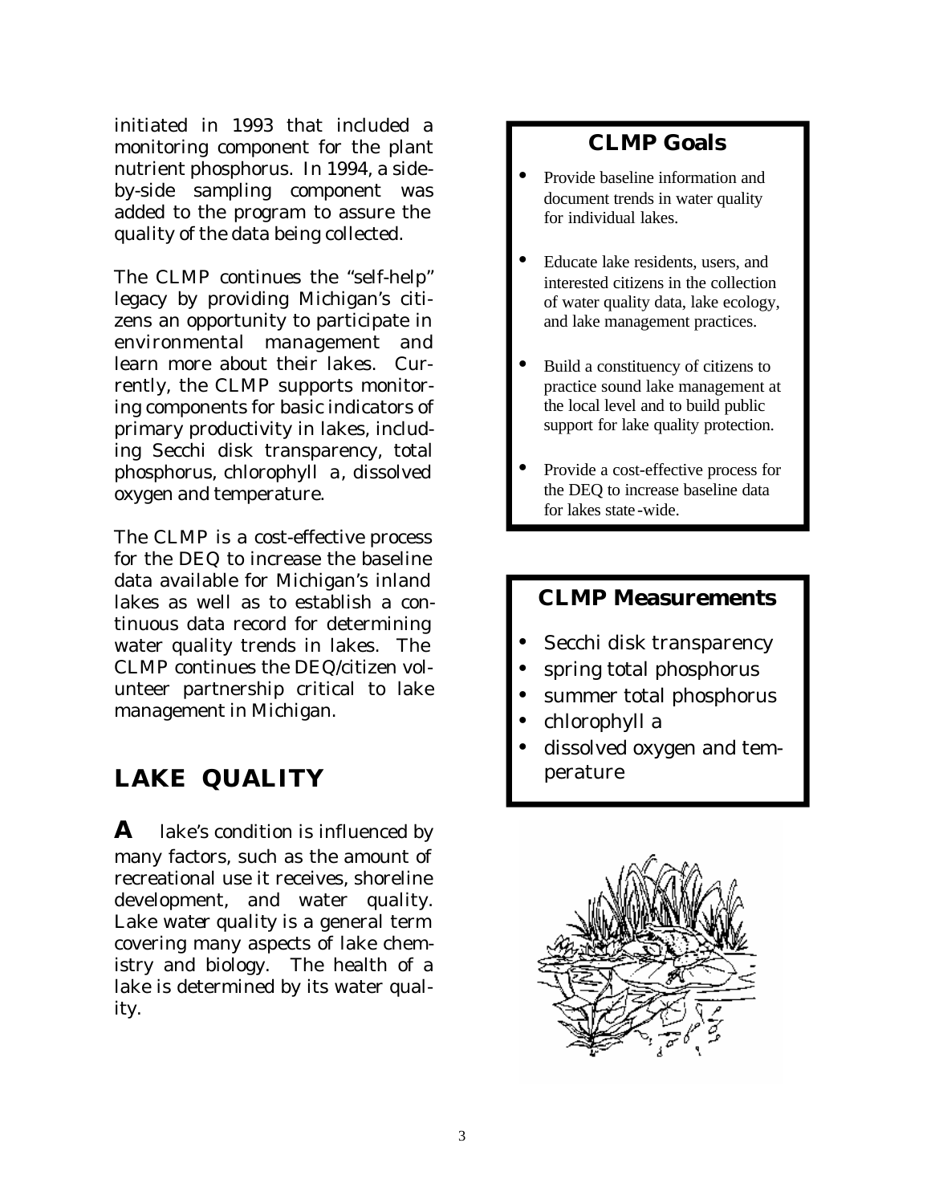initiated in 1993 that included a monitoring component for the plant nutrient phosphorus. In 1994, a side-by-side sampling component was added to the program to assure the quality of the data being collected.

The CLMP continues the "self-help" legacy by providing Michigan's citizens an opportunity to participate in environmental management and learn more about their lakes. Currently, the CLMP supports monitoring components for basic indicators of primary productivity in lakes, including Secchi disk transparency, total phosphorus, chlorophyll *a*, dissolved oxygen and temperature.

The CLMP is a cost-effective process for the DEQ to increase the baseline data available for Michigan's inland lakes as well as to establish a continuous data record for determining water quality trends in lakes. The CLMP continues the DEQ/citizen volunteer partnership critical to lake management in Michigan.

## LAKE QUALITY

**A** lake's condition is influenced by many factors, such as the amount of recreational use it receives, shoreline development, and water quality. Lake water quality is a general term covering many aspects of lake chemistry and biology. The health of a lake is determined by its water quality.

### CLMP Goals

- Provide baseline information and document trends in water quality for individual lakes.
- Educate lake residents, users, and interested citizens in the collection of water quality data, lake ecology, and lake management practices.
- Build a constituency of citizens to practice sound lake management at the local level and to build public support for lake quality protection.
- Provide a cost-effective process for the DEQ to increase baseline data for lakes state-wide.

### CLMP Measurements

- Secchi disk transparency
- spring total phosphorus
- summer total phosphorus
- chlorophyll *a*
- dissolved oxygen and temperature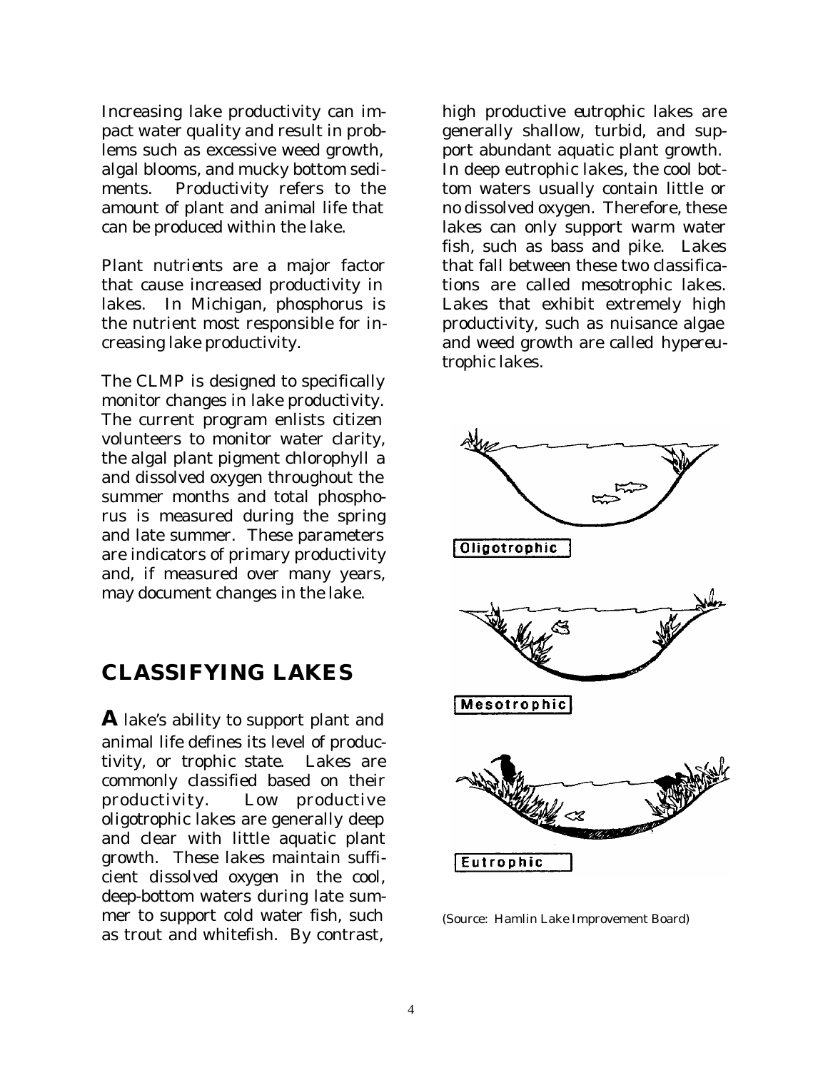Increasing lake productivity can impact water quality and result in problems such as excessive weed growth, algal blooms, and mucky bottom sediments. Productivity refers to the amount of plant and animal life that can be produced within the lake.

Plant nutrients are a major factor that cause increased productivity in lakes. In Michigan, phosphorus is the nutrient most responsible for increasing lake productivity.

The CLMP is designed to specifically monitor changes in lake productivity. The current program enlists citizen volunteers to monitor water clarity, the algal plant pigment chlorophyll a and dissolved oxygen throughout the summer months and total phosphorus is measured during the spring and late summer. These parameters are indicators of primary productivity and, if measured over many years, may document changes in the lake.

## CLASSIFYING LAKES

**A** lake's ability to support plant and animal life defines its level of productivity, or trophic state. Lakes are commonly classified based on their productivity. Low productive *oligotrophic* lakes are generally deep and clear with little aquatic plant growth. These lakes maintain sufficient dissolved oxygen in the cool, deep-bottom waters during late summer to support cold water fish, such as trout and whitefish. By contrast, high productive *eutrophic* lakes are generally shallow, turbid, and support abundant aquatic plant growth. In deep eutrophic lakes, the cool bottom waters usually contain little or no dissolved oxygen. Therefore, these lakes can only support warm water fish, such as bass and pike. Lakes that fall between these two classifications are called *mesotrophic* lakes. Lakes that exhibit extremely high productivity, such as nuisance algae and weed growth are called *hypereutrophic* lakes.

Oligotrophic

Mesotrophic

Eutrophic

(Source: Hamlin Lake Improvement Board)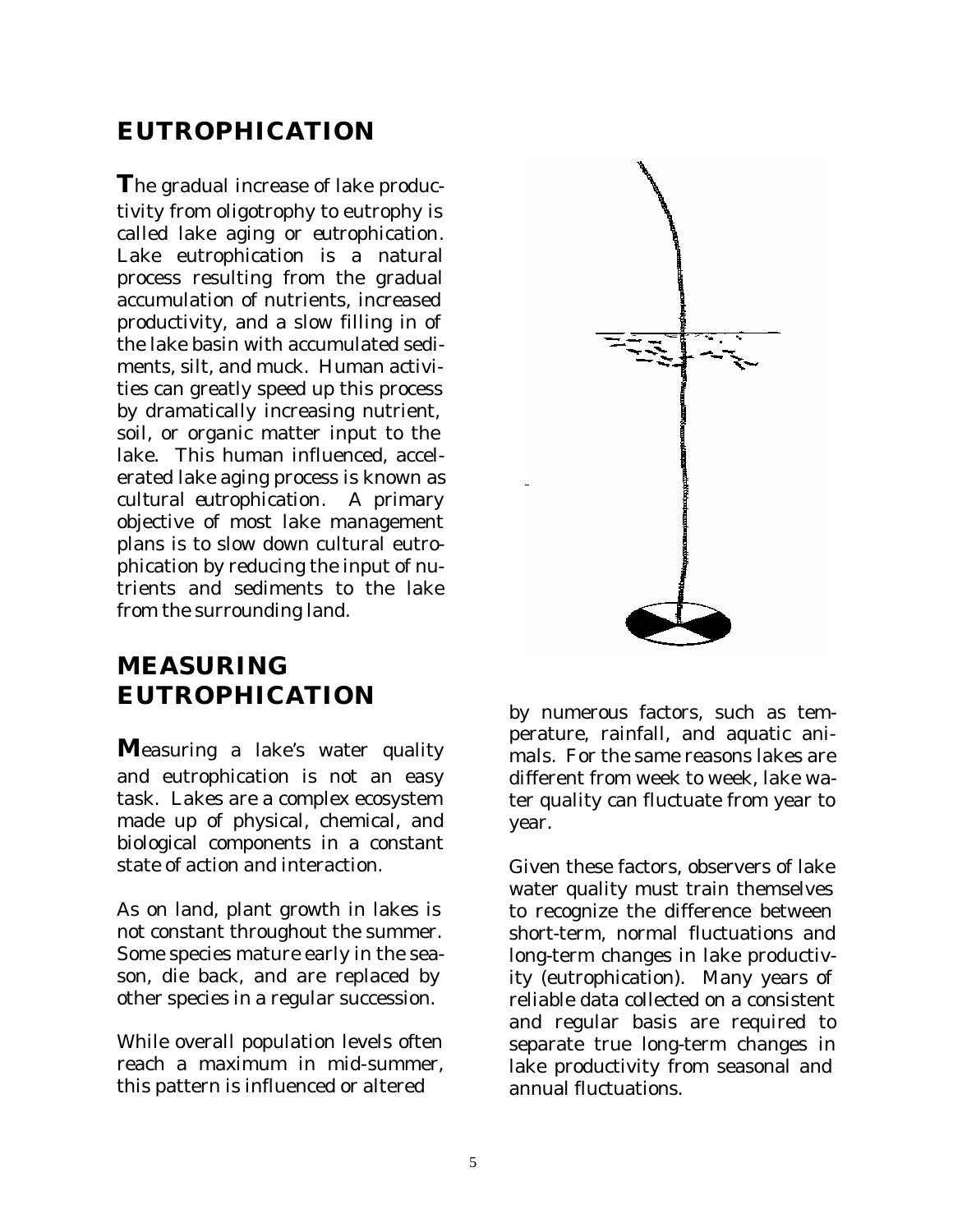## EUTROPHICATION

**T**he gradual increase of lake productivity from oligotrophy to eutrophy is called lake aging or eutrophication. Lake eutrophication is a natural process resulting from the gradual accumulation of nutrients, increased productivity, and a slow filling in of the lake basin with accumulated sediments, silt, and muck. Human activities can greatly speed up this process by dramatically increasing nutrient, soil, or organic matter input to the lake. This human influenced, accelerated lake aging process is known as cultural eutrophication. A primary objective of most lake management plans is to slow down cultural eutrophication by reducing the input of nutrients and sediments to the lake from the surrounding land.

## MEASURING EUTROPHICATION

**M**easuring a lake's water quality and eutrophication is not an easy task. Lakes are a complex ecosystem made up of physical, chemical, and biological components in a constant state of action and interaction.

As on land, plant growth in lakes is not constant throughout the summer. Some species mature early in the season, die back, and are replaced by other species in a regular succession.

While overall population levels often reach a maximum in mid-summer, this pattern is influenced or altered by numerous factors, such as temperature, rainfall, and aquatic animals. For the same reasons lakes are different from week to week, lake water quality can fluctuate from year to year.

Given these factors, observers of lake water quality must train themselves to recognize the difference between short-term, normal fluctuations and long-term changes in lake productivity (eutrophication). Many years of reliable data collected on a consistent and regular basis are required to separate true long-term changes in lake productivity from seasonal and annual fluctuations.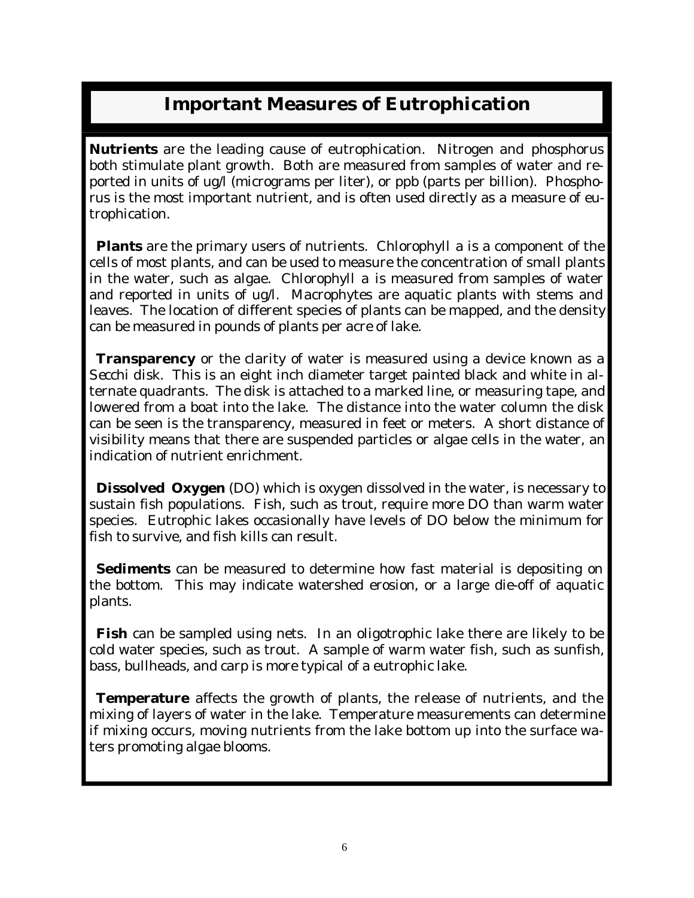## Important Measures of Eutrophication

**Nutrients** are the leading cause of eutrophication. Nitrogen and phosphorus both stimulate plant growth. Both are measured from samples of water and reported in units of ug/l (micrograms per liter), or ppb (parts per billion). Phosphorus is the most important nutrient, and is often used directly as a measure of eutrophication.

**Plants** are the primary users of nutrients. Chlorophyll a is a component of the cells of most plants, and can be used to measure the concentration of small plants in the water, such as algae. Chlorophyll a is measured from samples of water and reported in units of ug/l. Macrophytes are aquatic plants with stems and leaves. The location of different species of plants can be mapped, and the density can be measured in pounds of plants per acre of lake.

**Transparency** or the clarity of water is measured using a device known as a Secchi disk. This is an eight inch diameter target painted black and white in alternate quadrants. The disk is attached to a marked line, or measuring tape, and lowered from a boat into the lake. The distance into the water column the disk can be seen is the transparency, measured in feet or meters. A short distance of visibility means that there are suspended particles or algae cells in the water, an indication of nutrient enrichment.

**Dissolved Oxygen** (DO) which is oxygen dissolved in the water, is necessary to sustain fish populations. Fish, such as trout, require more DO than warm water species. Eutrophic lakes occasionally have levels of DO below the minimum for fish to survive, and fish kills can result.

**Sediments** can be measured to determine how fast material is depositing on the bottom. This may indicate watershed erosion, or a large die-off of aquatic plants.

**Fish** can be sampled using nets. In an oligotrophic lake there are likely to be cold water species, such as trout. A sample of warm water fish, such as sunfish, bass, bullheads, and carp is more typical of a eutrophic lake.

**Temperature** affects the growth of plants, the release of nutrients, and the mixing of layers of water in the lake. Temperature measurements can determine if mixing occurs, moving nutrients from the lake bottom up into the surface waters promoting algae blooms.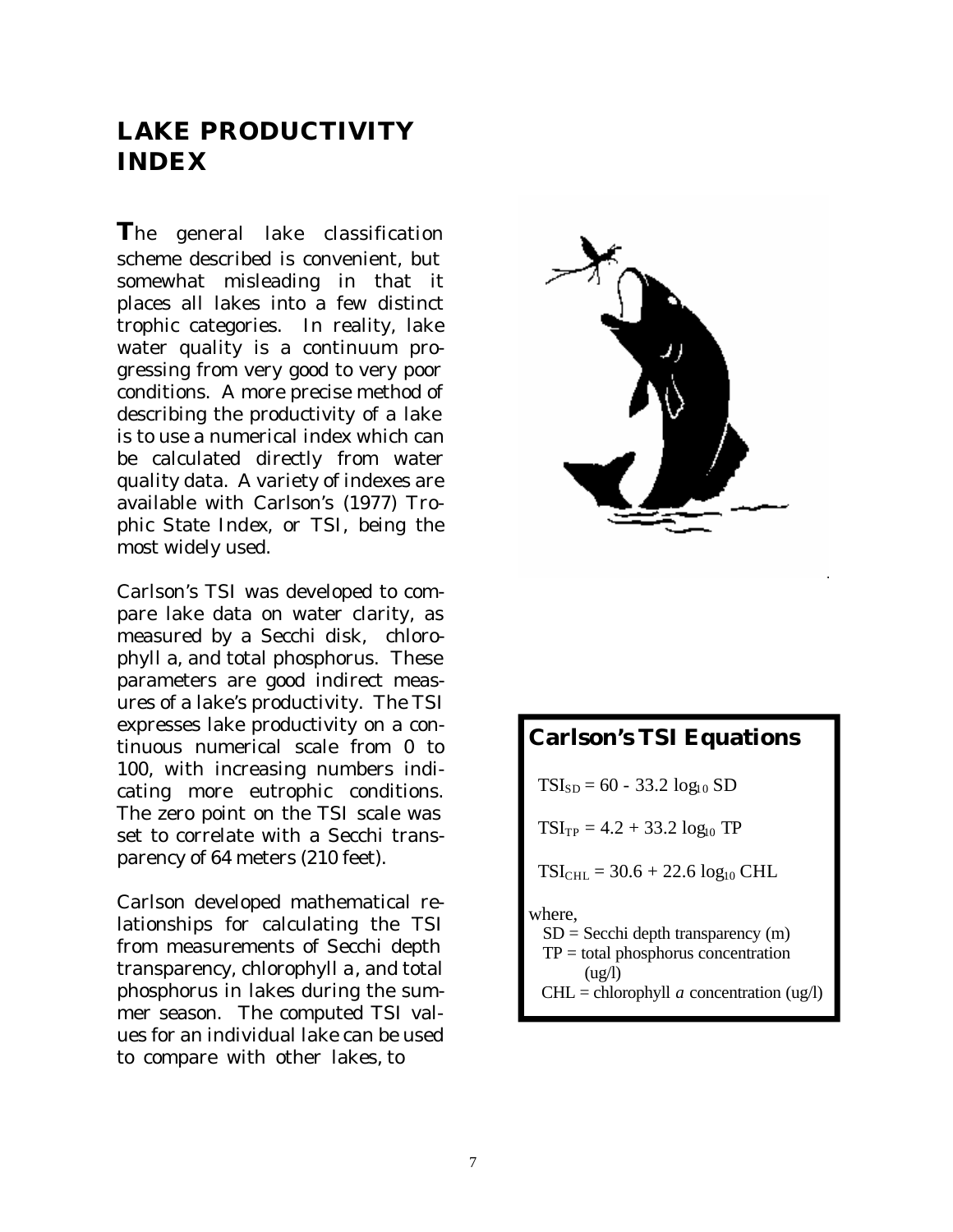# LAKE PRODUCTIVITY INDEX

The general lake classification scheme described is convenient, but somewhat misleading in that it places all lakes into a few distinct trophic categories. In reality, lake water quality is a continuum progressing from very good to very poor conditions. A more precise method of describing the productivity of a lake is to use a numerical index which can be calculated directly from water quality data. A variety of indexes are available with Carlson's (1977) Trophic State Index, or TSI, being the most widely used.

Carlson's TSI was developed to compare lake data on water clarity, as measured by a Secchi disk, chlorophyll a, and total phosphorus. These parameters are good indirect measures of a lake's productivity. The TSI expresses lake productivity on a continuous numerical scale from 0 to 100, with increasing numbers indicating more eutrophic conditions. The zero point on the TSI scale was set to correlate with a Secchi transparency of 64 meters (210 feet).

Carlson developed mathematical relationships for calculating the TSI from measurements of Secchi depth transparency, chlorophyll a, and total phosphorus in lakes during the summer season. The computed TSI values for an individual lake can be used to compare with other lakes, to

## Carlson's TSI Equations

$$TSI_{SD} = 60 - 33.2 \log_{10} SD$$

$$TSI_{TP} = 4.2 + 33.2 \log_{10} TP$$

$$TSI_{CHL} = 30.6 + 22.6 \log_{10} CHL$$

where,

- SD = Secchi depth transparency (m)
- TP = total phosphorus concentration (ug/l)
- CHL = chlorophyll *a* concentration (ug/l)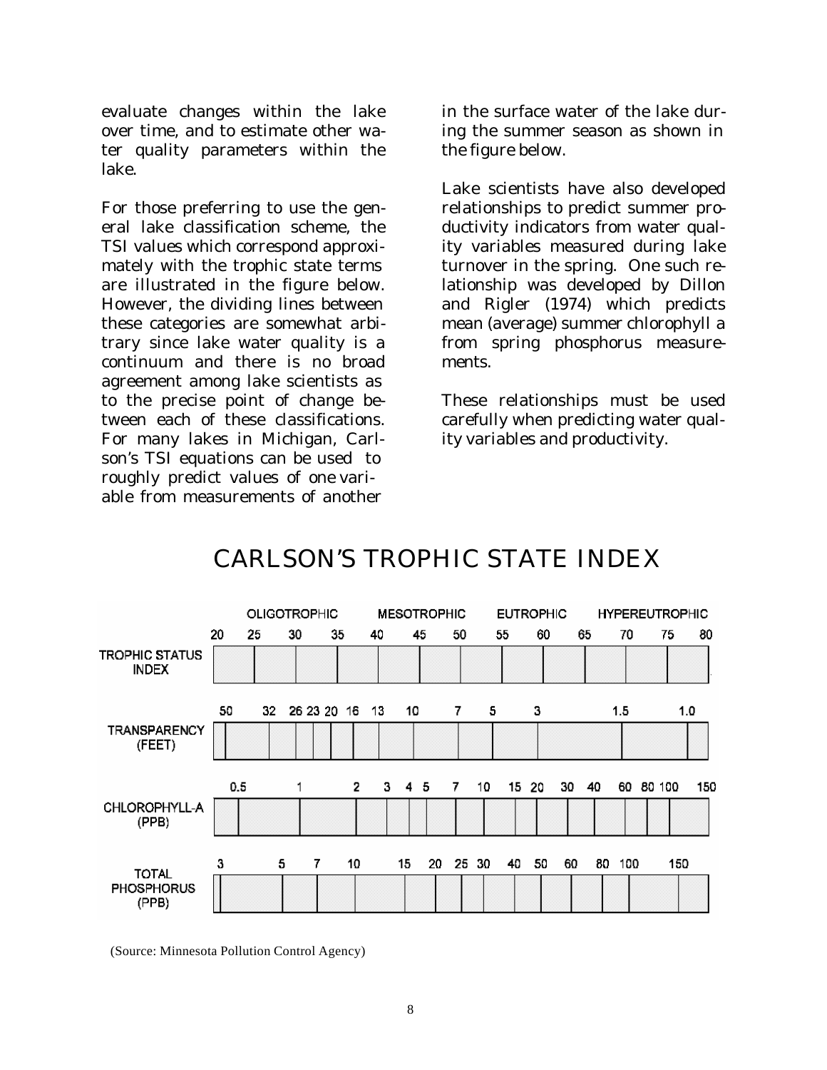evaluate changes within the lake over time, and to estimate other water quality parameters within the lake.

For those preferring to use the general lake classification scheme, the TSI values which correspond approximately with the trophic state terms are illustrated in the figure below. However, the dividing lines between these categories are somewhat arbitrary since lake water quality is a continuum and there is no broad agreement among lake scientists as to the precise point of change between each of these classifications. For many lakes in Michigan, Carlson's TSI equations can be used to roughly predict values of one variable from measurements of another in the surface water of the lake during the summer season as shown in the figure below.

Lake scientists have also developed relationships to predict summer productivity indicators from water quality variables measured during lake turnover in the spring. One such relationship was developed by Dillon and Rigler (1974) which predicts mean (average) summer chlorophyll a from spring phosphorus measurements.

These relationships must be used carefully when predicting water quality variables and productivity.

## CARLSON'S TROPHIC STATE INDEX

OLIGOTROPHIC — MESOTROPHIC — EUTROPHIC — HYPEREUTROPHIC

| Parameter | Scale values |
|---|---|
| TROPHIC STATUS INDEX | 20, 25, 30, 35, 40, 45, 50, 55, 60, 65, 70, 75, 80 |
| TRANSPARENCY (FEET) | 50, 32, 26, 23, 20, 16, 13, 10, 7, 5, 3, 1.5, 1.0 |
| CHLOROPHYLL-A (PPB) | 0.5, 1, 2, 3, 4, 5, 7, 10, 15, 20, 30, 40, 60, 80, 100, 150 |
| TOTAL PHOSPHORUS (PPB) | 3, 5, 7, 10, 15, 20, 25, 30, 40, 50, 60, 80, 100, 150 |

(Source: Minnesota Pollution Control Agency)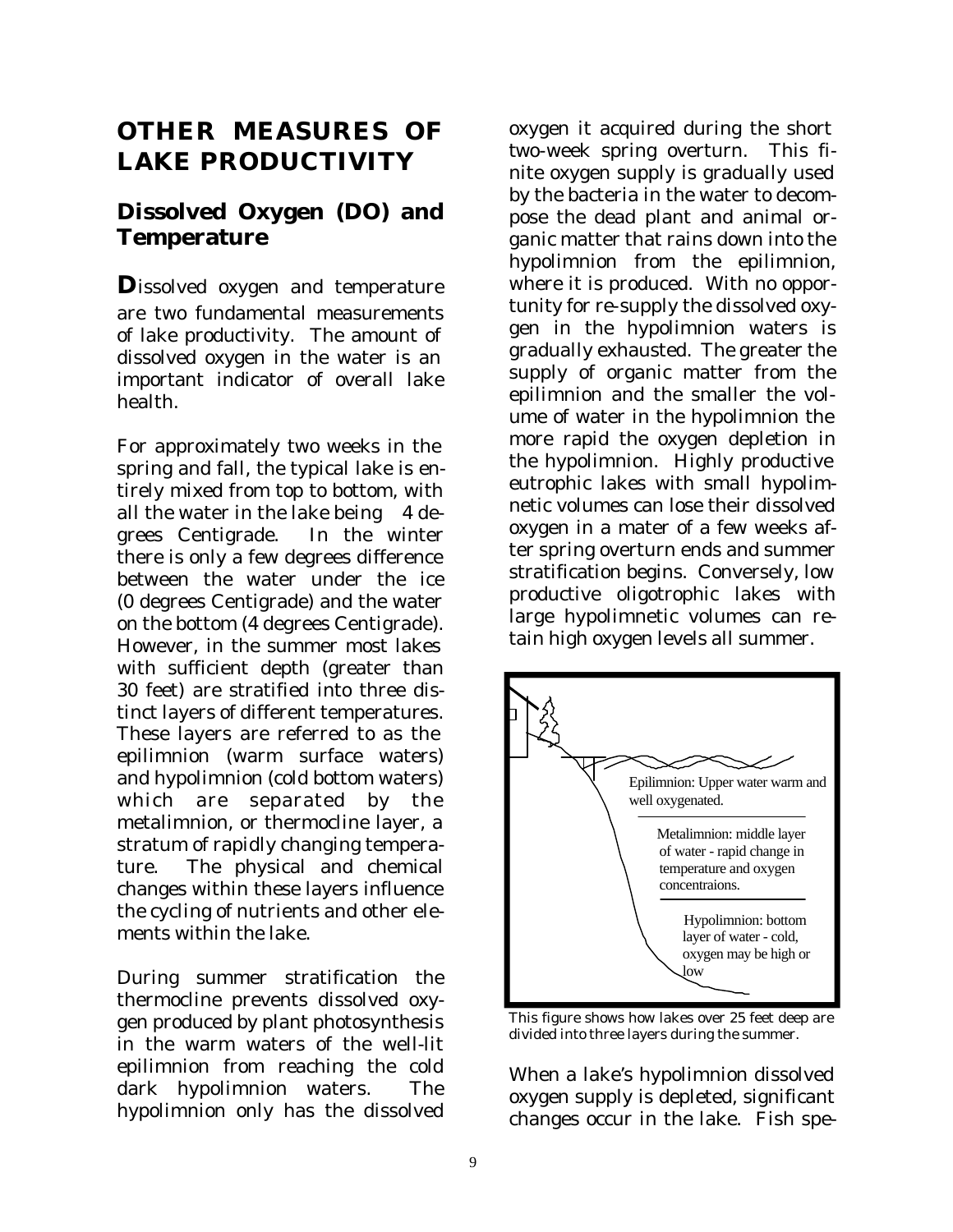# OTHER MEASURES OF LAKE PRODUCTIVITY

## Dissolved Oxygen (DO) and Temperature

**D**issolved oxygen and temperature are two fundamental measurements of lake productivity. The amount of dissolved oxygen in the water is an important indicator of overall lake health.

For approximately two weeks in the spring and fall, the typical lake is entirely mixed from top to bottom, with all the water in the lake being 4 degrees Centigrade. In the winter there is only a few degrees difference between the water under the ice (0 degrees Centigrade) and the water on the bottom (4 degrees Centigrade). However, in the summer most lakes with sufficient depth (greater than 30 feet) are stratified into three distinct layers of different temperatures. These layers are referred to as the epilimnion (warm surface waters) and hypolimnion (cold bottom waters) which are separated by the metalimnion, or thermocline layer, a stratum of rapidly changing temperature. The physical and chemical changes within these layers influence the cycling of nutrients and other elements within the lake.

During summer stratification the thermocline prevents dissolved oxygen produced by plant photosynthesis in the warm waters of the well-lit epilimnion from reaching the cold dark hypolimnion waters. The hypolimnion only has the dissolved oxygen it acquired during the short two-week spring overturn. This finite oxygen supply is gradually used by the bacteria in the water to decompose the dead plant and animal organic matter that rains down into the hypolimnion from the epilimnion, where it is produced. With no opportunity for re-supply the dissolved oxygen in the hypolimnion waters is gradually exhausted. The greater the supply of organic matter from the epilimnion and the smaller the volume of water in the hypolimnion the more rapid the oxygen depletion in the hypolimnion. Highly productive eutrophic lakes with small hypolimnetic volumes can lose their dissolved oxygen in a mater of a few weeks after spring overturn ends and summer stratification begins. Conversely, low productive oligotrophic lakes with large hypolimnetic volumes can retain high oxygen levels all summer.

Epilimnion: Upper water warm and well oxygenated.

Metalimnion: middle layer of water - rapid change in temperature and oxygen concentraions.

Hypolimnion: bottom layer of water - cold, oxygen may be high or low

This figure shows how lakes over 25 feet deep are divided into three layers during the summer.

When a lake's hypolimnion dissolved oxygen supply is depleted, significant changes occur in the lake. Fish spe-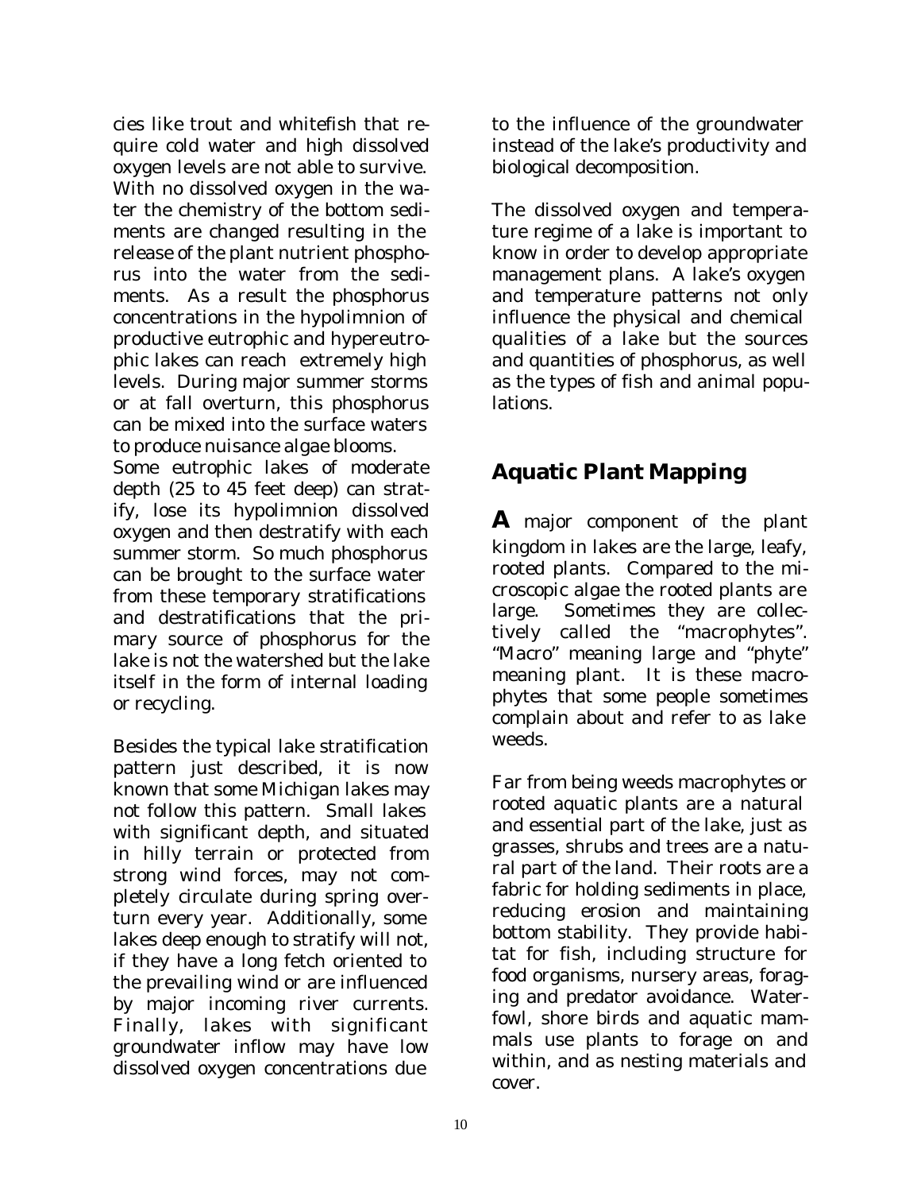cies like trout and whitefish that require cold water and high dissolved oxygen levels are not able to survive. With no dissolved oxygen in the water the chemistry of the bottom sediments are changed resulting in the release of the plant nutrient phosphorus into the water from the sediments. As a result the phosphorus concentrations in the hypolimnion of productive eutrophic and hypereutrophic lakes can reach extremely high levels. During major summer storms or at fall overturn, this phosphorus can be mixed into the surface waters to produce nuisance algae blooms. Some eutrophic lakes of moderate depth (25 to 45 feet deep) can stratify, lose its hypolimnion dissolved oxygen and then destratify with each summer storm. So much phosphorus can be brought to the surface water from these temporary stratifications and destratifications that the primary source of phosphorus for the lake is not the watershed but the lake itself in the form of internal loading or recycling.

Besides the typical lake stratification pattern just described, it is now known that some Michigan lakes may not follow this pattern. Small lakes with significant depth, and situated in hilly terrain or protected from strong wind forces, may not completely circulate during spring overturn every year. Additionally, some lakes deep enough to stratify will not, if they have a long fetch oriented to the prevailing wind or are influenced by major incoming river currents. Finally, lakes with significant groundwater inflow may have low dissolved oxygen concentrations due to the influence of the groundwater instead of the lake's productivity and biological decomposition.

The dissolved oxygen and temperature regime of a lake is important to know in order to develop appropriate management plans. A lake's oxygen and temperature patterns not only influence the physical and chemical qualities of a lake but the sources and quantities of phosphorus, as well as the types of fish and animal populations.

## Aquatic Plant Mapping

**A** major component of the plant kingdom in lakes are the large, leafy, rooted plants. Compared to the microscopic algae the rooted plants are large. Sometimes they are collectively called the "macrophytes". "Macro" meaning large and "phyte" meaning plant. It is these macrophytes that some people sometimes complain about and refer to as lake weeds.

Far from being weeds macrophytes or rooted aquatic plants are a natural and essential part of the lake, just as grasses, shrubs and trees are a natural part of the land. Their roots are a fabric for holding sediments in place, reducing erosion and maintaining bottom stability. They provide habitat for fish, including structure for food organisms, nursery areas, foraging and predator avoidance. Waterfowl, shore birds and aquatic mammals use plants to forage on and within, and as nesting materials and cover.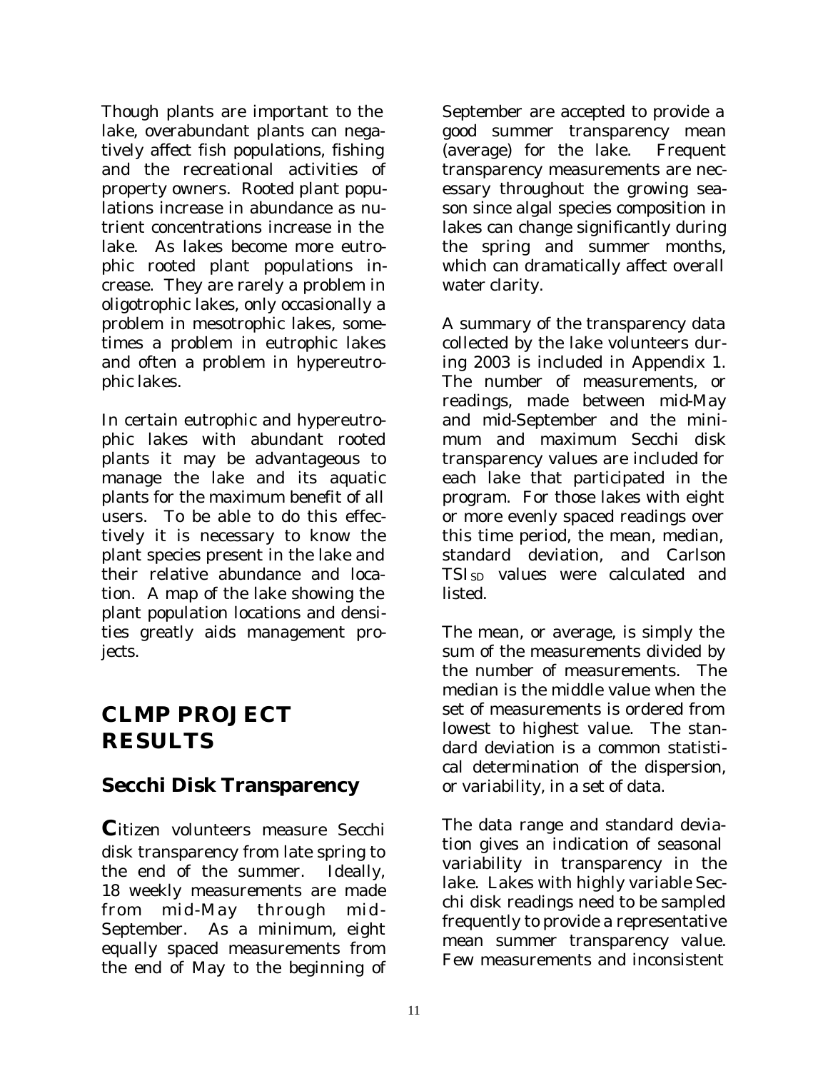Though plants are important to the lake, overabundant plants can negatively affect fish populations, fishing and the recreational activities of property owners. Rooted plant populations increase in abundance as nutrient concentrations increase in the lake. As lakes become more eutrophic rooted plant populations increase. They are rarely a problem in oligotrophic lakes, only occasionally a problem in mesotrophic lakes, sometimes a problem in eutrophic lakes and often a problem in hypereutrophic lakes.

In certain eutrophic and hypereutrophic lakes with abundant rooted plants it may be advantageous to manage the lake and its aquatic plants for the maximum benefit of all users. To be able to do this effectively it is necessary to know the plant species present in the lake and their relative abundance and location. A map of the lake showing the plant population locations and densities greatly aids management projects.

# CLMP PROJECT RESULTS

## Secchi Disk Transparency

**C**itizen volunteers measure Secchi disk transparency from late spring to the end of the summer. Ideally, 18 weekly measurements are made from mid-May through mid-September. As a minimum, eight equally spaced measurements from the end of May to the beginning of September are accepted to provide a good summer transparency mean (average) for the lake. Frequent transparency measurements are necessary throughout the growing season since algal species composition in lakes can change significantly during the spring and summer months, which can dramatically affect overall water clarity.

A summary of the transparency data collected by the lake volunteers during 2003 is included in Appendix 1. The number of measurements, or readings, made between mid-May and mid-September and the minimum and maximum Secchi disk transparency values are included for each lake that participated in the program. For those lakes with eight or more evenly spaced readings over this time period, the mean, median, standard deviation, and Carlson $TSI_{SD}$ values were calculated and listed.

The mean, or average, is simply the sum of the measurements divided by the number of measurements. The median is the middle value when the set of measurements is ordered from lowest to highest value. The standard deviation is a common statistical determination of the dispersion, or variability, in a set of data.

The data range and standard deviation gives an indication of seasonal variability in transparency in the lake. Lakes with highly variable Secchi disk readings need to be sampled frequently to provide a representative mean summer transparency value. Few measurements and inconsistent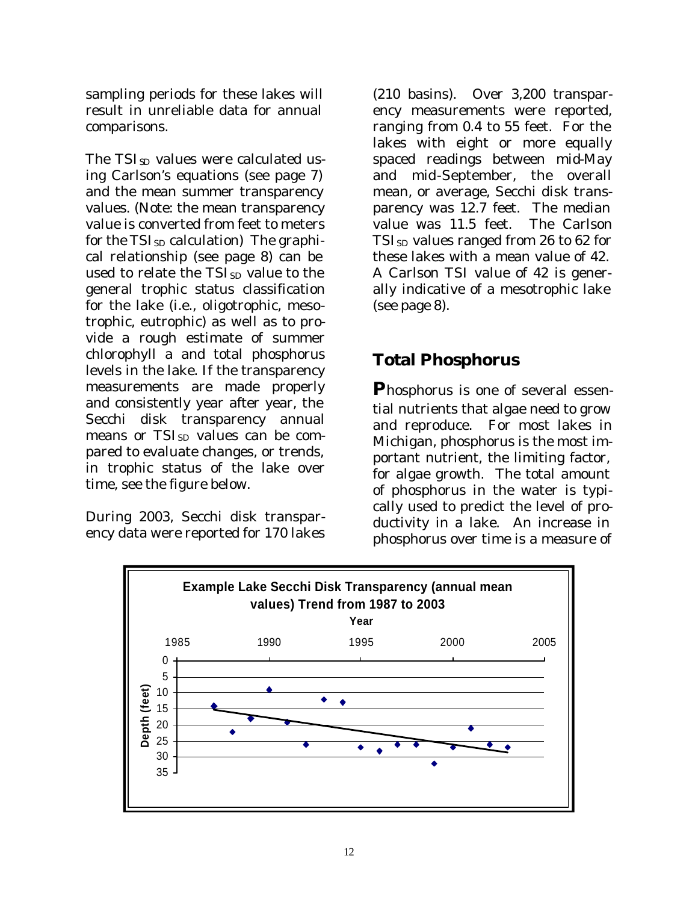sampling periods for these lakes will result in unreliable data for annual comparisons.

The $TSI_{SD}$ values were calculated using Carlson's equations (see page 7) and the mean summer transparency values. (Note: the mean transparency value is converted from feet to meters for the $TSI_{SD}$ calculation) The graphical relationship (see page 8) can be used to relate the $TSI_{SD}$ value to the general trophic status classification for the lake (i.e., oligotrophic, mesotrophic, eutrophic) as well as to provide a rough estimate of summer chlorophyll a and total phosphorus levels in the lake. If the transparency measurements are made properly and consistently year after year, the Secchi disk transparency annual means or $TSI_{SD}$ values can be compared to evaluate changes, or trends, in trophic status of the lake over time, see the figure below.

During 2003, Secchi disk transparency data were reported for 170 lakes (210 basins). Over 3,200 transparency measurements were reported, ranging from 0.4 to 55 feet. For the lakes with eight or more equally spaced readings between mid-May and mid-September, the overall mean, or average, Secchi disk transparency was 12.7 feet. The median value was 11.5 feet. The Carlson $TSI_{SD}$ values ranged from 26 to 62 for these lakes with a mean value of 42. A Carlson TSI value of 42 is generally indicative of a mesotrophic lake (see page 8).

## Total Phosphorus

**P**hosphorus is one of several essential nutrients that algae need to grow and reproduce. For most lakes in Michigan, phosphorus is the most important nutrient, the limiting factor, for algae growth. The total amount of phosphorus in the water is typically used to predict the level of productivity in a lake. An increase in phosphorus over time is a measure of

**Example Lake Secchi Disk Transparency (annual mean values) Trend from 1987 to 2003**

| Year | Depth (feet) |
|---|---|
| 1987 | 14 |
| 1988 | 22 |
| 1989 | 18 |
| 1990 | 9 |
| 1991 | 19 |
| 1992 | 26 |
| 1993 | 12 |
| 1994 | 13 |
| 1995 | 27 |
| 1996 | 28 |
| 1997 | 26 |
| 1998 | 26 |
| 1999 | 32 |
| 2000 | 27 |
| 2001 | 21 |
| 2002 | 26 |
| 2003 | 27 |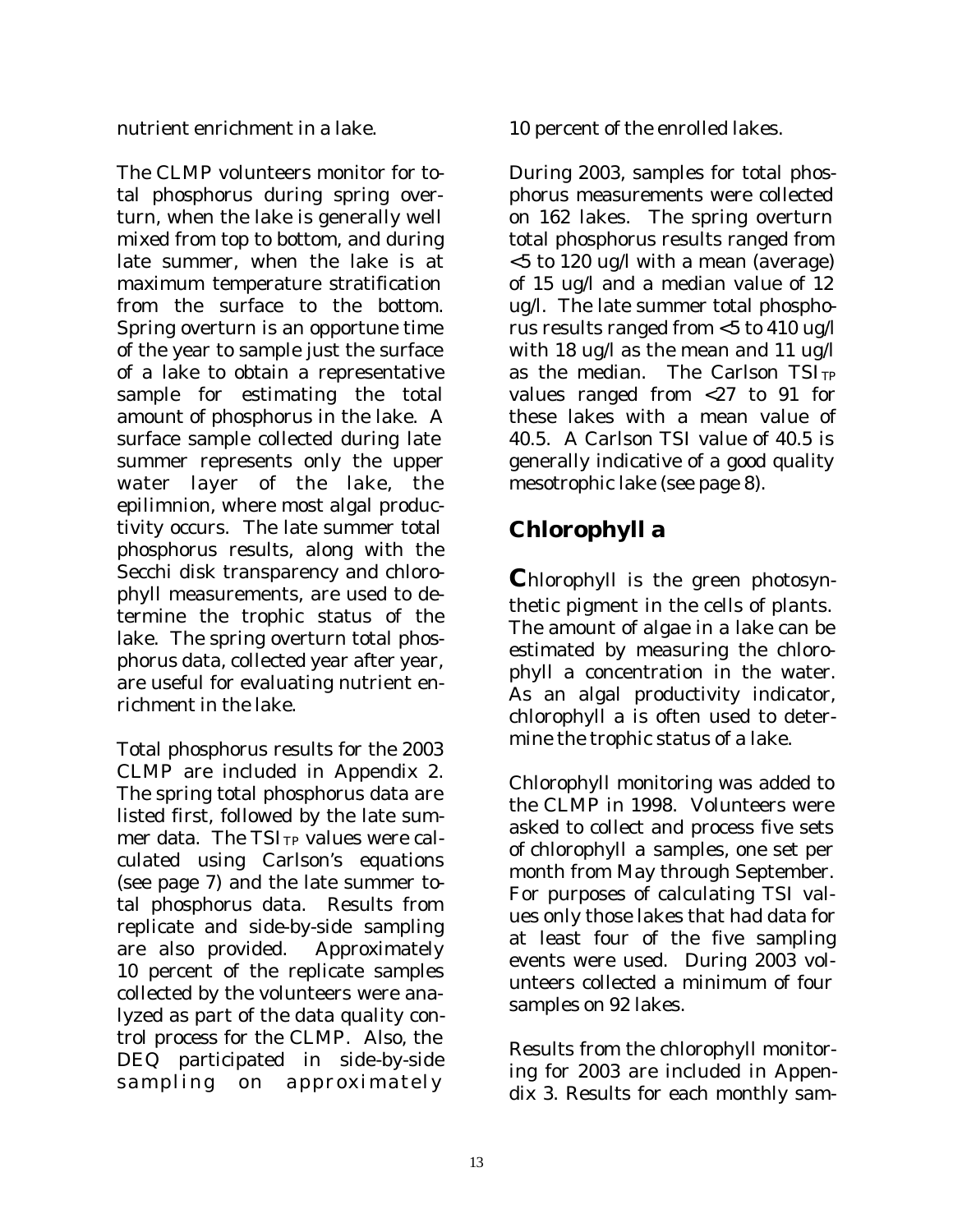nutrient enrichment in a lake.

The CLMP volunteers monitor for total phosphorus during spring overturn, when the lake is generally well mixed from top to bottom, and during late summer, when the lake is at maximum temperature stratification from the surface to the bottom. Spring overturn is an opportune time of the year to sample just the surface of a lake to obtain a representative sample for estimating the total amount of phosphorus in the lake. A surface sample collected during late summer represents only the upper water layer of the lake, the epilimnion, where most algal productivity occurs. The late summer total phosphorus results, along with the Secchi disk transparency and chlorophyll measurements, are used to determine the trophic status of the lake. The spring overturn total phosphorus data, collected year after year, are useful for evaluating nutrient enrichment in the lake.

Total phosphorus results for the 2003 CLMP are included in Appendix 2. The spring total phosphorus data are listed first, followed by the late summer data. The $TSI_{TP}$ values were calculated using Carlson's equations (see page 7) and the late summer total phosphorus data. Results from replicate and side-by-side sampling are also provided. Approximately 10 percent of the replicate samples collected by the volunteers were analyzed as part of the data quality control process for the CLMP. Also, the DEQ participated in side-by-side sampling on approximately 10 percent of the enrolled lakes.

During 2003, samples for total phosphorus measurements were collected on 162 lakes. The spring overturn total phosphorus results ranged from <5 to 120 ug/l with a mean (average) of 15 ug/l and a median value of 12 ug/l. The late summer total phosphorus results ranged from <5 to 410 ug/l with 18 ug/l as the mean and 11 ug/l as the median. The Carlson $TSI_{TP}$ values ranged from <27 to 91 for these lakes with a mean value of 40.5. A Carlson TSI value of 40.5 is generally indicative of a good quality mesotrophic lake (see page 8).

## Chlorophyll a

**C**hlorophyll is the green photosynthetic pigment in the cells of plants. The amount of algae in a lake can be estimated by measuring the chlorophyll a concentration in the water. As an algal productivity indicator, chlorophyll a is often used to determine the trophic status of a lake.

Chlorophyll monitoring was added to the CLMP in 1998. Volunteers were asked to collect and process five sets of chlorophyll a samples, one set per month from May through September. For purposes of calculating TSI values only those lakes that had data for at least four of the five sampling events were used. During 2003 volunteers collected a minimum of four samples on 92 lakes.

Results from the chlorophyll monitoring for 2003 are included in Appendix 3. Results for each monthly sam-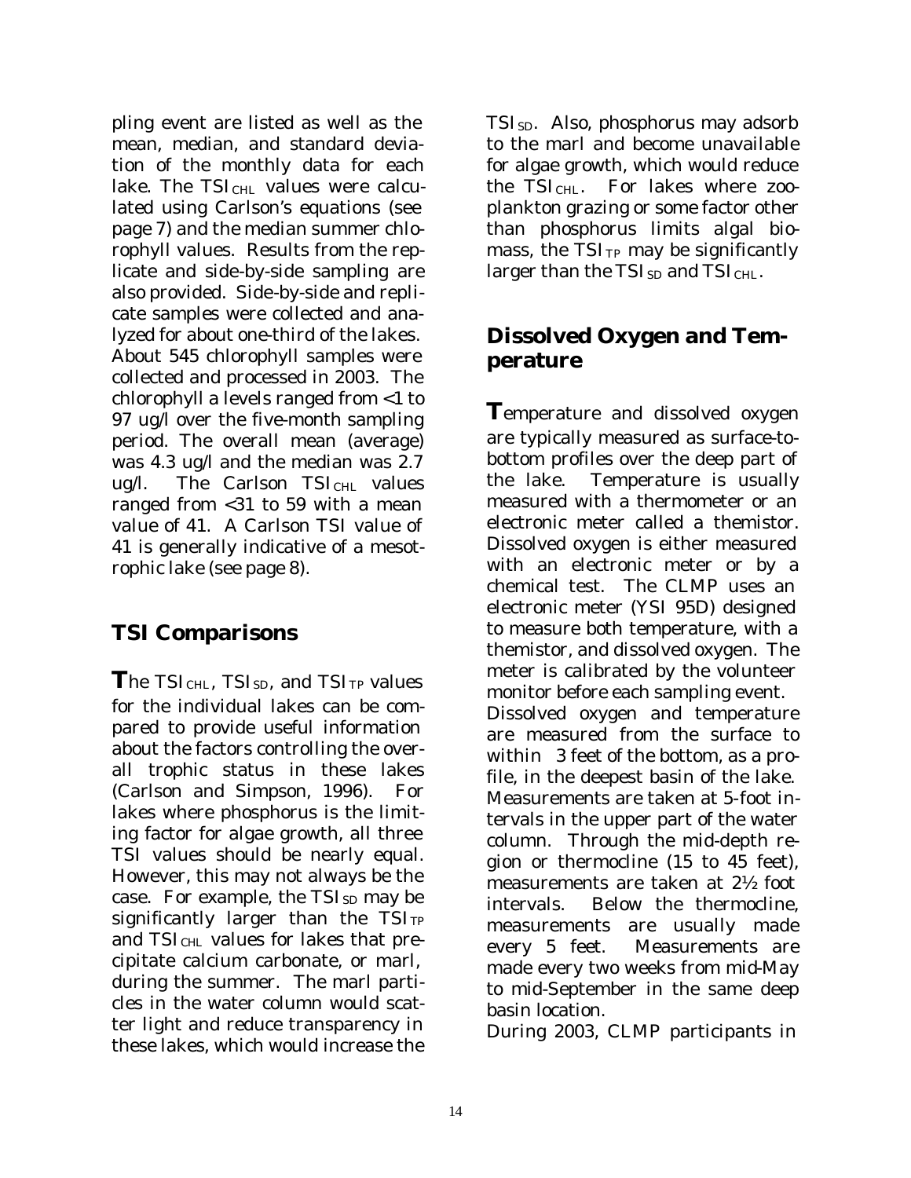pling event are listed as well as the mean, median, and standard deviation of the monthly data for each lake. The $TSI_{CHL}$ values were calculated using Carlson's equations (see page 7) and the median summer chlorophyll values. Results from the replicate and side-by-side sampling are also provided. Side-by-side and replicate samples were collected and analyzed for about one-third of the lakes. About 545 chlorophyll samples were collected and processed in 2003. The chlorophyll a levels ranged from <1 to 97 ug/l over the five-month sampling period. The overall mean (average) was 4.3 ug/l and the median was 2.7 ug/l. The Carlson $TSI_{CHL}$ values ranged from <31 to 59 with a mean value of 41. A Carlson TSI value of 41 is generally indicative of a mesotrophic lake (see page 8).

## TSI Comparisons

**T**he $TSI_{CHL}$, $TSI_{SD}$, and $TSI_{TP}$ values for the individual lakes can be compared to provide useful information about the factors controlling the overall trophic status in these lakes (Carlson and Simpson, 1996). For lakes where phosphorus is the limiting factor for algae growth, all three TSI values should be nearly equal. However, this may not always be the case. For example, the $TSI_{SD}$ may be significantly larger than the $TSI_{TP}$ and $TSI_{CHL}$ values for lakes that precipitate calcium carbonate, or marl, during the summer. The marl particles in the water column would scatter light and reduce transparency in these lakes, which would increase the $TSI_{SD}$. Also, phosphorus may adsorb to the marl and become unavailable for algae growth, which would reduce the $TSI_{CHL}$. For lakes where zooplankton grazing or some factor other than phosphorus limits algal biomass, the $TSI_{TP}$ may be significantly larger than the $TSI_{SD}$ and $TSI_{CHL}$.

## Dissolved Oxygen and Temperature

**T**emperature and dissolved oxygen are typically measured as surface-to-bottom profiles over the deep part of the lake. Temperature is usually measured with a thermometer or an electronic meter called a themistor. Dissolved oxygen is either measured with an electronic meter or by a chemical test. The CLMP uses an electronic meter (YSI 95D) designed to measure both temperature, with a themistor, and dissolved oxygen. The meter is calibrated by the volunteer monitor before each sampling event.

Dissolved oxygen and temperature are measured from the surface to within 3 feet of the bottom, as a profile, in the deepest basin of the lake. Measurements are taken at 5-foot intervals in the upper part of the water column. Through the mid-depth region or thermocline (15 to 45 feet), measurements are taken at 2½ foot intervals. Below the thermocline, measurements are usually made every 5 feet. Measurements are made every two weeks from mid-May to mid-September in the same deep basin location.

During 2003, CLMP participants in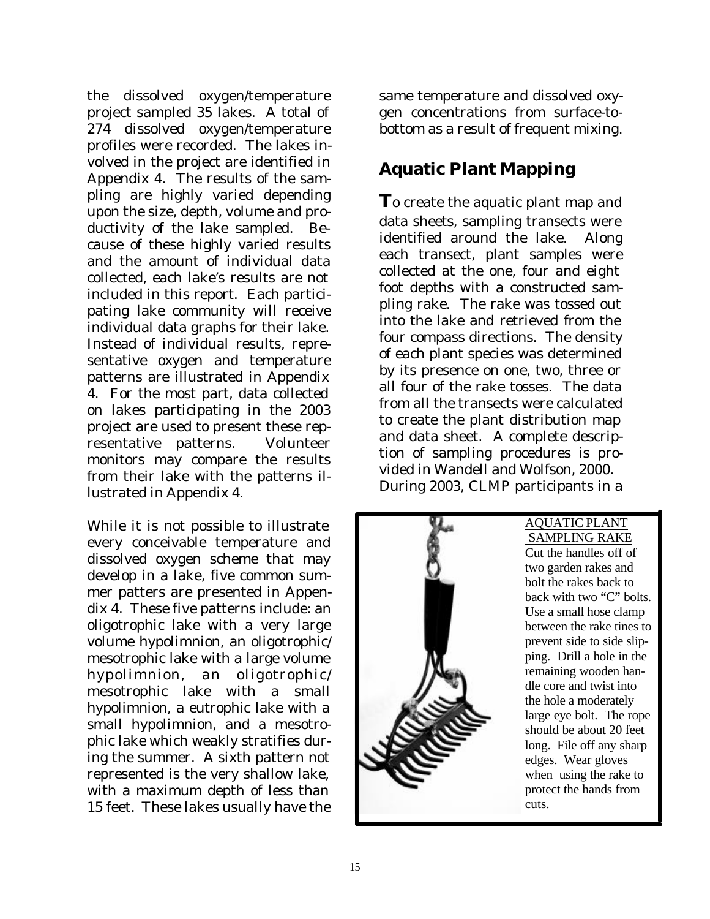the dissolved oxygen/temperature project sampled 35 lakes. A total of 274 dissolved oxygen/temperature profiles were recorded. The lakes involved in the project are identified in Appendix 4. The results of the sampling are highly varied depending upon the size, depth, volume and productivity of the lake sampled. Because of these highly varied results and the amount of individual data collected, each lake's results are not included in this report. Each participating lake community will receive individual data graphs for their lake. Instead of individual results, representative oxygen and temperature patterns are illustrated in Appendix 4. For the most part, data collected on lakes participating in the 2003 project are used to present these representative patterns. Volunteer monitors may compare the results from their lake with the patterns illustrated in Appendix 4.

While it is not possible to illustrate every conceivable temperature and dissolved oxygen scheme that may develop in a lake, five common summer patters are presented in Appendix 4. These five patterns include: an oligotrophic lake with a very large volume hypolimnion, an oligotrophic/mesotrophic lake with a large volume hypolimnion, an oligotrophic/mesotrophic lake with a small hypolimnion, a eutrophic lake with a small hypolimnion, and a mesotrophic lake which weakly stratifies during the summer. A sixth pattern not represented is the very shallow lake, with a maximum depth of less than 15 feet. These lakes usually have the same temperature and dissolved oxygen concentrations from surface-to-bottom as a result of frequent mixing.

## Aquatic Plant Mapping

To create the aquatic plant map and data sheets, sampling transects were identified around the lake. Along each transect, plant samples were collected at the one, four and eight foot depths with a constructed sampling rake. The rake was tossed out into the lake and retrieved from the four compass directions. The density of each plant species was determined by its presence on one, two, three or all four of the rake tosses. The data from all the transects were calculated to create the plant distribution map and data sheet. A complete description of sampling procedures is provided in Wandell and Wolfson, 2000. During 2003, CLMP participants in a

AQUATIC PLANT SAMPLING RAKE

Cut the handles off of two garden rakes and bolt the rakes back to back with two "C" bolts. Use a small hose clamp between the rake tines to prevent side to side slipping. Drill a hole in the remaining wooden handle core and twist into the hole a moderately large eye bolt. The rope should be about 20 feet long. File off any sharp edges. Wear gloves when using the rake to protect the hands from cuts.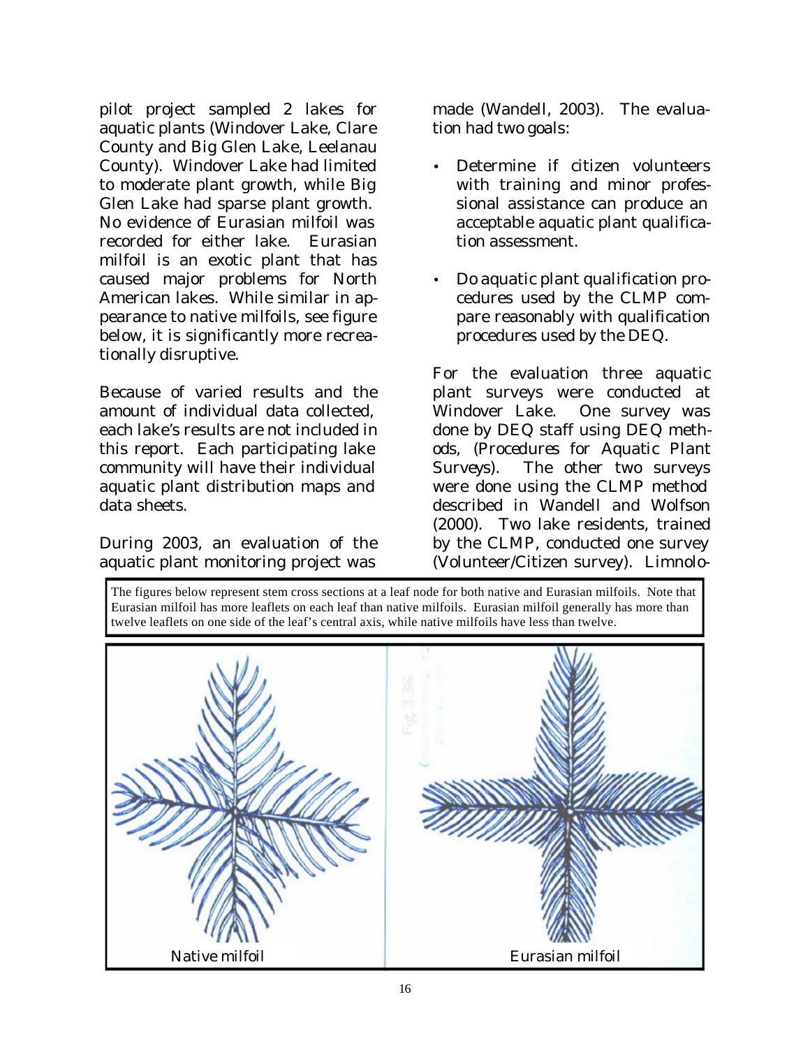pilot project sampled 2 lakes for aquatic plants (Windover Lake, Clare County and Big Glen Lake, Leelanau County). Windover Lake had limited to moderate plant growth, while Big Glen Lake had sparse plant growth. No evidence of Eurasian milfoil was recorded for either lake. Eurasian milfoil is an exotic plant that has caused major problems for North American lakes. While similar in appearance to native milfoils, see figure below, it is significantly more recreationally disruptive.

Because of varied results and the amount of individual data collected, each lake's results are not included in this report. Each participating lake community will have their individual aquatic plant distribution maps and data sheets.

During 2003, an evaluation of the aquatic plant monitoring project was made (Wandell, 2003). The evaluation had two goals:

- Determine if citizen volunteers with training and minor professional assistance can produce an acceptable aquatic plant qualification assessment.
- Do aquatic plant qualification procedures used by the CLMP compare reasonably with qualification procedures used by the DEQ.

For the evaluation three aquatic plant surveys were conducted at Windover Lake. One survey was done by DEQ staff using DEQ methods, (*Procedures for Aquatic Plant Surveys*). The other two surveys were done using the CLMP method described in Wandell and Wolfson (2000). Two lake residents, trained by the CLMP, conducted one survey (Volunteer/Citizen survey). Limnolo-

The figures below represent stem cross sections at a leaf node for both native and Eurasian milfoils. Note that Eurasian milfoil has more leaflets on each leaf than native milfoils. Eurasian milfoil generally has more than twelve leaflets on one side of the leaf's central axis, while native milfoils have less than twelve.

Native milfoil

Eurasian milfoil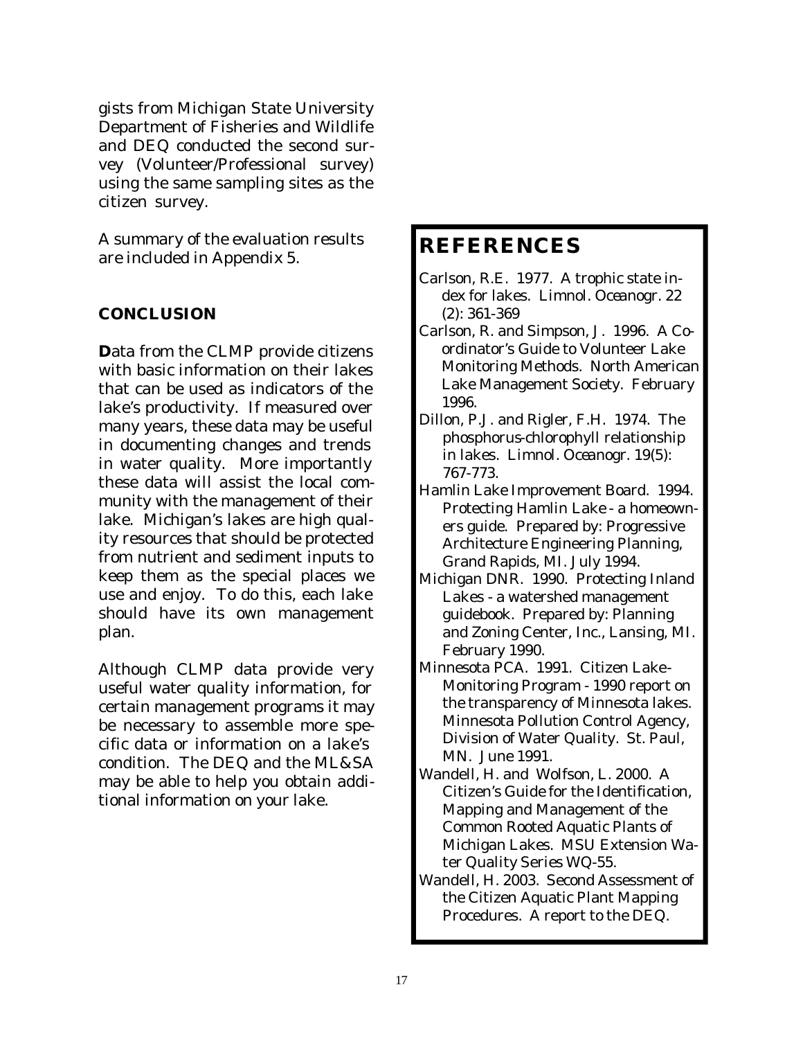gists from Michigan State University Department of Fisheries and Wildlife and DEQ conducted the second survey (Volunteer/Professional survey) using the same sampling sites as the citizen survey.

A summary of the evaluation results are included in Appendix 5.

### CONCLUSION

**D**ata from the CLMP provide citizens with basic information on their lakes that can be used as indicators of the lake's productivity. If measured over many years, these data may be useful in documenting changes and trends in water quality. More importantly these data will assist the local community with the management of their lake. Michigan's lakes are high quality resources that should be protected from nutrient and sediment inputs to keep them as the special places we use and enjoy. To do this, each lake should have its own management plan.

Although CLMP data provide very useful water quality information, for certain management programs it may be necessary to assemble more specific data or information on a lake's condition. The DEQ and the ML&SA may be able to help you obtain additional information on your lake.

## REFERENCES

Carlson, R.E. 1977. A trophic state index for lakes. *Limnol. Oceanogr.* 22 (2): 361-369

Carlson, R. and Simpson, J. 1996. A Coordinator's Guide to Volunteer Lake Monitoring Methods. North American Lake Management Society. February 1996.

Dillon, P.J. and Rigler, F.H. 1974. The phosphorus-chlorophyll relationship in lakes. *Limnol. Oceanogr.* 19(5): 767-773.

Hamlin Lake Improvement Board. 1994. Protecting Hamlin Lake - a homeowners guide. Prepared by: Progressive Architecture Engineering Planning, Grand Rapids, MI. July 1994.

Michigan DNR. 1990. Protecting Inland Lakes - a watershed management guidebook. Prepared by: Planning and Zoning Center, Inc., Lansing, MI. February 1990.

Minnesota PCA. 1991. Citizen Lake-Monitoring Program - 1990 report on the transparency of Minnesota lakes. Minnesota Pollution Control Agency, Division of Water Quality. St. Paul, MN. June 1991.

Wandell, H. and Wolfson, L. 2000. A Citizen's Guide for the Identification, Mapping and Management of the Common Rooted Aquatic Plants of Michigan Lakes. MSU Extension Water Quality Series WQ-55.

Wandell, H. 2003. Second Assessment of the Citizen Aquatic Plant Mapping Procedures. A report to the DEQ.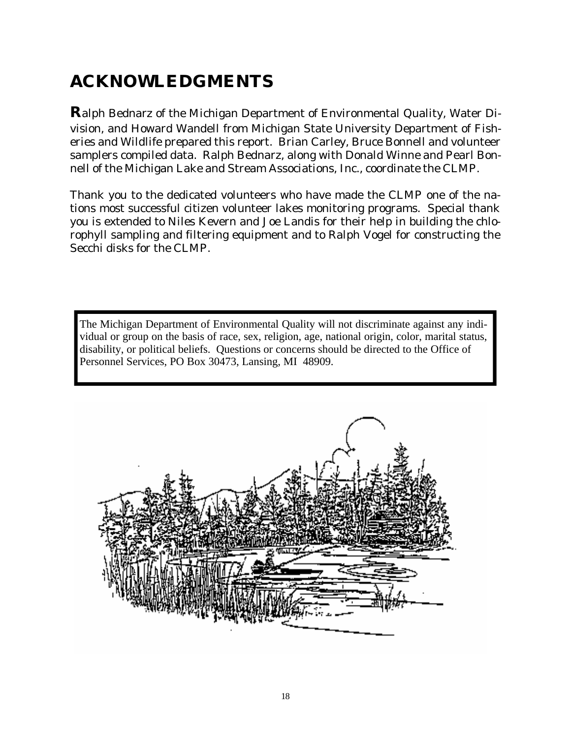# ACKNOWLEDGMENTS

**R**alph Bednarz of the Michigan Department of Environmental Quality, Water Division, and Howard Wandell from Michigan State University Department of Fisheries and Wildlife prepared this report. Brian Carley, Bruce Bonnell and volunteer samplers compiled data. Ralph Bednarz, along with Donald Winne and Pearl Bonnell of the Michigan Lake and Stream Associations, Inc., coordinate the CLMP.

Thank you to the dedicated volunteers who have made the CLMP one of the nations most successful citizen volunteer lakes monitoring programs. Special thank you is extended to Niles Kevern and Joe Landis for their help in building the chlorophyll sampling and filtering equipment and to Ralph Vogel for constructing the Secchi disks for the CLMP.

The Michigan Department of Environmental Quality will not discriminate against any individual or group on the basis of race, sex, religion, age, national origin, color, marital status, disability, or political beliefs. Questions or concerns should be directed to the Office of Personnel Services, PO Box 30473, Lansing, MI 48909.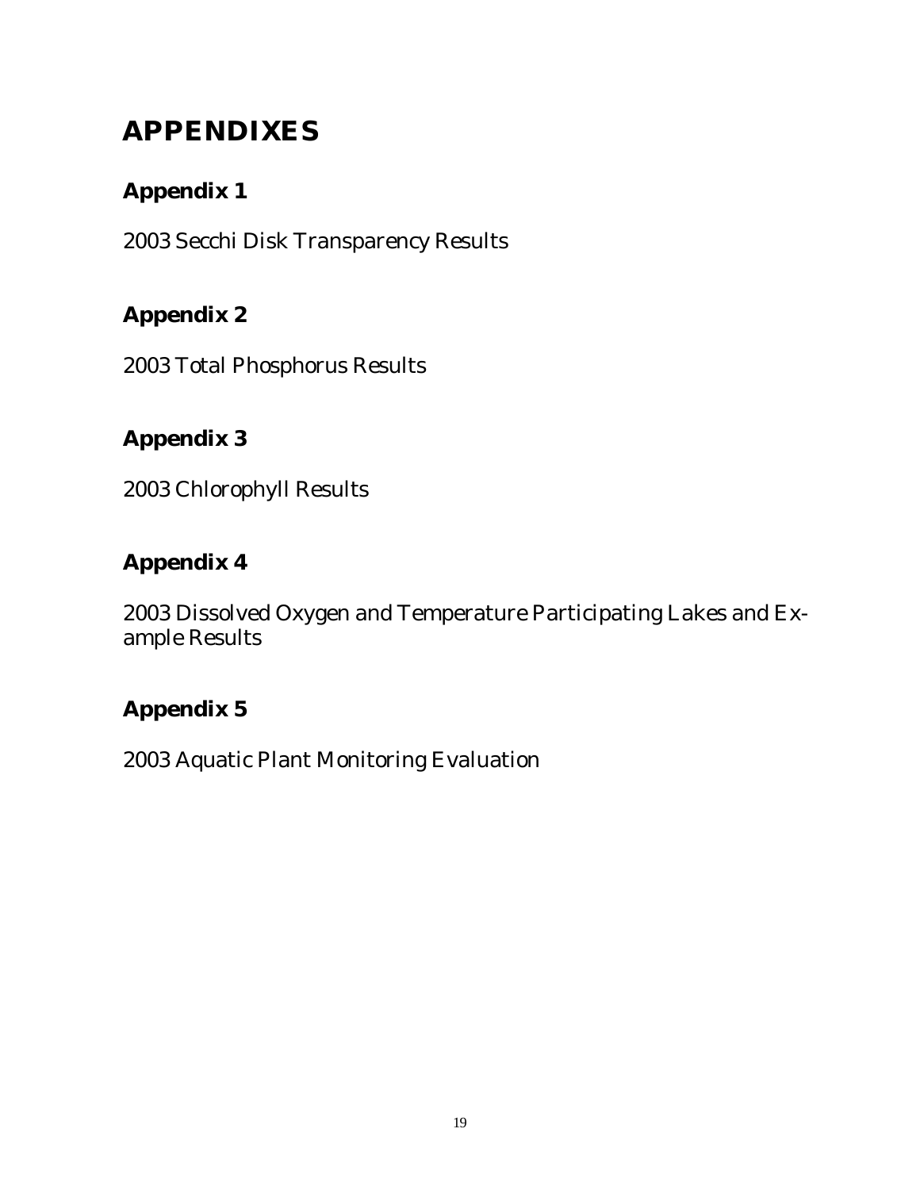# APPENDIXES

## Appendix 1

2003 Secchi Disk Transparency Results

## Appendix 2

2003 Total Phosphorus Results

## Appendix 3

2003 Chlorophyll Results

## Appendix 4

2003 Dissolved Oxygen and Temperature Participating Lakes and Example Results

## Appendix 5

2003 Aquatic Plant Monitoring Evaluation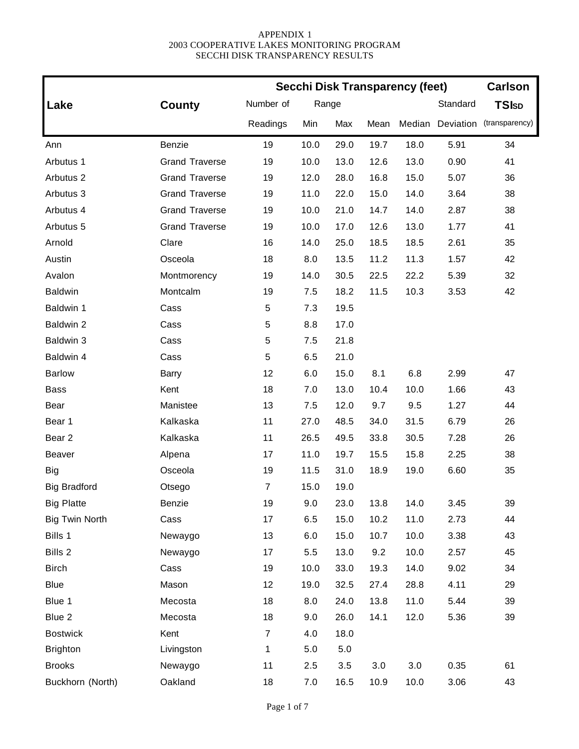APPENDIX 1
2003 COOPERATIVE LAKES MONITORING PROGRAM
SECCHI DISK TRANSPARENCY RESULTS

| Lake | County | Secchi Disk Transparency (feet) | | | | | | Carlson |
|---|---|---|---|---|---|---|---|---|
| | | Number of | Range | | | | Standard | TSI$_{SD}$ |
| | | Readings | Min | Max | Mean | Median | Deviation | (transparency) |
| Ann | Benzie | 19 | 10.0 | 29.0 | 19.7 | 18.0 | 5.91 | 34 |
| Arbutus 1 | Grand Traverse | 19 | 10.0 | 13.0 | 12.6 | 13.0 | 0.90 | 41 |
| Arbutus 2 | Grand Traverse | 19 | 12.0 | 28.0 | 16.8 | 15.0 | 5.07 | 36 |
| Arbutus 3 | Grand Traverse | 19 | 11.0 | 22.0 | 15.0 | 14.0 | 3.64 | 38 |
| Arbutus 4 | Grand Traverse | 19 | 10.0 | 21.0 | 14.7 | 14.0 | 2.87 | 38 |
| Arbutus 5 | Grand Traverse | 19 | 10.0 | 17.0 | 12.6 | 13.0 | 1.77 | 41 |
| Arnold | Clare | 16 | 14.0 | 25.0 | 18.5 | 18.5 | 2.61 | 35 |
| Austin | Osceola | 18 | 8.0 | 13.5 | 11.2 | 11.3 | 1.57 | 42 |
| Avalon | Montmorency | 19 | 14.0 | 30.5 | 22.5 | 22.2 | 5.39 | 32 |
| Baldwin | Montcalm | 19 | 7.5 | 18.2 | 11.5 | 10.3 | 3.53 | 42 |
| Baldwin 1 | Cass | 5 | 7.3 | 19.5 | | | | |
| Baldwin 2 | Cass | 5 | 8.8 | 17.0 | | | | |
| Baldwin 3 | Cass | 5 | 7.5 | 21.8 | | | | |
| Baldwin 4 | Cass | 5 | 6.5 | 21.0 | | | | |
| Barlow | Barry | 12 | 6.0 | 15.0 | 8.1 | 6.8 | 2.99 | 47 |
| Bass | Kent | 18 | 7.0 | 13.0 | 10.4 | 10.0 | 1.66 | 43 |
| Bear | Manistee | 13 | 7.5 | 12.0 | 9.7 | 9.5 | 1.27 | 44 |
| Bear 1 | Kalkaska | 11 | 27.0 | 48.5 | 34.0 | 31.5 | 6.79 | 26 |
| Bear 2 | Kalkaska | 11 | 26.5 | 49.5 | 33.8 | 30.5 | 7.28 | 26 |
| Beaver | Alpena | 17 | 11.0 | 19.7 | 15.5 | 15.8 | 2.25 | 38 |
| Big | Osceola | 19 | 11.5 | 31.0 | 18.9 | 19.0 | 6.60 | 35 |
| Big Bradford | Otsego | 7 | 15.0 | 19.0 | | | | |
| Big Platte | Benzie | 19 | 9.0 | 23.0 | 13.8 | 14.0 | 3.45 | 39 |
| Big Twin North | Cass | 17 | 6.5 | 15.0 | 10.2 | 11.0 | 2.73 | 44 |
| Bills 1 | Newaygo | 13 | 6.0 | 15.0 | 10.7 | 10.0 | 3.38 | 43 |
| Bills 2 | Newaygo | 17 | 5.5 | 13.0 | 9.2 | 10.0 | 2.57 | 45 |
| Birch | Cass | 19 | 10.0 | 33.0 | 19.3 | 14.0 | 9.02 | 34 |
| Blue | Mason | 12 | 19.0 | 32.5 | 27.4 | 28.8 | 4.11 | 29 |
| Blue 1 | Mecosta | 18 | 8.0 | 24.0 | 13.8 | 11.0 | 5.44 | 39 |
| Blue 2 | Mecosta | 18 | 9.0 | 26.0 | 14.1 | 12.0 | 5.36 | 39 |
| Bostwick | Kent | 7 | 4.0 | 18.0 | | | | |
| Brighton | Livingston | 1 | 5.0 | 5.0 | | | | |
| Brooks | Newaygo | 11 | 2.5 | 3.5 | 3.0 | 3.0 | 0.35 | 61 |
| Buckhorn (North) | Oakland | 18 | 7.0 | 16.5 | 10.9 | 10.0 | 3.06 | 43 |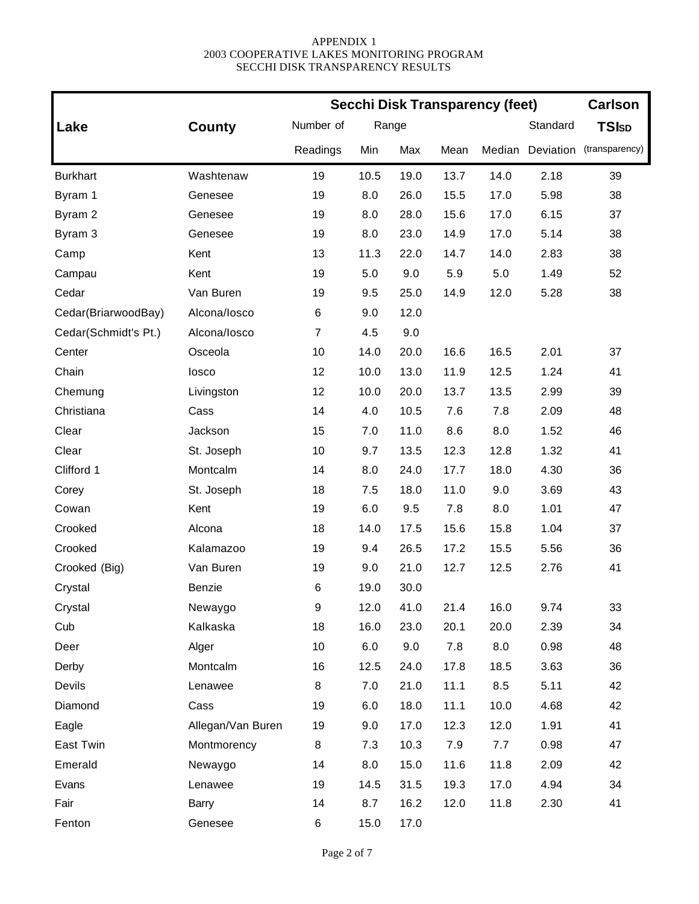APPENDIX 1
2003 COOPERATIVE LAKES MONITORING PROGRAM
SECCHI DISK TRANSPARENCY RESULTS

| Lake | County | Secchi Disk Transparency (feet) | | | | | | Carlson |
|---|---|---|---|---|---|---|---|---|
| | | Number of | Range | | | | Standard | $TSI_{SD}$ |
| | | Readings | Min | Max | Mean | Median | Deviation | (transparency) |
| Burkhart | Washtenaw | 19 | 10.5 | 19.0 | 13.7 | 14.0 | 2.18 | 39 |
| Byram 1 | Genesee | 19 | 8.0 | 26.0 | 15.5 | 17.0 | 5.98 | 38 |
| Byram 2 | Genesee | 19 | 8.0 | 28.0 | 15.6 | 17.0 | 6.15 | 37 |
| Byram 3 | Genesee | 19 | 8.0 | 23.0 | 14.9 | 17.0 | 5.14 | 38 |
| Camp | Kent | 13 | 11.3 | 22.0 | 14.7 | 14.0 | 2.83 | 38 |
| Campau | Kent | 19 | 5.0 | 9.0 | 5.9 | 5.0 | 1.49 | 52 |
| Cedar | Van Buren | 19 | 9.5 | 25.0 | 14.9 | 12.0 | 5.28 | 38 |
| Cedar(BriarwoodBay) | Alcona/Iosco | 6 | 9.0 | 12.0 | | | | |
| Cedar(Schmidt's Pt.) | Alcona/Iosco | 7 | 4.5 | 9.0 | | | | |
| Center | Osceola | 10 | 14.0 | 20.0 | 16.6 | 16.5 | 2.01 | 37 |
| Chain | Iosco | 12 | 10.0 | 13.0 | 11.9 | 12.5 | 1.24 | 41 |
| Chemung | Livingston | 12 | 10.0 | 20.0 | 13.7 | 13.5 | 2.99 | 39 |
| Christiana | Cass | 14 | 4.0 | 10.5 | 7.6 | 7.8 | 2.09 | 48 |
| Clear | Jackson | 15 | 7.0 | 11.0 | 8.6 | 8.0 | 1.52 | 46 |
| Clear | St. Joseph | 10 | 9.7 | 13.5 | 12.3 | 12.8 | 1.32 | 41 |
| Clifford 1 | Montcalm | 14 | 8.0 | 24.0 | 17.7 | 18.0 | 4.30 | 36 |
| Corey | St. Joseph | 18 | 7.5 | 18.0 | 11.0 | 9.0 | 3.69 | 43 |
| Cowan | Kent | 19 | 6.0 | 9.5 | 7.8 | 8.0 | 1.01 | 47 |
| Crooked | Alcona | 18 | 14.0 | 17.5 | 15.6 | 15.8 | 1.04 | 37 |
| Crooked | Kalamazoo | 19 | 9.4 | 26.5 | 17.2 | 15.5 | 5.56 | 36 |
| Crooked (Big) | Van Buren | 19 | 9.0 | 21.0 | 12.7 | 12.5 | 2.76 | 41 |
| Crystal | Benzie | 6 | 19.0 | 30.0 | | | | |
| Crystal | Newaygo | 9 | 12.0 | 41.0 | 21.4 | 16.0 | 9.74 | 33 |
| Cub | Kalkaska | 18 | 16.0 | 23.0 | 20.1 | 20.0 | 2.39 | 34 |
| Deer | Alger | 10 | 6.0 | 9.0 | 7.8 | 8.0 | 0.98 | 48 |
| Derby | Montcalm | 16 | 12.5 | 24.0 | 17.8 | 18.5 | 3.63 | 36 |
| Devils | Lenawee | 8 | 7.0 | 21.0 | 11.1 | 8.5 | 5.11 | 42 |
| Diamond | Cass | 19 | 6.0 | 18.0 | 11.1 | 10.0 | 4.68 | 42 |
| Eagle | Allegan/Van Buren | 19 | 9.0 | 17.0 | 12.3 | 12.0 | 1.91 | 41 |
| East Twin | Montmorency | 8 | 7.3 | 10.3 | 7.9 | 7.7 | 0.98 | 47 |
| Emerald | Newaygo | 14 | 8.0 | 15.0 | 11.6 | 11.8 | 2.09 | 42 |
| Evans | Lenawee | 19 | 14.5 | 31.5 | 19.3 | 17.0 | 4.94 | 34 |
| Fair | Barry | 14 | 8.7 | 16.2 | 12.0 | 11.8 | 2.30 | 41 |
| Fenton | Genesee | 6 | 15.0 | 17.0 | | | | |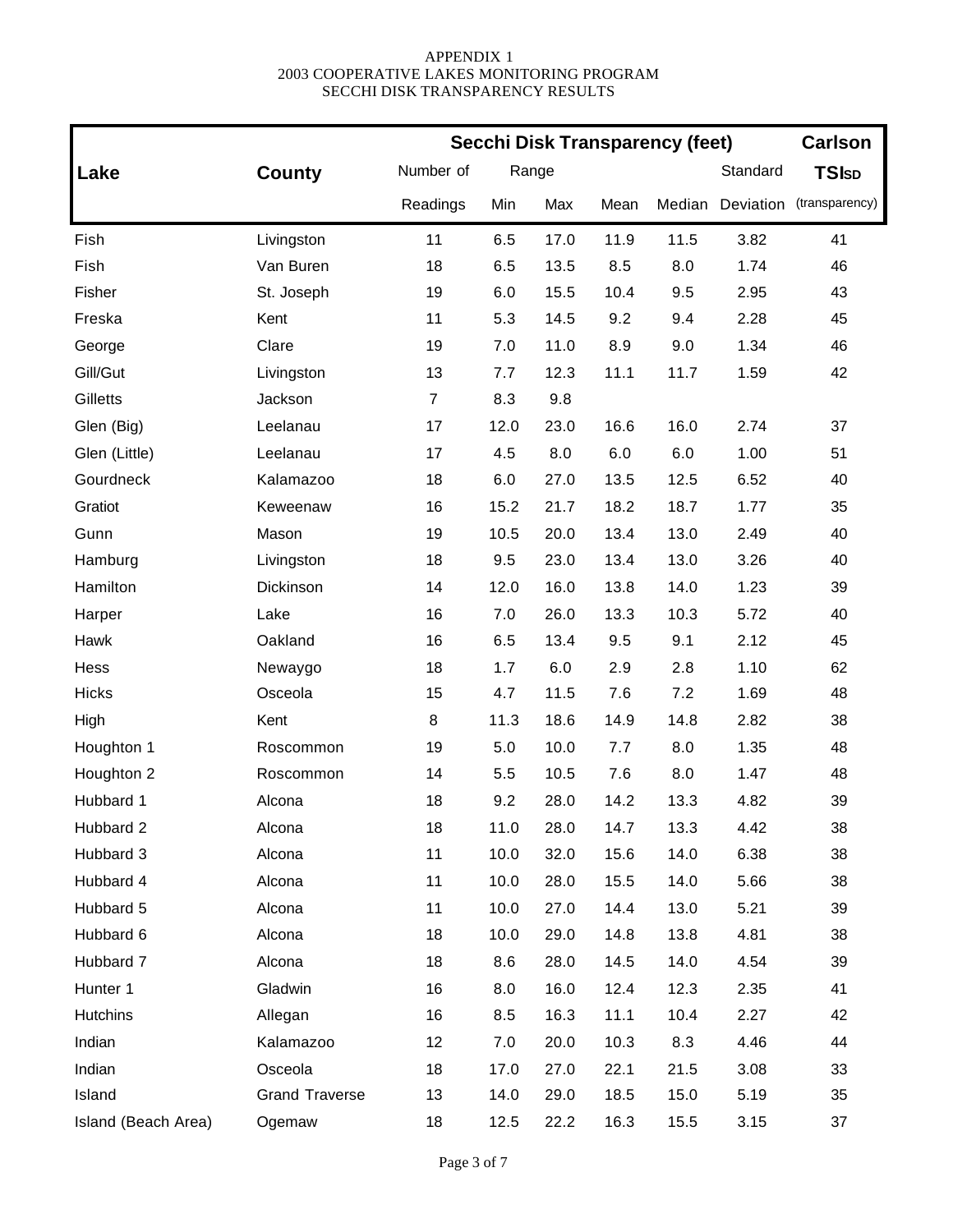APPENDIX 1
2003 COOPERATIVE LAKES MONITORING PROGRAM
SECCHI DISK TRANSPARENCY RESULTS

| Lake | County | Secchi Disk Transparency (feet) | | | | | | Carlson |
|---|---|---|---|---|---|---|---|---|
| | | Number of | Range | | | | Standard | TSI<sub>SD</sub> |
| | | Readings | Min | Max | Mean | Median | Deviation | (transparency) |
| Fish | Livingston | 11 | 6.5 | 17.0 | 11.9 | 11.5 | 3.82 | 41 |
| Fish | Van Buren | 18 | 6.5 | 13.5 | 8.5 | 8.0 | 1.74 | 46 |
| Fisher | St. Joseph | 19 | 6.0 | 15.5 | 10.4 | 9.5 | 2.95 | 43 |
| Freska | Kent | 11 | 5.3 | 14.5 | 9.2 | 9.4 | 2.28 | 45 |
| George | Clare | 19 | 7.0 | 11.0 | 8.9 | 9.0 | 1.34 | 46 |
| Gill/Gut | Livingston | 13 | 7.7 | 12.3 | 11.1 | 11.7 | 1.59 | 42 |
| Gilletts | Jackson | 7 | 8.3 | 9.8 | | | | |
| Glen (Big) | Leelanau | 17 | 12.0 | 23.0 | 16.6 | 16.0 | 2.74 | 37 |
| Glen (Little) | Leelanau | 17 | 4.5 | 8.0 | 6.0 | 6.0 | 1.00 | 51 |
| Gourdneck | Kalamazoo | 18 | 6.0 | 27.0 | 13.5 | 12.5 | 6.52 | 40 |
| Gratiot | Keweenaw | 16 | 15.2 | 21.7 | 18.2 | 18.7 | 1.77 | 35 |
| Gunn | Mason | 19 | 10.5 | 20.0 | 13.4 | 13.0 | 2.49 | 40 |
| Hamburg | Livingston | 18 | 9.5 | 23.0 | 13.4 | 13.0 | 3.26 | 40 |
| Hamilton | Dickinson | 14 | 12.0 | 16.0 | 13.8 | 14.0 | 1.23 | 39 |
| Harper | Lake | 16 | 7.0 | 26.0 | 13.3 | 10.3 | 5.72 | 40 |
| Hawk | Oakland | 16 | 6.5 | 13.4 | 9.5 | 9.1 | 2.12 | 45 |
| Hess | Newaygo | 18 | 1.7 | 6.0 | 2.9 | 2.8 | 1.10 | 62 |
| Hicks | Osceola | 15 | 4.7 | 11.5 | 7.6 | 7.2 | 1.69 | 48 |
| High | Kent | 8 | 11.3 | 18.6 | 14.9 | 14.8 | 2.82 | 38 |
| Houghton 1 | Roscommon | 19 | 5.0 | 10.0 | 7.7 | 8.0 | 1.35 | 48 |
| Houghton 2 | Roscommon | 14 | 5.5 | 10.5 | 7.6 | 8.0 | 1.47 | 48 |
| Hubbard 1 | Alcona | 18 | 9.2 | 28.0 | 14.2 | 13.3 | 4.82 | 39 |
| Hubbard 2 | Alcona | 18 | 11.0 | 28.0 | 14.7 | 13.3 | 4.42 | 38 |
| Hubbard 3 | Alcona | 11 | 10.0 | 32.0 | 15.6 | 14.0 | 6.38 | 38 |
| Hubbard 4 | Alcona | 11 | 10.0 | 28.0 | 15.5 | 14.0 | 5.66 | 38 |
| Hubbard 5 | Alcona | 11 | 10.0 | 27.0 | 14.4 | 13.0 | 5.21 | 39 |
| Hubbard 6 | Alcona | 18 | 10.0 | 29.0 | 14.8 | 13.8 | 4.81 | 38 |
| Hubbard 7 | Alcona | 18 | 8.6 | 28.0 | 14.5 | 14.0 | 4.54 | 39 |
| Hunter 1 | Gladwin | 16 | 8.0 | 16.0 | 12.4 | 12.3 | 2.35 | 41 |
| Hutchins | Allegan | 16 | 8.5 | 16.3 | 11.1 | 10.4 | 2.27 | 42 |
| Indian | Kalamazoo | 12 | 7.0 | 20.0 | 10.3 | 8.3 | 4.46 | 44 |
| Indian | Osceola | 18 | 17.0 | 27.0 | 22.1 | 21.5 | 3.08 | 33 |
| Island | Grand Traverse | 13 | 14.0 | 29.0 | 18.5 | 15.0 | 5.19 | 35 |
| Island (Beach Area) | Ogemaw | 18 | 12.5 | 22.2 | 16.3 | 15.5 | 3.15 | 37 |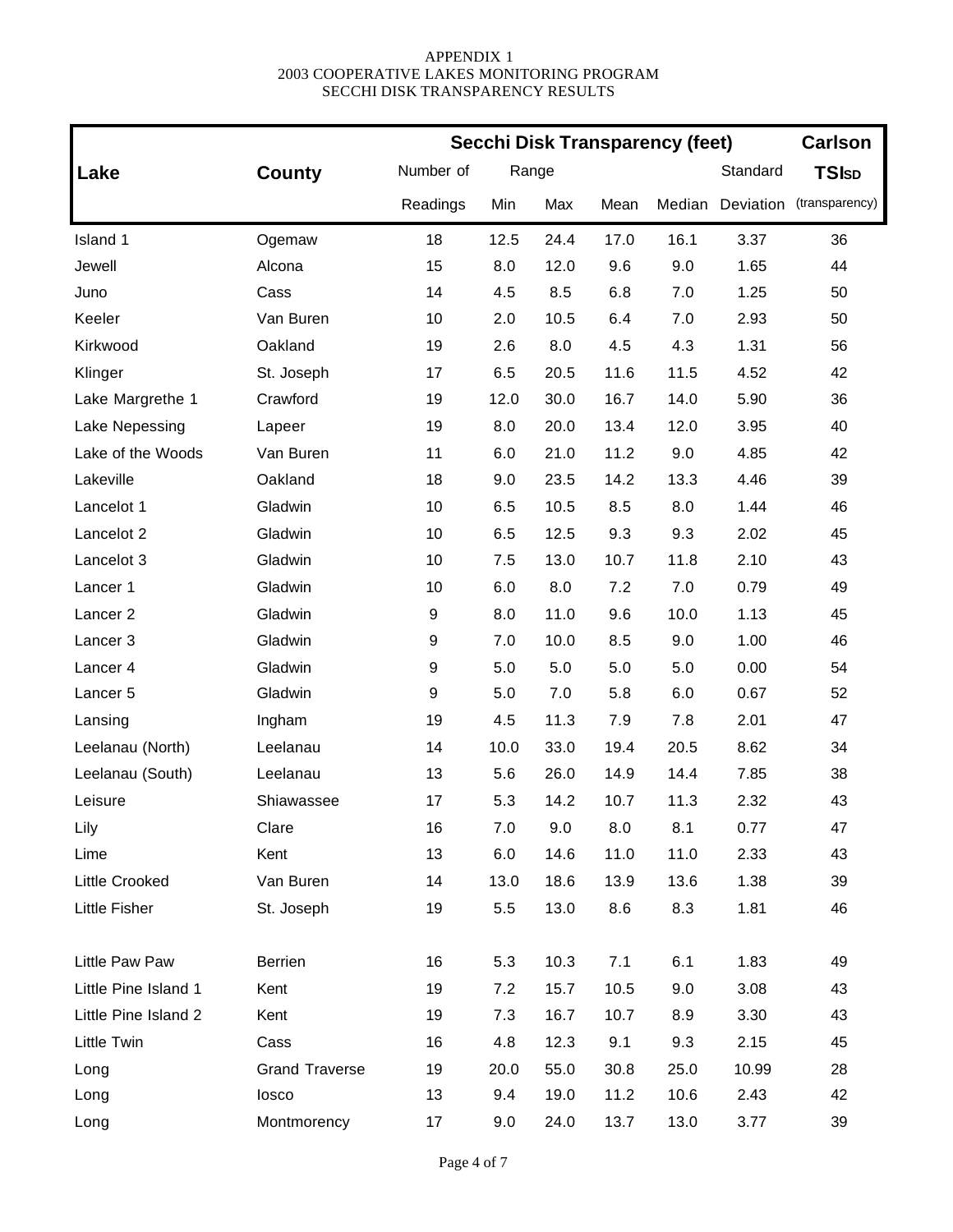APPENDIX 1
2003 COOPERATIVE LAKES MONITORING PROGRAM
SECCHI DISK TRANSPARENCY RESULTS

| Lake | County | Secchi Disk Transparency (feet) | | | | | | Carlson |
|---|---|---|---|---|---|---|---|---|
| | | Number of | Range | | | | Standard | $TSI_{SD}$ |
| | | Readings | Min | Max | Mean | Median | Deviation | (transparency) |
| Island 1 | Ogemaw | 18 | 12.5 | 24.4 | 17.0 | 16.1 | 3.37 | 36 |
| Jewell | Alcona | 15 | 8.0 | 12.0 | 9.6 | 9.0 | 1.65 | 44 |
| Juno | Cass | 14 | 4.5 | 8.5 | 6.8 | 7.0 | 1.25 | 50 |
| Keeler | Van Buren | 10 | 2.0 | 10.5 | 6.4 | 7.0 | 2.93 | 50 |
| Kirkwood | Oakland | 19 | 2.6 | 8.0 | 4.5 | 4.3 | 1.31 | 56 |
| Klinger | St. Joseph | 17 | 6.5 | 20.5 | 11.6 | 11.5 | 4.52 | 42 |
| Lake Margrethe 1 | Crawford | 19 | 12.0 | 30.0 | 16.7 | 14.0 | 5.90 | 36 |
| Lake Nepessing | Lapeer | 19 | 8.0 | 20.0 | 13.4 | 12.0 | 3.95 | 40 |
| Lake of the Woods | Van Buren | 11 | 6.0 | 21.0 | 11.2 | 9.0 | 4.85 | 42 |
| Lakeville | Oakland | 18 | 9.0 | 23.5 | 14.2 | 13.3 | 4.46 | 39 |
| Lancelot 1 | Gladwin | 10 | 6.5 | 10.5 | 8.5 | 8.0 | 1.44 | 46 |
| Lancelot 2 | Gladwin | 10 | 6.5 | 12.5 | 9.3 | 9.3 | 2.02 | 45 |
| Lancelot 3 | Gladwin | 10 | 7.5 | 13.0 | 10.7 | 11.8 | 2.10 | 43 |
| Lancer 1 | Gladwin | 10 | 6.0 | 8.0 | 7.2 | 7.0 | 0.79 | 49 |
| Lancer 2 | Gladwin | 9 | 8.0 | 11.0 | 9.6 | 10.0 | 1.13 | 45 |
| Lancer 3 | Gladwin | 9 | 7.0 | 10.0 | 8.5 | 9.0 | 1.00 | 46 |
| Lancer 4 | Gladwin | 9 | 5.0 | 5.0 | 5.0 | 5.0 | 0.00 | 54 |
| Lancer 5 | Gladwin | 9 | 5.0 | 7.0 | 5.8 | 6.0 | 0.67 | 52 |
| Lansing | Ingham | 19 | 4.5 | 11.3 | 7.9 | 7.8 | 2.01 | 47 |
| Leelanau (North) | Leelanau | 14 | 10.0 | 33.0 | 19.4 | 20.5 | 8.62 | 34 |
| Leelanau (South) | Leelanau | 13 | 5.6 | 26.0 | 14.9 | 14.4 | 7.85 | 38 |
| Leisure | Shiawassee | 17 | 5.3 | 14.2 | 10.7 | 11.3 | 2.32 | 43 |
| Lily | Clare | 16 | 7.0 | 9.0 | 8.0 | 8.1 | 0.77 | 47 |
| Lime | Kent | 13 | 6.0 | 14.6 | 11.0 | 11.0 | 2.33 | 43 |
| Little Crooked | Van Buren | 14 | 13.0 | 18.6 | 13.9 | 13.6 | 1.38 | 39 |
| Little Fisher | St. Joseph | 19 | 5.5 | 13.0 | 8.6 | 8.3 | 1.81 | 46 |
| Little Paw Paw | Berrien | 16 | 5.3 | 10.3 | 7.1 | 6.1 | 1.83 | 49 |
| Little Pine Island 1 | Kent | 19 | 7.2 | 15.7 | 10.5 | 9.0 | 3.08 | 43 |
| Little Pine Island 2 | Kent | 19 | 7.3 | 16.7 | 10.7 | 8.9 | 3.30 | 43 |
| Little Twin | Cass | 16 | 4.8 | 12.3 | 9.1 | 9.3 | 2.15 | 45 |
| Long | Grand Traverse | 19 | 20.0 | 55.0 | 30.8 | 25.0 | 10.99 | 28 |
| Long | Iosco | 13 | 9.4 | 19.0 | 11.2 | 10.6 | 2.43 | 42 |
| Long | Montmorency | 17 | 9.0 | 24.0 | 13.7 | 13.0 | 3.77 | 39 |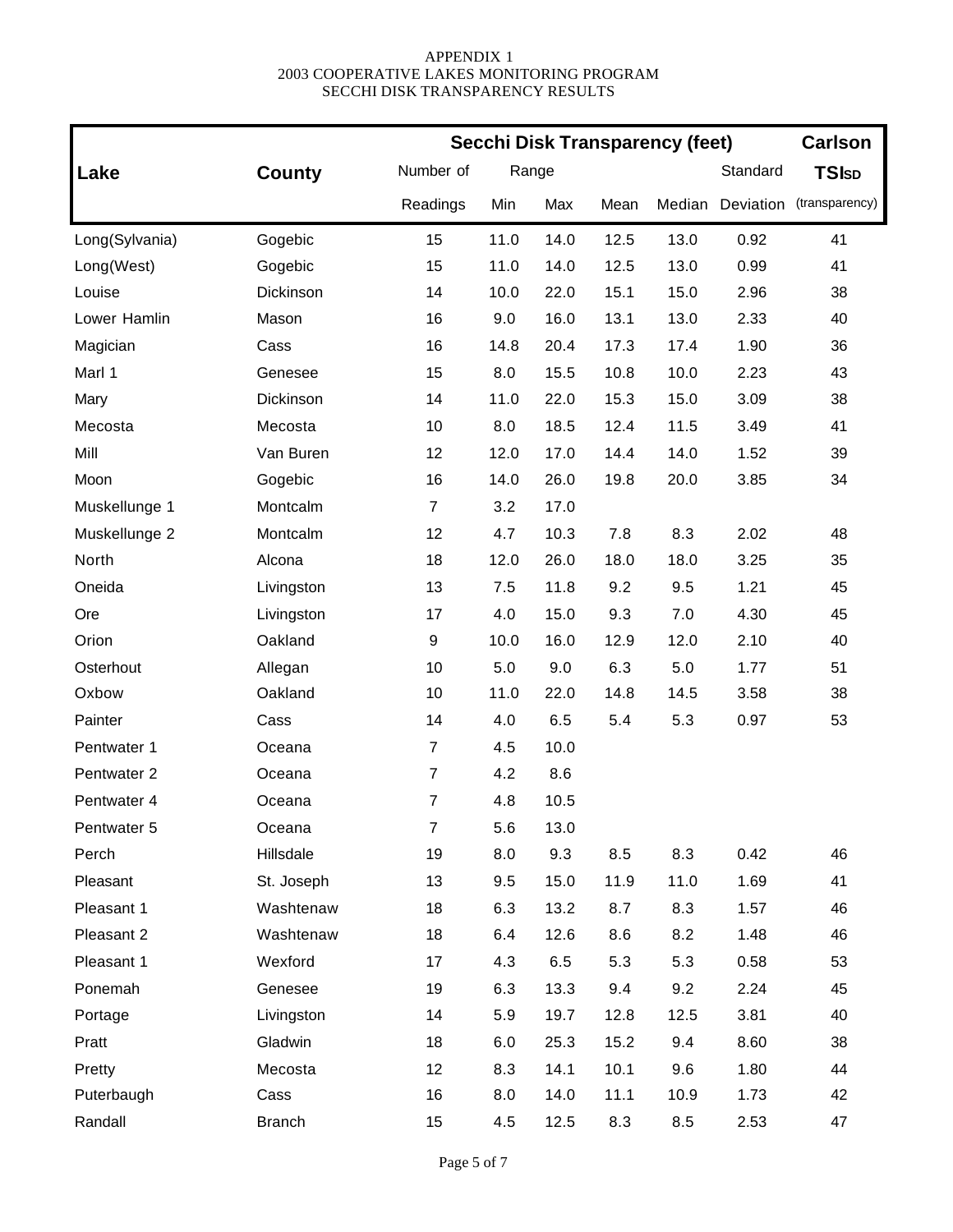APPENDIX 1
2003 COOPERATIVE LAKES MONITORING PROGRAM
SECCHI DISK TRANSPARENCY RESULTS

| Lake | County | Secchi Disk Transparency (feet) | | | | | | Carlson |
|---|---|---|---|---|---|---|---|---|
| | | Number of | Range | | | | Standard | $TSI_{SD}$ |
| | | Readings | Min | Max | Mean | Median | Deviation | (transparency) |
| Long(Sylvania) | Gogebic | 15 | 11.0 | 14.0 | 12.5 | 13.0 | 0.92 | 41 |
| Long(West) | Gogebic | 15 | 11.0 | 14.0 | 12.5 | 13.0 | 0.99 | 41 |
| Louise | Dickinson | 14 | 10.0 | 22.0 | 15.1 | 15.0 | 2.96 | 38 |
| Lower Hamlin | Mason | 16 | 9.0 | 16.0 | 13.1 | 13.0 | 2.33 | 40 |
| Magician | Cass | 16 | 14.8 | 20.4 | 17.3 | 17.4 | 1.90 | 36 |
| Marl 1 | Genesee | 15 | 8.0 | 15.5 | 10.8 | 10.0 | 2.23 | 43 |
| Mary | Dickinson | 14 | 11.0 | 22.0 | 15.3 | 15.0 | 3.09 | 38 |
| Mecosta | Mecosta | 10 | 8.0 | 18.5 | 12.4 | 11.5 | 3.49 | 41 |
| Mill | Van Buren | 12 | 12.0 | 17.0 | 14.4 | 14.0 | 1.52 | 39 |
| Moon | Gogebic | 16 | 14.0 | 26.0 | 19.8 | 20.0 | 3.85 | 34 |
| Muskellunge 1 | Montcalm | 7 | 3.2 | 17.0 | | | | |
| Muskellunge 2 | Montcalm | 12 | 4.7 | 10.3 | 7.8 | 8.3 | 2.02 | 48 |
| North | Alcona | 18 | 12.0 | 26.0 | 18.0 | 18.0 | 3.25 | 35 |
| Oneida | Livingston | 13 | 7.5 | 11.8 | 9.2 | 9.5 | 1.21 | 45 |
| Ore | Livingston | 17 | 4.0 | 15.0 | 9.3 | 7.0 | 4.30 | 45 |
| Orion | Oakland | 9 | 10.0 | 16.0 | 12.9 | 12.0 | 2.10 | 40 |
| Osterhout | Allegan | 10 | 5.0 | 9.0 | 6.3 | 5.0 | 1.77 | 51 |
| Oxbow | Oakland | 10 | 11.0 | 22.0 | 14.8 | 14.5 | 3.58 | 38 |
| Painter | Cass | 14 | 4.0 | 6.5 | 5.4 | 5.3 | 0.97 | 53 |
| Pentwater 1 | Oceana | 7 | 4.5 | 10.0 | | | | |
| Pentwater 2 | Oceana | 7 | 4.2 | 8.6 | | | | |
| Pentwater 4 | Oceana | 7 | 4.8 | 10.5 | | | | |
| Pentwater 5 | Oceana | 7 | 5.6 | 13.0 | | | | |
| Perch | Hillsdale | 19 | 8.0 | 9.3 | 8.5 | 8.3 | 0.42 | 46 |
| Pleasant | St. Joseph | 13 | 9.5 | 15.0 | 11.9 | 11.0 | 1.69 | 41 |
| Pleasant 1 | Washtenaw | 18 | 6.3 | 13.2 | 8.7 | 8.3 | 1.57 | 46 |
| Pleasant 2 | Washtenaw | 18 | 6.4 | 12.6 | 8.6 | 8.2 | 1.48 | 46 |
| Pleasant 1 | Wexford | 17 | 4.3 | 6.5 | 5.3 | 5.3 | 0.58 | 53 |
| Ponemah | Genesee | 19 | 6.3 | 13.3 | 9.4 | 9.2 | 2.24 | 45 |
| Portage | Livingston | 14 | 5.9 | 19.7 | 12.8 | 12.5 | 3.81 | 40 |
| Pratt | Gladwin | 18 | 6.0 | 25.3 | 15.2 | 9.4 | 8.60 | 38 |
| Pretty | Mecosta | 12 | 8.3 | 14.1 | 10.1 | 9.6 | 1.80 | 44 |
| Puterbaugh | Cass | 16 | 8.0 | 14.0 | 11.1 | 10.9 | 1.73 | 42 |
| Randall | Branch | 15 | 4.5 | 12.5 | 8.3 | 8.5 | 2.53 | 47 |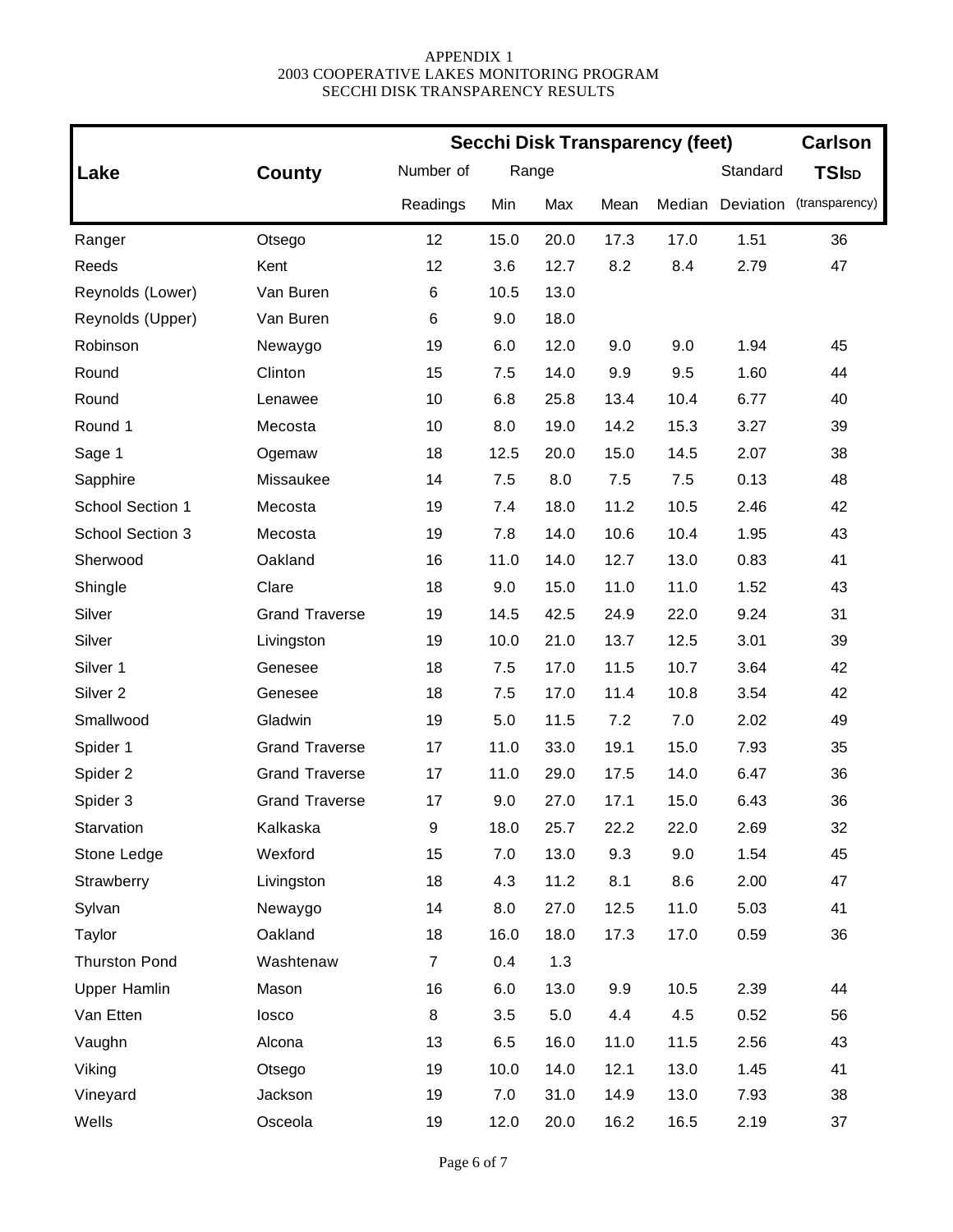APPENDIX 1
2003 COOPERATIVE LAKES MONITORING PROGRAM
SECCHI DISK TRANSPARENCY RESULTS

| Lake | County | Secchi Disk Transparency (feet) | | | | | | Carlson |
|---|---|---|---|---|---|---|---|---|
| | | Number of | Range | | | | Standard | $TSI_{SD}$ |
| | | Readings | Min | Max | Mean | Median | Deviation | (transparency) |
| Ranger | Otsego | 12 | 15.0 | 20.0 | 17.3 | 17.0 | 1.51 | 36 |
| Reeds | Kent | 12 | 3.6 | 12.7 | 8.2 | 8.4 | 2.79 | 47 |
| Reynolds (Lower) | Van Buren | 6 | 10.5 | 13.0 | | | | |
| Reynolds (Upper) | Van Buren | 6 | 9.0 | 18.0 | | | | |
| Robinson | Newaygo | 19 | 6.0 | 12.0 | 9.0 | 9.0 | 1.94 | 45 |
| Round | Clinton | 15 | 7.5 | 14.0 | 9.9 | 9.5 | 1.60 | 44 |
| Round | Lenawee | 10 | 6.8 | 25.8 | 13.4 | 10.4 | 6.77 | 40 |
| Round 1 | Mecosta | 10 | 8.0 | 19.0 | 14.2 | 15.3 | 3.27 | 39 |
| Sage 1 | Ogemaw | 18 | 12.5 | 20.0 | 15.0 | 14.5 | 2.07 | 38 |
| Sapphire | Missaukee | 14 | 7.5 | 8.0 | 7.5 | 7.5 | 0.13 | 48 |
| School Section 1 | Mecosta | 19 | 7.4 | 18.0 | 11.2 | 10.5 | 2.46 | 42 |
| School Section 3 | Mecosta | 19 | 7.8 | 14.0 | 10.6 | 10.4 | 1.95 | 43 |
| Sherwood | Oakland | 16 | 11.0 | 14.0 | 12.7 | 13.0 | 0.83 | 41 |
| Shingle | Clare | 18 | 9.0 | 15.0 | 11.0 | 11.0 | 1.52 | 43 |
| Silver | Grand Traverse | 19 | 14.5 | 42.5 | 24.9 | 22.0 | 9.24 | 31 |
| Silver | Livingston | 19 | 10.0 | 21.0 | 13.7 | 12.5 | 3.01 | 39 |
| Silver 1 | Genesee | 18 | 7.5 | 17.0 | 11.5 | 10.7 | 3.64 | 42 |
| Silver 2 | Genesee | 18 | 7.5 | 17.0 | 11.4 | 10.8 | 3.54 | 42 |
| Smallwood | Gladwin | 19 | 5.0 | 11.5 | 7.2 | 7.0 | 2.02 | 49 |
| Spider 1 | Grand Traverse | 17 | 11.0 | 33.0 | 19.1 | 15.0 | 7.93 | 35 |
| Spider 2 | Grand Traverse | 17 | 11.0 | 29.0 | 17.5 | 14.0 | 6.47 | 36 |
| Spider 3 | Grand Traverse | 17 | 9.0 | 27.0 | 17.1 | 15.0 | 6.43 | 36 |
| Starvation | Kalkaska | 9 | 18.0 | 25.7 | 22.2 | 22.0 | 2.69 | 32 |
| Stone Ledge | Wexford | 15 | 7.0 | 13.0 | 9.3 | 9.0 | 1.54 | 45 |
| Strawberry | Livingston | 18 | 4.3 | 11.2 | 8.1 | 8.6 | 2.00 | 47 |
| Sylvan | Newaygo | 14 | 8.0 | 27.0 | 12.5 | 11.0 | 5.03 | 41 |
| Taylor | Oakland | 18 | 16.0 | 18.0 | 17.3 | 17.0 | 0.59 | 36 |
| Thurston Pond | Washtenaw | 7 | 0.4 | 1.3 | | | | |
| Upper Hamlin | Mason | 16 | 6.0 | 13.0 | 9.9 | 10.5 | 2.39 | 44 |
| Van Etten | Iosco | 8 | 3.5 | 5.0 | 4.4 | 4.5 | 0.52 | 56 |
| Vaughn | Alcona | 13 | 6.5 | 16.0 | 11.0 | 11.5 | 2.56 | 43 |
| Viking | Otsego | 19 | 10.0 | 14.0 | 12.1 | 13.0 | 1.45 | 41 |
| Vineyard | Jackson | 19 | 7.0 | 31.0 | 14.9 | 13.0 | 7.93 | 38 |
| Wells | Osceola | 19 | 12.0 | 20.0 | 16.2 | 16.5 | 2.19 | 37 |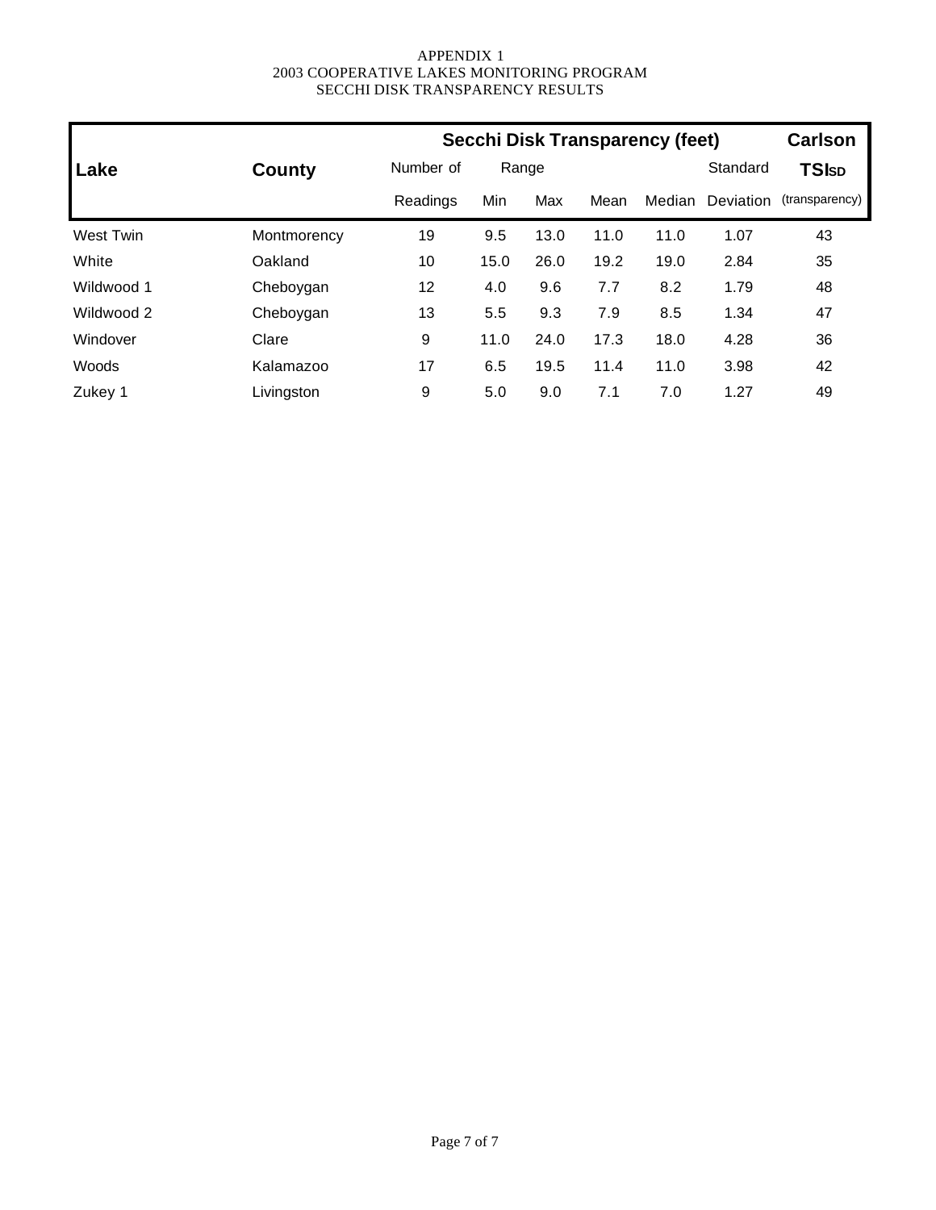APPENDIX 1
2003 COOPERATIVE LAKES MONITORING PROGRAM
SECCHI DISK TRANSPARENCY RESULTS

| Lake | County | Secchi Disk Transparency (feet) | | | | | | Carlson |
|---|---|---|---|---|---|---|---|---|
| | | Number of Readings | Range Min | Range Max | Mean | Median | Standard Deviation | $TSI_{SD}$ (transparency) |
| West Twin | Montmorency | 19 | 9.5 | 13.0 | 11.0 | 11.0 | 1.07 | 43 |
| White | Oakland | 10 | 15.0 | 26.0 | 19.2 | 19.0 | 2.84 | 35 |
| Wildwood 1 | Cheboygan | 12 | 4.0 | 9.6 | 7.7 | 8.2 | 1.79 | 48 |
| Wildwood 2 | Cheboygan | 13 | 5.5 | 9.3 | 7.9 | 8.5 | 1.34 | 47 |
| Windover | Clare | 9 | 11.0 | 24.0 | 17.3 | 18.0 | 4.28 | 36 |
| Woods | Kalamazoo | 17 | 6.5 | 19.5 | 11.4 | 11.0 | 3.98 | 42 |
| Zukey 1 | Livingston | 9 | 5.0 | 9.0 | 7.1 | 7.0 | 1.27 | 49 |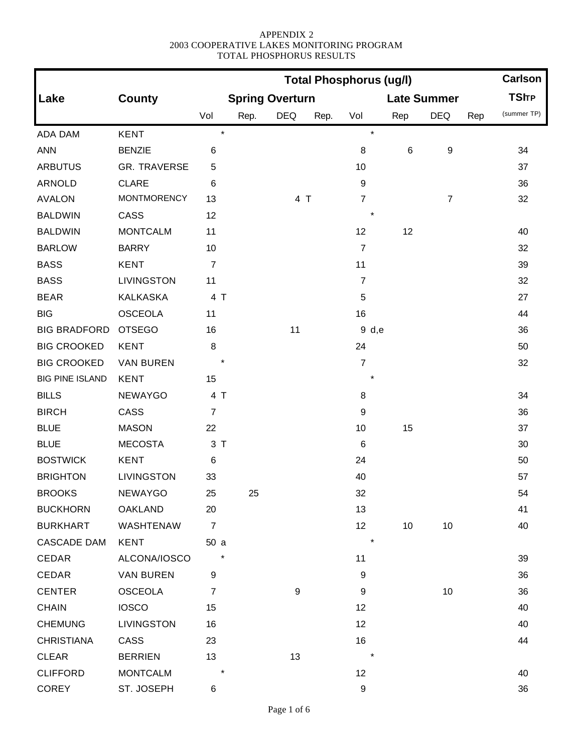APPENDIX 2
2003 COOPERATIVE LAKES MONITORING PROGRAM
TOTAL PHOSPHORUS RESULTS

| Lake | County | Total Phosphorus (ug/l) | | | | | | | | Carlson |
|---|---|---|---|---|---|---|---|---|---|---|
| | | Spring Overturn | | | | Late Summer | | | | TSI TP |
| | | Vol | Rep. | DEQ | Rep. | Vol | Rep | DEQ | Rep | (summer TP) |
| ADA DAM | KENT | * | | | | * | | | | |
| ANN | BENZIE | 6 | | | | 8 | 6 | 9 | | 34 |
| ARBUTUS | GR. TRAVERSE | 5 | | | | 10 | | | | 37 |
| ARNOLD | CLARE | 6 | | | | 9 | | | | 36 |
| AVALON | MONTMORENCY | 13 | | 4 T | | 7 | | 7 | | 32 |
| BALDWIN | CASS | 12 | | | | * | | | | |
| BALDWIN | MONTCALM | 11 | | | | 12 | 12 | | | 40 |
| BARLOW | BARRY | 10 | | | | 7 | | | | 32 |
| BASS | KENT | 7 | | | | 11 | | | | 39 |
| BASS | LIVINGSTON | 11 | | | | 7 | | | | 32 |
| BEAR | KALKASKA | 4 T | | | | 5 | | | | 27 |
| BIG | OSCEOLA | 11 | | | | 16 | | | | 44 |
| BIG BRADFORD | OTSEGO | 16 | | 11 | | 9 d,e | | | | 36 |
| BIG CROOKED | KENT | 8 | | | | 24 | | | | 50 |
| BIG CROOKED | VAN BUREN | * | | | | 7 | | | | 32 |
| BIG PINE ISLAND | KENT | 15 | | | | * | | | | |
| BILLS | NEWAYGO | 4 T | | | | 8 | | | | 34 |
| BIRCH | CASS | 7 | | | | 9 | | | | 36 |
| BLUE | MASON | 22 | | | | 10 | 15 | | | 37 |
| BLUE | MECOSTA | 3 T | | | | 6 | | | | 30 |
| BOSTWICK | KENT | 6 | | | | 24 | | | | 50 |
| BRIGHTON | LIVINGSTON | 33 | | | | 40 | | | | 57 |
| BROOKS | NEWAYGO | 25 | 25 | | | 32 | | | | 54 |
| BUCKHORN | OAKLAND | 20 | | | | 13 | | | | 41 |
| BURKHART | WASHTENAW | 7 | | | | 12 | 10 | 10 | | 40 |
| CASCADE DAM | KENT | 50 a | | | | * | | | | |
| CEDAR | ALCONA/IOSCO | * | | | | 11 | | | | 39 |
| CEDAR | VAN BUREN | 9 | | | | 9 | | | | 36 |
| CENTER | OSCEOLA | 7 | | 9 | | 9 | | 10 | | 36 |
| CHAIN | IOSCO | 15 | | | | 12 | | | | 40 |
| CHEMUNG | LIVINGSTON | 16 | | | | 12 | | | | 40 |
| CHRISTIANA | CASS | 23 | | | | 16 | | | | 44 |
| CLEAR | BERRIEN | 13 | | 13 | | * | | | | |
| CLIFFORD | MONTCALM | * | | | | 12 | | | | 40 |
| COREY | ST. JOSEPH | 6 | | | | 9 | | | | 36 |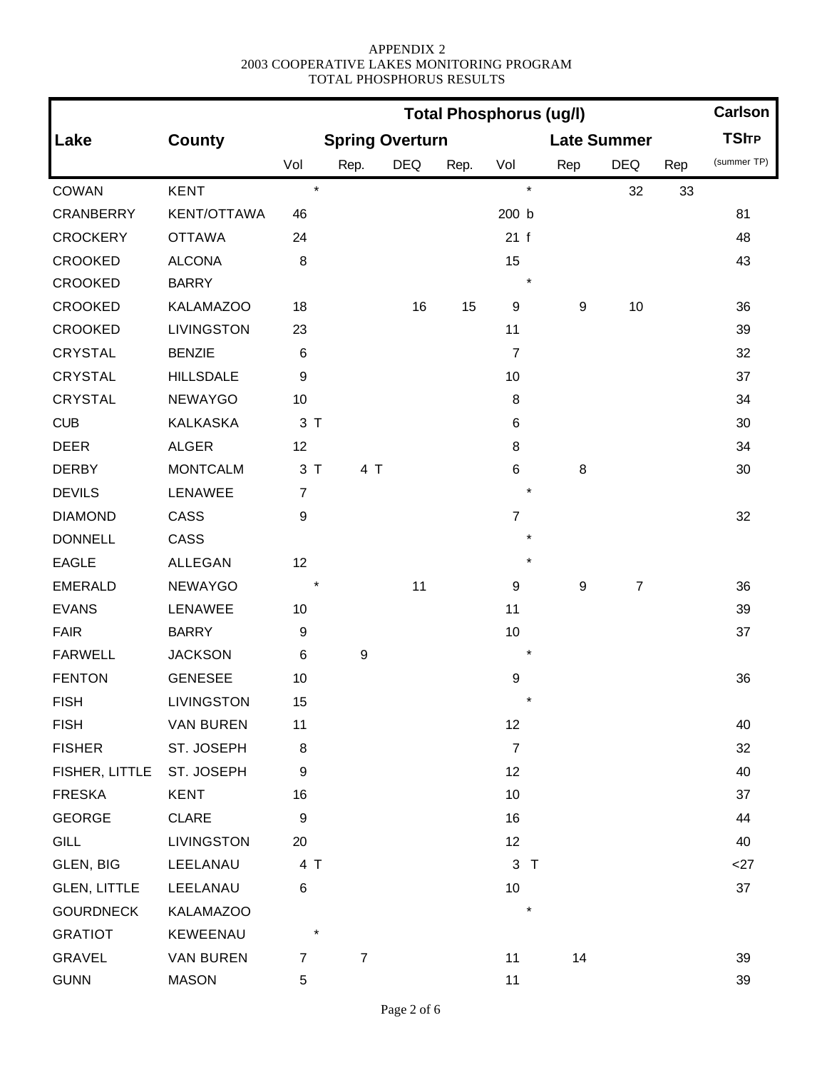APPENDIX 2
2003 COOPERATIVE LAKES MONITORING PROGRAM
TOTAL PHOSPHORUS RESULTS

| Lake | County | Total Phosphorus (ug/l) | | | | | | | | Carlson |
|---|---|---|---|---|---|---|---|---|---|---|
| | | Spring Overturn | | | | Late Summer | | | | TSITP |
| | | Vol | Rep. | DEQ | Rep. | Vol | Rep | DEQ | Rep | (summer TP) |
| COWAN | KENT | * | | | | * | | 32 | 33 | |
| CRANBERRY | KENT/OTTAWA | 46 | | | | 200 b | | | | 81 |
| CROCKERY | OTTAWA | 24 | | | | 21 f | | | | 48 |
| CROOKED | ALCONA | 8 | | | | 15 | | | | 43 |
| CROOKED | BARRY | | | | | * | | | | |
| CROOKED | KALAMAZOO | 18 | | 16 | 15 | 9 | 9 | 10 | | 36 |
| CROOKED | LIVINGSTON | 23 | | | | 11 | | | | 39 |
| CRYSTAL | BENZIE | 6 | | | | 7 | | | | 32 |
| CRYSTAL | HILLSDALE | 9 | | | | 10 | | | | 37 |
| CRYSTAL | NEWAYGO | 10 | | | | 8 | | | | 34 |
| CUB | KALKASKA | 3 T | | | | 6 | | | | 30 |
| DEER | ALGER | 12 | | | | 8 | | | | 34 |
| DERBY | MONTCALM | 3 T | 4 T | | | 6 | 8 | | | 30 |
| DEVILS | LENAWEE | 7 | | | | * | | | | |
| DIAMOND | CASS | 9 | | | | 7 | | | | 32 |
| DONNELL | CASS | | | | | * | | | | |
| EAGLE | ALLEGAN | 12 | | | | * | | | | |
| EMERALD | NEWAYGO | * | | 11 | | 9 | 9 | 7 | | 36 |
| EVANS | LENAWEE | 10 | | | | 11 | | | | 39 |
| FAIR | BARRY | 9 | | | | 10 | | | | 37 |
| FARWELL | JACKSON | 6 | 9 | | | * | | | | |
| FENTON | GENESEE | 10 | | | | 9 | | | | 36 |
| FISH | LIVINGSTON | 15 | | | | * | | | | |
| FISH | VAN BUREN | 11 | | | | 12 | | | | 40 |
| FISHER | ST. JOSEPH | 8 | | | | 7 | | | | 32 |
| FISHER, LITTLE | ST. JOSEPH | 9 | | | | 12 | | | | 40 |
| FRESKA | KENT | 16 | | | | 10 | | | | 37 |
| GEORGE | CLARE | 9 | | | | 16 | | | | 44 |
| GILL | LIVINGSTON | 20 | | | | 12 | | | | 40 |
| GLEN, BIG | LEELANAU | 4 T | | | | 3 T | | | | <27 |
| GLEN, LITTLE | LEELANAU | 6 | | | | 10 | | | | 37 |
| GOURDNECK | KALAMAZOO | | | | | * | | | | |
| GRATIOT | KEWEENAU | * | | | | | | | | |
| GRAVEL | VAN BUREN | 7 | 7 | | | 11 | 14 | | | 39 |
| GUNN | MASON | 5 | | | | 11 | | | | 39 |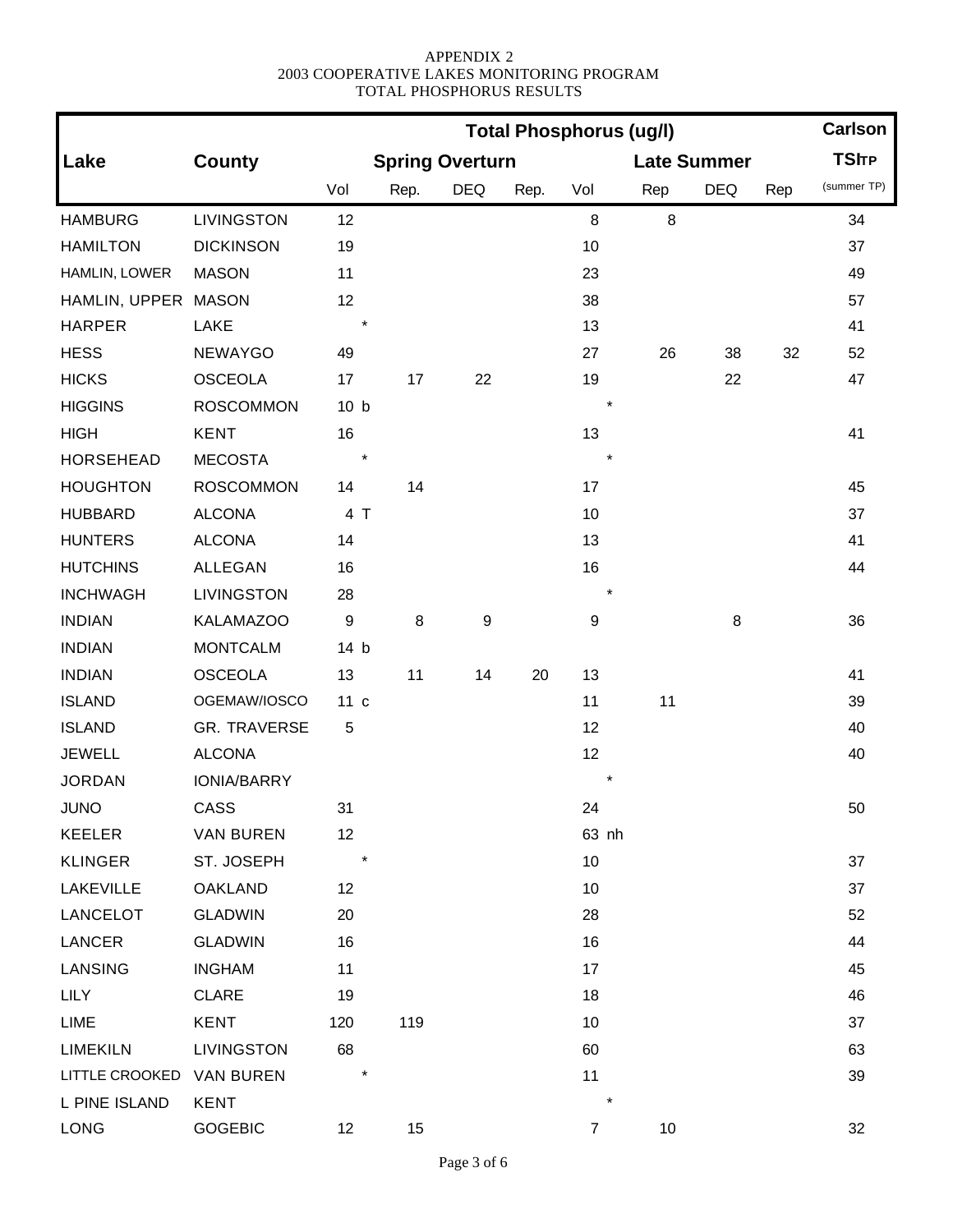APPENDIX 2
2003 COOPERATIVE LAKES MONITORING PROGRAM
TOTAL PHOSPHORUS RESULTS

| Lake | County | Total Phosphorus (ug/l) | | | | | | | | Carlson |
|---|---|---|---|---|---|---|---|---|---|---|
| | | Spring Overturn | | | | Late Summer | | | | TSITP |
| | | Vol | Rep. | DEQ | Rep. | Vol | Rep | DEQ | Rep | (summer TP) |
| HAMBURG | LIVINGSTON | 12 | | | | 8 | 8 | | | 34 |
| HAMILTON | DICKINSON | 19 | | | | 10 | | | | 37 |
| HAMLIN, LOWER | MASON | 11 | | | | 23 | | | | 49 |
| HAMLIN, UPPER | MASON | 12 | | | | 38 | | | | 57 |
| HARPER | LAKE | * | | | | 13 | | | | 41 |
| HESS | NEWAYGO | 49 | | | | 27 | 26 | 38 | 32 | 52 |
| HICKS | OSCEOLA | 17 | 17 | 22 | | 19 | | 22 | | 47 |
| HIGGINS | ROSCOMMON | 10 b | | | | * | | | | |
| HIGH | KENT | 16 | | | | 13 | | | | 41 |
| HORSEHEAD | MECOSTA | * | | | | * | | | | |
| HOUGHTON | ROSCOMMON | 14 | 14 | | | 17 | | | | 45 |
| HUBBARD | ALCONA | 4 T | | | | 10 | | | | 37 |
| HUNTERS | ALCONA | 14 | | | | 13 | | | | 41 |
| HUTCHINS | ALLEGAN | 16 | | | | 16 | | | | 44 |
| INCHWAGH | LIVINGSTON | 28 | | | | * | | | | |
| INDIAN | KALAMAZOO | 9 | 8 | 9 | | 9 | | 8 | | 36 |
| INDIAN | MONTCALM | 14 b | | | | | | | | |
| INDIAN | OSCEOLA | 13 | 11 | 14 | 20 | 13 | | | | 41 |
| ISLAND | OGEMAW/IOSCO | 11 c | | | | 11 | 11 | | | 39 |
| ISLAND | GR. TRAVERSE | 5 | | | | 12 | | | | 40 |
| JEWELL | ALCONA | | | | | 12 | | | | 40 |
| JORDAN | IONIA/BARRY | | | | | * | | | | |
| JUNO | CASS | 31 | | | | 24 | | | | 50 |
| KEELER | VAN BUREN | 12 | | | | 63 nh | | | | |
| KLINGER | ST. JOSEPH | * | | | | 10 | | | | 37 |
| LAKEVILLE | OAKLAND | 12 | | | | 10 | | | | 37 |
| LANCELOT | GLADWIN | 20 | | | | 28 | | | | 52 |
| LANCER | GLADWIN | 16 | | | | 16 | | | | 44 |
| LANSING | INGHAM | 11 | | | | 17 | | | | 45 |
| LILY | CLARE | 19 | | | | 18 | | | | 46 |
| LIME | KENT | 120 | 119 | | | 10 | | | | 37 |
| LIMEKILN | LIVINGSTON | 68 | | | | 60 | | | | 63 |
| LITTLE CROOKED | VAN BUREN | * | | | | 11 | | | | 39 |
| L PINE ISLAND | KENT | | | | | * | | | | |
| LONG | GOGEBIC | 12 | 15 | | | 7 | 10 | | | 32 |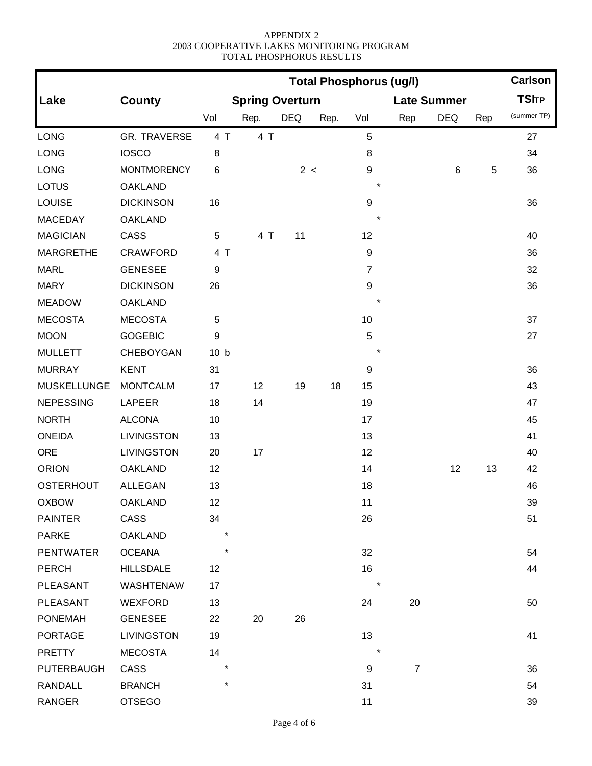APPENDIX 2
2003 COOPERATIVE LAKES MONITORING PROGRAM
TOTAL PHOSPHORUS RESULTS

| | | Total Phosphorus (ug/l) | | | | | | | | Carlson |
|---|---|---|---|---|---|---|---|---|---|---|
| Lake | County | Spring Overturn | | | | Late Summer | | | | TSITP |
| | | Vol | Rep. | DEQ | Rep. | Vol | Rep | DEQ | Rep | (summer TP) |
| LONG | GR. TRAVERSE | 4 T | 4 T | | | 5 | | | | 27 |
| LONG | IOSCO | 8 | | | | 8 | | | | 34 |
| LONG | MONTMORENCY | 6 | | 2 < | | 9 | | 6 | 5 | 36 |
| LOTUS | OAKLAND | | | | | * | | | | |
| LOUISE | DICKINSON | 16 | | | | 9 | | | | 36 |
| MACEDAY | OAKLAND | | | | | * | | | | |
| MAGICIAN | CASS | 5 | 4 T | 11 | | 12 | | | | 40 |
| MARGRETHE | CRAWFORD | 4 T | | | | 9 | | | | 36 |
| MARL | GENESEE | 9 | | | | 7 | | | | 32 |
| MARY | DICKINSON | 26 | | | | 9 | | | | 36 |
| MEADOW | OAKLAND | | | | | * | | | | |
| MECOSTA | MECOSTA | 5 | | | | 10 | | | | 37 |
| MOON | GOGEBIC | 9 | | | | 5 | | | | 27 |
| MULLETT | CHEBOYGAN | 10 b | | | | * | | | | |
| MURRAY | KENT | 31 | | | | 9 | | | | 36 |
| MUSKELLUNGE | MONTCALM | 17 | 12 | 19 | 18 | 15 | | | | 43 |
| NEPESSING | LAPEER | 18 | 14 | | | 19 | | | | 47 |
| NORTH | ALCONA | 10 | | | | 17 | | | | 45 |
| ONEIDA | LIVINGSTON | 13 | | | | 13 | | | | 41 |
| ORE | LIVINGSTON | 20 | 17 | | | 12 | | | | 40 |
| ORION | OAKLAND | 12 | | | | 14 | | 12 | 13 | 42 |
| OSTERHOUT | ALLEGAN | 13 | | | | 18 | | | | 46 |
| OXBOW | OAKLAND | 12 | | | | 11 | | | | 39 |
| PAINTER | CASS | 34 | | | | 26 | | | | 51 |
| PARKE | OAKLAND | * | | | | | | | | |
| PENTWATER | OCEANA | * | | | | 32 | | | | 54 |
| PERCH | HILLSDALE | 12 | | | | 16 | | | | 44 |
| PLEASANT | WASHTENAW | 17 | | | | * | | | | |
| PLEASANT | WEXFORD | 13 | | | | 24 | 20 | | | 50 |
| PONEMAH | GENESEE | 22 | 20 | 26 | | | | | | |
| PORTAGE | LIVINGSTON | 19 | | | | 13 | | | | 41 |
| PRETTY | MECOSTA | 14 | | | | * | | | | |
| PUTERBAUGH | CASS | * | | | | 9 | 7 | | | 36 |
| RANDALL | BRANCH | * | | | | 31 | | | | 54 |
| RANGER | OTSEGO | | | | | 11 | | | | 39 |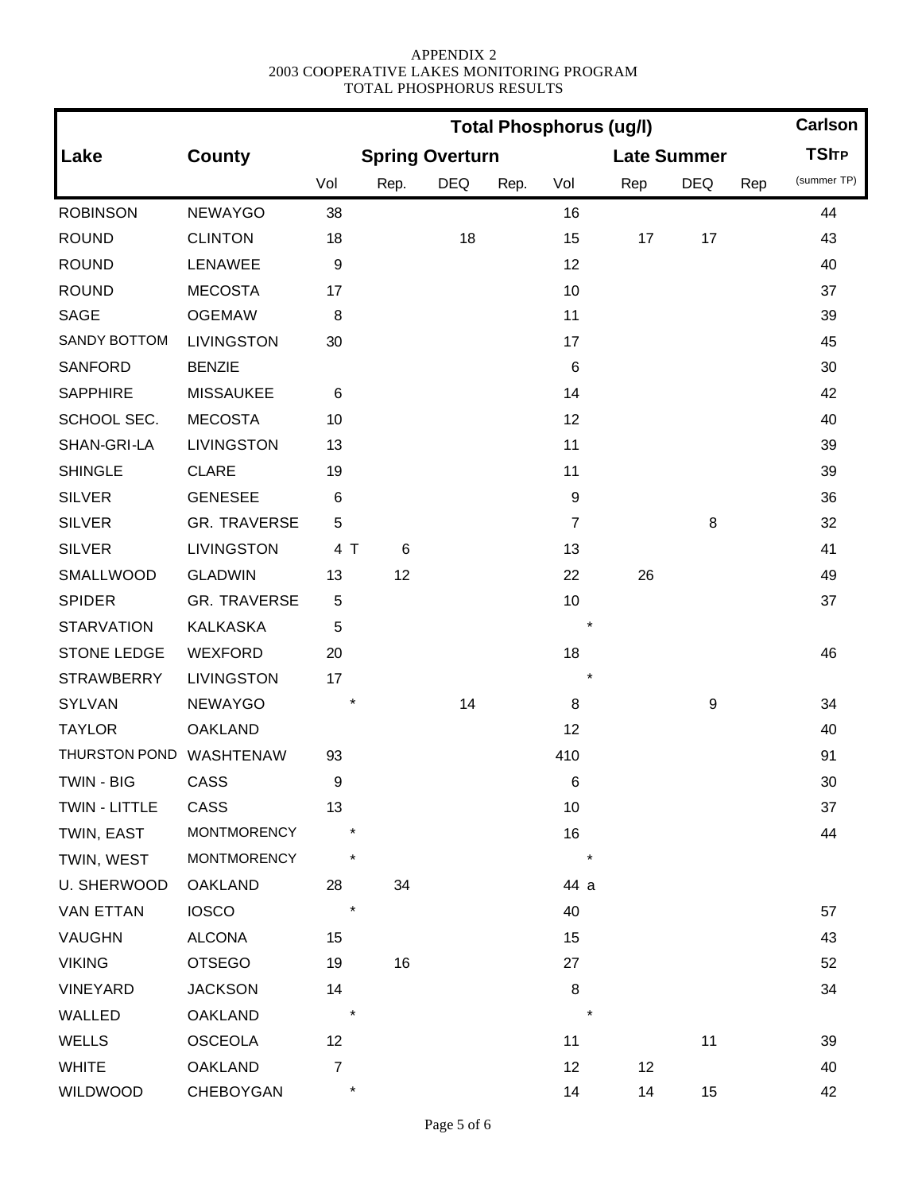APPENDIX 2
2003 COOPERATIVE LAKES MONITORING PROGRAM
TOTAL PHOSPHORUS RESULTS

| | | Total Phosphorus (ug/l) | | | | | | | | Carlson |
|---|---|---|---|---|---|---|---|---|---|---|
| Lake | County | Spring Overturn | | | | Late Summer | | | | TSI TP |
| | | Vol | Rep. | DEQ | Rep. | Vol | Rep | DEQ | Rep | (summer TP) |
| ROBINSON | NEWAYGO | 38 | | | | 16 | | | | 44 |
| ROUND | CLINTON | 18 | | 18 | | 15 | 17 | 17 | | 43 |
| ROUND | LENAWEE | 9 | | | | 12 | | | | 40 |
| ROUND | MECOSTA | 17 | | | | 10 | | | | 37 |
| SAGE | OGEMAW | 8 | | | | 11 | | | | 39 |
| SANDY BOTTOM | LIVINGSTON | 30 | | | | 17 | | | | 45 |
| SANFORD | BENZIE | | | | | 6 | | | | 30 |
| SAPPHIRE | MISSAUKEE | 6 | | | | 14 | | | | 42 |
| SCHOOL SEC. | MECOSTA | 10 | | | | 12 | | | | 40 |
| SHAN-GRI-LA | LIVINGSTON | 13 | | | | 11 | | | | 39 |
| SHINGLE | CLARE | 19 | | | | 11 | | | | 39 |
| SILVER | GENESEE | 6 | | | | 9 | | | | 36 |
| SILVER | GR. TRAVERSE | 5 | | | | 7 | | 8 | | 32 |
| SILVER | LIVINGSTON | 4 T | 6 | | | 13 | | | | 41 |
| SMALLWOOD | GLADWIN | 13 | 12 | | | 22 | 26 | | | 49 |
| SPIDER | GR. TRAVERSE | 5 | | | | 10 | | | | 37 |
| STARVATION | KALKASKA | 5 | | | | * | | | | |
| STONE LEDGE | WEXFORD | 20 | | | | 18 | | | | 46 |
| STRAWBERRY | LIVINGSTON | 17 | | | | * | | | | |
| SYLVAN | NEWAYGO | * | | 14 | | 8 | | 9 | | 34 |
| TAYLOR | OAKLAND | | | | | 12 | | | | 40 |
| THURSTON POND | WASHTENAW | 93 | | | | 410 | | | | 91 |
| TWIN - BIG | CASS | 9 | | | | 6 | | | | 30 |
| TWIN - LITTLE | CASS | 13 | | | | 10 | | | | 37 |
| TWIN, EAST | MONTMORENCY | * | | | | 16 | | | | 44 |
| TWIN, WEST | MONTMORENCY | * | | | | * | | | | |
| U. SHERWOOD | OAKLAND | 28 | 34 | | | 44 a | | | | |
| VAN ETTAN | IOSCO | * | | | | 40 | | | | 57 |
| VAUGHN | ALCONA | 15 | | | | 15 | | | | 43 |
| VIKING | OTSEGO | 19 | 16 | | | 27 | | | | 52 |
| VINEYARD | JACKSON | 14 | | | | 8 | | | | 34 |
| WALLED | OAKLAND | * | | | | * | | | | |
| WELLS | OSCEOLA | 12 | | | | 11 | | 11 | | 39 |
| WHITE | OAKLAND | 7 | | | | 12 | 12 | | | 40 |
| WILDWOOD | CHEBOYGAN | * | | | | 14 | 14 | 15 | | 42 |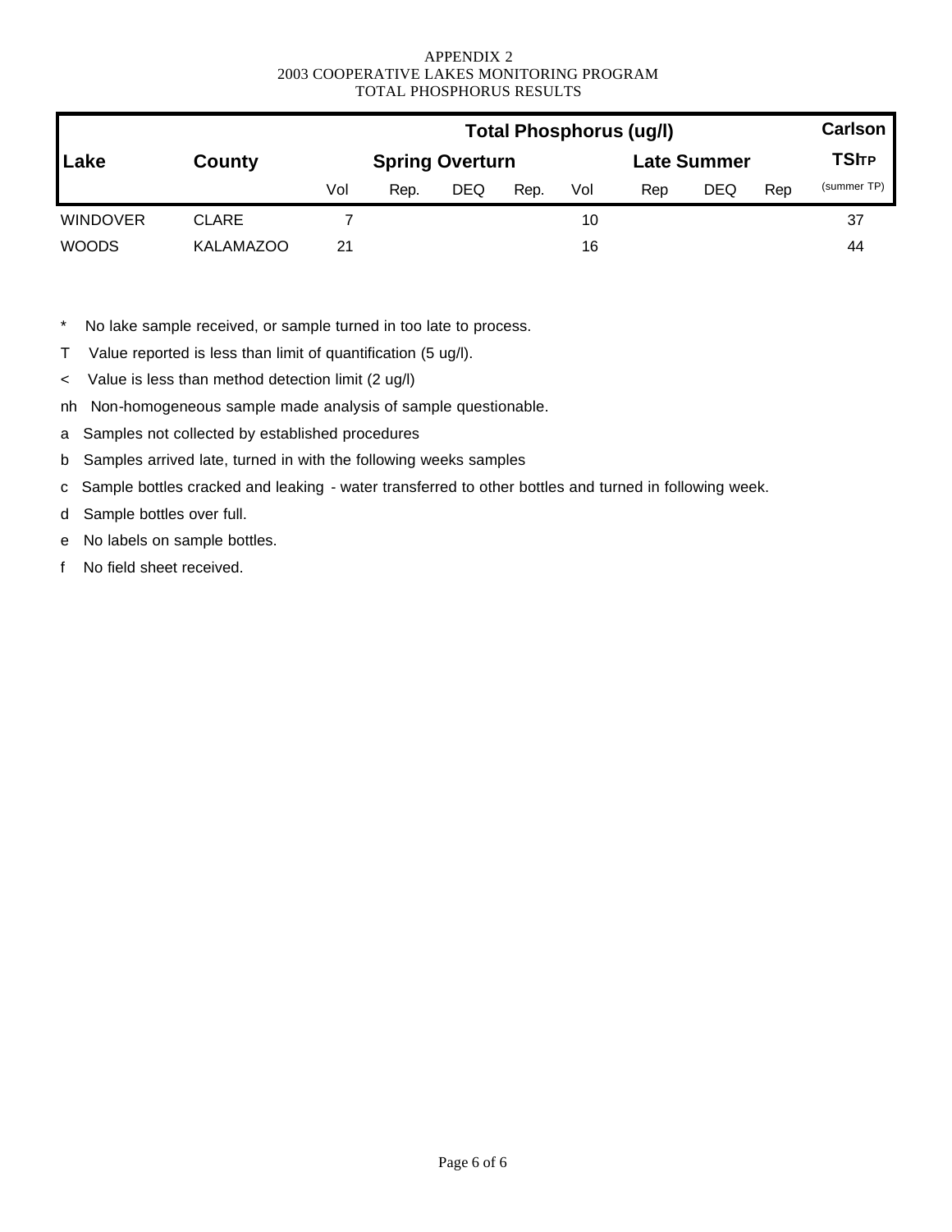APPENDIX 2
2003 COOPERATIVE LAKES MONITORING PROGRAM
TOTAL PHOSPHORUS RESULTS

| Lake | County | Total Phosphorus (ug/l) | | | | | | | | Carlson |
|---|---|---|---|---|---|---|---|---|---|---|
| | | Spring Overturn | | | | Late Summer | | | | TSITP |
| | | Vol | Rep. | DEQ | Rep. | Vol | Rep | DEQ | Rep | (summer TP) |
| WINDOVER | CLARE | 7 | | | | 10 | | | | 37 |
| WOODS | KALAMAZOO | 21 | | | | 16 | | | | 44 |

\* No lake sample received, or sample turned in too late to process.

T Value reported is less than limit of quantification (5 ug/l).

< Value is less than method detection limit (2 ug/l)

nh Non-homogeneous sample made analysis of sample questionable.

a Samples not collected by established procedures

b Samples arrived late, turned in with the following weeks samples

c Sample bottles cracked and leaking - water transferred to other bottles and turned in following week.

d Sample bottles over full.

e No labels on sample bottles.

f No field sheet received.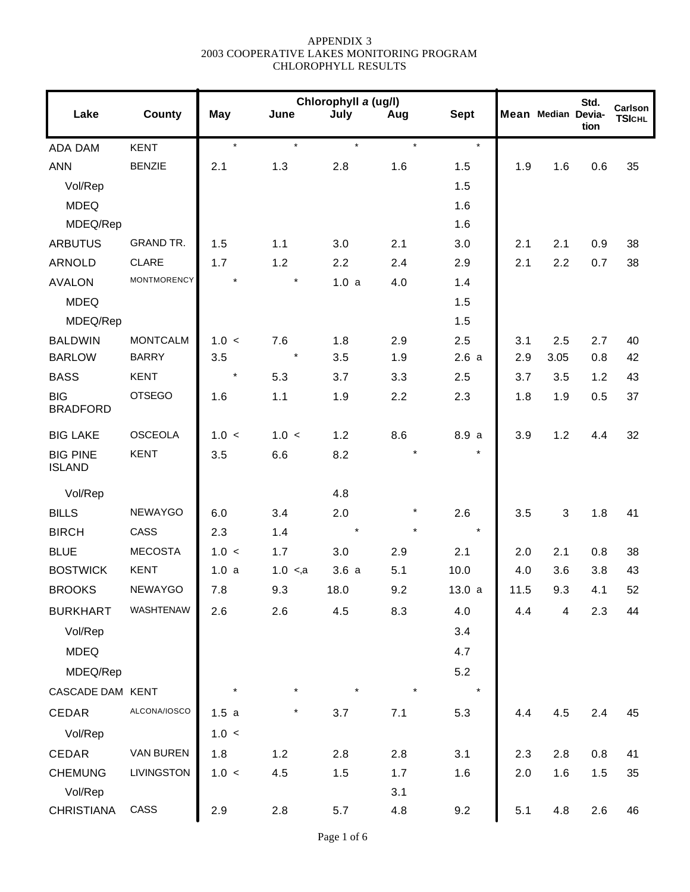APPENDIX 3
2003 COOPERATIVE LAKES MONITORING PROGRAM
CHLOROPHYLL RESULTS

| Lake | County | Chlorophyll *a* (ug/l) May | June | July | Aug | Sept | Mean | Median | Std. Devia-tion | Carlson $TSI_{CHL}$ |
|---|---|---|---|---|---|---|---|---|---|---|
| ADA DAM | KENT | * | * | * | * | * | | | | |
| ANN | BENZIE | 2.1 | 1.3 | 2.8 | 1.6 | 1.5 | 1.9 | 1.6 | 0.6 | 35 |
| Vol/Rep | | | | | | 1.5 | | | | |
| MDEQ | | | | | | 1.6 | | | | |
| MDEQ/Rep | | | | | | 1.6 | | | | |
| ARBUTUS | GRAND TR. | 1.5 | 1.1 | 3.0 | 2.1 | 3.0 | 2.1 | 2.1 | 0.9 | 38 |
| ARNOLD | CLARE | 1.7 | 1.2 | 2.2 | 2.4 | 2.9 | 2.1 | 2.2 | 0.7 | 38 |
| AVALON | MONTMORENCY | * | * | 1.0 a | 4.0 | 1.4 | | | | |
| MDEQ | | | | | | 1.5 | | | | |
| MDEQ/Rep | | | | | | 1.5 | | | | |
| BALDWIN | MONTCALM | 1.0 < | 7.6 | 1.8 | 2.9 | 2.5 | 3.1 | 2.5 | 2.7 | 40 |
| BARLOW | BARRY | 3.5 | * | 3.5 | 1.9 | 2.6 a | 2.9 | 3.05 | 0.8 | 42 |
| BASS | KENT | * | 5.3 | 3.7 | 3.3 | 2.5 | 3.7 | 3.5 | 1.2 | 43 |
| BIG BRADFORD | OTSEGO | 1.6 | 1.1 | 1.9 | 2.2 | 2.3 | 1.8 | 1.9 | 0.5 | 37 |
| BIG LAKE | OSCEOLA | 1.0 < | 1.0 < | 1.2 | 8.6 | 8.9 a | 3.9 | 1.2 | 4.4 | 32 |
| BIG PINE ISLAND | KENT | 3.5 | 6.6 | 8.2 | * | * | | | | |
| Vol/Rep | | | | 4.8 | | | | | | |
| BILLS | NEWAYGO | 6.0 | 3.4 | 2.0 | * | 2.6 | 3.5 | 3 | 1.8 | 41 |
| BIRCH | CASS | 2.3 | 1.4 | * | * | * | | | | |
| BLUE | MECOSTA | 1.0 < | 1.7 | 3.0 | 2.9 | 2.1 | 2.0 | 2.1 | 0.8 | 38 |
| BOSTWICK | KENT | 1.0 a | 1.0 <,a | 3.6 a | 5.1 | 10.0 | 4.0 | 3.6 | 3.8 | 43 |
| BROOKS | NEWAYGO | 7.8 | 9.3 | 18.0 | 9.2 | 13.0 a | 11.5 | 9.3 | 4.1 | 52 |
| BURKHART | WASHTENAW | 2.6 | 2.6 | 4.5 | 8.3 | 4.0 | 4.4 | 4 | 2.3 | 44 |
| Vol/Rep | | | | | | 3.4 | | | | |
| MDEQ | | | | | | 4.7 | | | | |
| MDEQ/Rep | | | | | | 5.2 | | | | |
| CASCADE DAM | KENT | * | * | * | * | * | | | | |
| CEDAR | ALCONA/IOSCO | 1.5 a | * | 3.7 | 7.1 | 5.3 | 4.4 | 4.5 | 2.4 | 45 |
| Vol/Rep | | 1.0 < | | | | | | | | |
| CEDAR | VAN BUREN | 1.8 | 1.2 | 2.8 | 2.8 | 3.1 | 2.3 | 2.8 | 0.8 | 41 |
| CHEMUNG | LIVINGSTON | 1.0 < | 4.5 | 1.5 | 1.7 | 1.6 | 2.0 | 1.6 | 1.5 | 35 |
| Vol/Rep | | | | | 3.1 | | | | | |
| CHRISTIANA | CASS | 2.9 | 2.8 | 5.7 | 4.8 | 9.2 | 5.1 | 4.8 | 2.6 | 46 |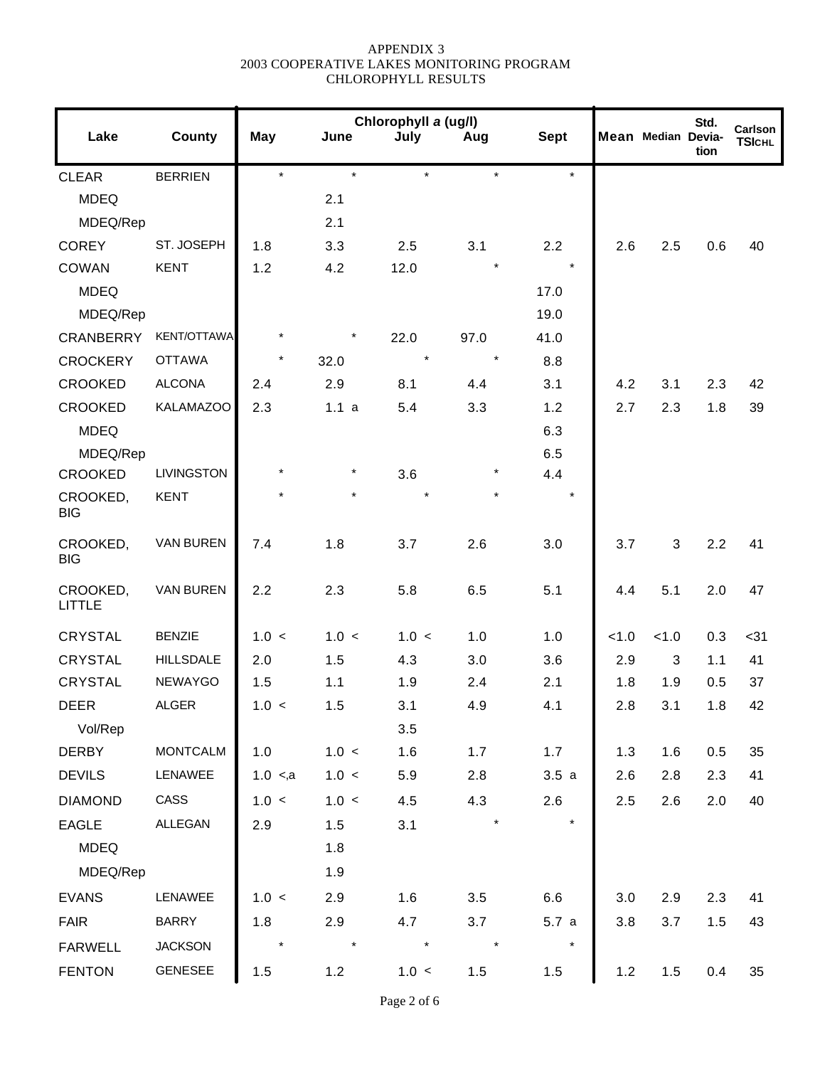APPENDIX 3
2003 COOPERATIVE LAKES MONITORING PROGRAM
CHLOROPHYLL RESULTS

| Lake | County | Chlorophyll *a* (ug/l) May | June | July | Aug | Sept | Mean | Median | Std. Devia-tion | Carlson TSICHL |
|---|---|---|---|---|---|---|---|---|---|---|
| CLEAR | BERRIEN | * | * | * | * | * | | | | |
| MDEQ | | | 2.1 | | | | | | | |
| MDEQ/Rep | | | 2.1 | | | | | | | |
| COREY | ST. JOSEPH | 1.8 | 3.3 | 2.5 | 3.1 | 2.2 | 2.6 | 2.5 | 0.6 | 40 |
| COWAN | KENT | 1.2 | 4.2 | 12.0 | * | * | | | | |
| MDEQ | | | | | | 17.0 | | | | |
| MDEQ/Rep | | | | | | 19.0 | | | | |
| CRANBERRY | KENT/OTTAWA | * | * | 22.0 | 97.0 | 41.0 | | | | |
| CROCKERY | OTTAWA | * | 32.0 | * | * | 8.8 | | | | |
| CROOKED | ALCONA | 2.4 | 2.9 | 8.1 | 4.4 | 3.1 | 4.2 | 3.1 | 2.3 | 42 |
| CROOKED | KALAMAZOO | 2.3 | 1.1 a | 5.4 | 3.3 | 1.2 | 2.7 | 2.3 | 1.8 | 39 |
| MDEQ | | | | | | 6.3 | | | | |
| MDEQ/Rep | | | | | | 6.5 | | | | |
| CROOKED | LIVINGSTON | * | * | 3.6 | * | 4.4 | | | | |
| CROOKED, BIG | KENT | * | * | * | * | * | | | | |
| CROOKED, BIG | VAN BUREN | 7.4 | 1.8 | 3.7 | 2.6 | 3.0 | 3.7 | 3 | 2.2 | 41 |
| CROOKED, LITTLE | VAN BUREN | 2.2 | 2.3 | 5.8 | 6.5 | 5.1 | 4.4 | 5.1 | 2.0 | 47 |
| CRYSTAL | BENZIE | 1.0 < | 1.0 < | 1.0 < | 1.0 | 1.0 | <1.0 | <1.0 | 0.3 | <31 |
| CRYSTAL | HILLSDALE | 2.0 | 1.5 | 4.3 | 3.0 | 3.6 | 2.9 | 3 | 1.1 | 41 |
| CRYSTAL | NEWAYGO | 1.5 | 1.1 | 1.9 | 2.4 | 2.1 | 1.8 | 1.9 | 0.5 | 37 |
| DEER | ALGER | 1.0 < | 1.5 | 3.1 | 4.9 | 4.1 | 2.8 | 3.1 | 1.8 | 42 |
| Vol/Rep | | | | 3.5 | | | | | | |
| DERBY | MONTCALM | 1.0 | 1.0 < | 1.6 | 1.7 | 1.7 | 1.3 | 1.6 | 0.5 | 35 |
| DEVILS | LENAWEE | 1.0 <,a | 1.0 < | 5.9 | 2.8 | 3.5 a | 2.6 | 2.8 | 2.3 | 41 |
| DIAMOND | CASS | 1.0 < | 1.0 < | 4.5 | 4.3 | 2.6 | 2.5 | 2.6 | 2.0 | 40 |
| EAGLE | ALLEGAN | 2.9 | 1.5 | 3.1 | * | * | | | | |
| MDEQ | | | 1.8 | | | | | | | |
| MDEQ/Rep | | | 1.9 | | | | | | | |
| EVANS | LENAWEE | 1.0 < | 2.9 | 1.6 | 3.5 | 6.6 | 3.0 | 2.9 | 2.3 | 41 |
| FAIR | BARRY | 1.8 | 2.9 | 4.7 | 3.7 | 5.7 a | 3.8 | 3.7 | 1.5 | 43 |
| FARWELL | JACKSON | * | * | * | * | * | | | | |
| FENTON | GENESEE | 1.5 | 1.2 | 1.0 < | 1.5 | 1.5 | 1.2 | 1.5 | 0.4 | 35 |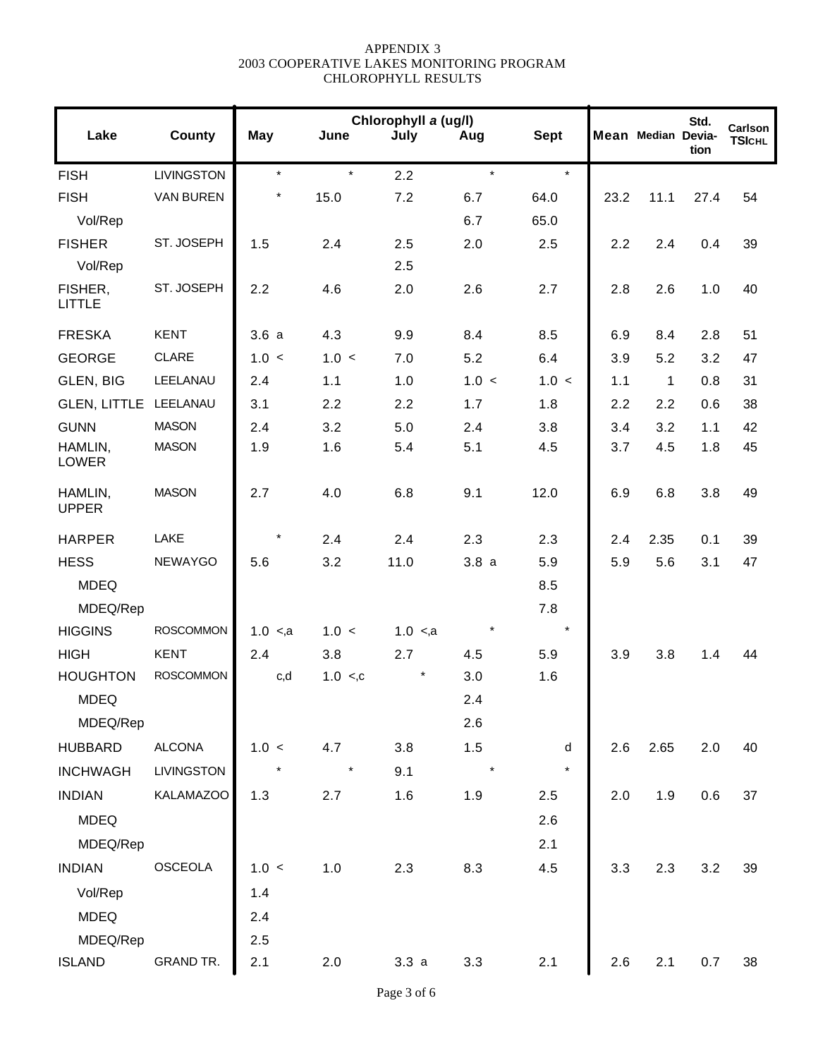APPENDIX 3
2003 COOPERATIVE LAKES MONITORING PROGRAM
CHLOROPHYLL RESULTS

| Lake | County | Chlorophyll *a* (ug/l) May | June | July | Aug | Sept | Mean | Median | Std. Devia-tion | Carlson TSICHL |
|---|---|---|---|---|---|---|---|---|---|---|
| FISH | LIVINGSTON | * | * | 2.2 | * | * | | | | |
| FISH | VAN BUREN | * | 15.0 | 7.2 | 6.7 | 64.0 | 23.2 | 11.1 | 27.4 | 54 |
| Vol/Rep | | | | | 6.7 | 65.0 | | | | |
| FISHER | ST. JOSEPH | 1.5 | 2.4 | 2.5 | 2.0 | 2.5 | 2.2 | 2.4 | 0.4 | 39 |
| Vol/Rep | | | | 2.5 | | | | | | |
| FISHER, LITTLE | ST. JOSEPH | 2.2 | 4.6 | 2.0 | 2.6 | 2.7 | 2.8 | 2.6 | 1.0 | 40 |
| FRESKA | KENT | 3.6 a | 4.3 | 9.9 | 8.4 | 8.5 | 6.9 | 8.4 | 2.8 | 51 |
| GEORGE | CLARE | 1.0 < | 1.0 < | 7.0 | 5.2 | 6.4 | 3.9 | 5.2 | 3.2 | 47 |
| GLEN, BIG | LEELANAU | 2.4 | 1.1 | 1.0 | 1.0 < | 1.0 < | 1.1 | 1 | 0.8 | 31 |
| GLEN, LITTLE | LEELANAU | 3.1 | 2.2 | 2.2 | 1.7 | 1.8 | 2.2 | 2.2 | 0.6 | 38 |
| GUNN | MASON | 2.4 | 3.2 | 5.0 | 2.4 | 3.8 | 3.4 | 3.2 | 1.1 | 42 |
| HAMLIN, LOWER | MASON | 1.9 | 1.6 | 5.4 | 5.1 | 4.5 | 3.7 | 4.5 | 1.8 | 45 |
| HAMLIN, UPPER | MASON | 2.7 | 4.0 | 6.8 | 9.1 | 12.0 | 6.9 | 6.8 | 3.8 | 49 |
| HARPER | LAKE | * | 2.4 | 2.4 | 2.3 | 2.3 | 2.4 | 2.35 | 0.1 | 39 |
| HESS | NEWAYGO | 5.6 | 3.2 | 11.0 | 3.8 a | 5.9 | 5.9 | 5.6 | 3.1 | 47 |
| MDEQ | | | | | | 8.5 | | | | |
| MDEQ/Rep | | | | | | 7.8 | | | | |
| HIGGINS | ROSCOMMON | 1.0 <,a | 1.0 < | 1.0 <,a | * | * | | | | |
| HIGH | KENT | 2.4 | 3.8 | 2.7 | 4.5 | 5.9 | 3.9 | 3.8 | 1.4 | 44 |
| HOUGHTON | ROSCOMMON | c,d | 1.0 <,c | * | 3.0 | 1.6 | | | | |
| MDEQ | | | | | 2.4 | | | | | |
| MDEQ/Rep | | | | | 2.6 | | | | | |
| HUBBARD | ALCONA | 1.0 < | 4.7 | 3.8 | 1.5 | d | 2.6 | 2.65 | 2.0 | 40 |
| INCHWAGH | LIVINGSTON | * | * | 9.1 | * | * | | | | |
| INDIAN | KALAMAZOO | 1.3 | 2.7 | 1.6 | 1.9 | 2.5 | 2.0 | 1.9 | 0.6 | 37 |
| MDEQ | | | | | | 2.6 | | | | |
| MDEQ/Rep | | | | | | 2.1 | | | | |
| INDIAN | OSCEOLA | 1.0 < | 1.0 | 2.3 | 8.3 | 4.5 | 3.3 | 2.3 | 3.2 | 39 |
| Vol/Rep | | 1.4 | | | | | | | | |
| MDEQ | | 2.4 | | | | | | | | |
| MDEQ/Rep | | 2.5 | | | | | | | | |
| ISLAND | GRAND TR. | 2.1 | 2.0 | 3.3 a | 3.3 | 2.1 | 2.6 | 2.1 | 0.7 | 38 |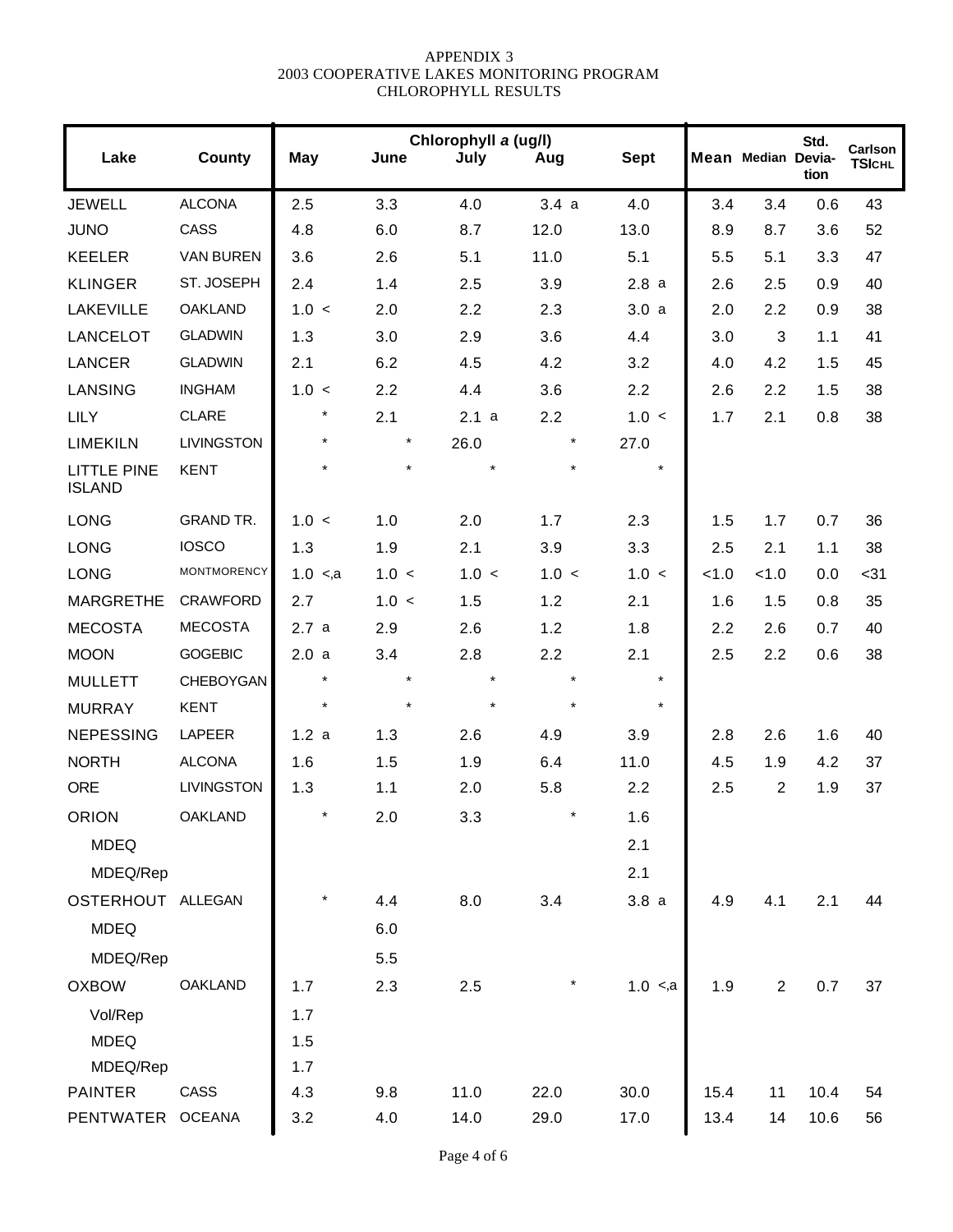APPENDIX 3
2003 COOPERATIVE LAKES MONITORING PROGRAM
CHLOROPHYLL RESULTS

| Lake | County | Chlorophyll *a* (ug/l) May | June | July | Aug | Sept | Mean | Median | Std. Deviation | Carlson $TSI_{CHL}$ |
|---|---|---|---|---|---|---|---|---|---|---|
| JEWELL | ALCONA | 2.5 | 3.3 | 4.0 | 3.4 a | 4.0 | 3.4 | 3.4 | 0.6 | 43 |
| JUNO | CASS | 4.8 | 6.0 | 8.7 | 12.0 | 13.0 | 8.9 | 8.7 | 3.6 | 52 |
| KEELER | VAN BUREN | 3.6 | 2.6 | 5.1 | 11.0 | 5.1 | 5.5 | 5.1 | 3.3 | 47 |
| KLINGER | ST. JOSEPH | 2.4 | 1.4 | 2.5 | 3.9 | 2.8 a | 2.6 | 2.5 | 0.9 | 40 |
| LAKEVILLE | OAKLAND | 1.0 < | 2.0 | 2.2 | 2.3 | 3.0 a | 2.0 | 2.2 | 0.9 | 38 |
| LANCELOT | GLADWIN | 1.3 | 3.0 | 2.9 | 3.6 | 4.4 | 3.0 | 3 | 1.1 | 41 |
| LANCER | GLADWIN | 2.1 | 6.2 | 4.5 | 4.2 | 3.2 | 4.0 | 4.2 | 1.5 | 45 |
| LANSING | INGHAM | 1.0 < | 2.2 | 4.4 | 3.6 | 2.2 | 2.6 | 2.2 | 1.5 | 38 |
| LILY | CLARE | * | 2.1 | 2.1 a | 2.2 | 1.0 < | 1.7 | 2.1 | 0.8 | 38 |
| LIMEKILN | LIVINGSTON | * | * | 26.0 | * | 27.0 | | | | |
| LITTLE PINE ISLAND | KENT | * | * | * | * | * | | | | |
| LONG | GRAND TR. | 1.0 < | 1.0 | 2.0 | 1.7 | 2.3 | 1.5 | 1.7 | 0.7 | 36 |
| LONG | IOSCO | 1.3 | 1.9 | 2.1 | 3.9 | 3.3 | 2.5 | 2.1 | 1.1 | 38 |
| LONG | MONTMORENCY | 1.0 <,a | 1.0 < | 1.0 < | 1.0 < | 1.0 < | <1.0 | <1.0 | 0.0 | <31 |
| MARGRETHE | CRAWFORD | 2.7 | 1.0 < | 1.5 | 1.2 | 2.1 | 1.6 | 1.5 | 0.8 | 35 |
| MECOSTA | MECOSTA | 2.7 a | 2.9 | 2.6 | 1.2 | 1.8 | 2.2 | 2.6 | 0.7 | 40 |
| MOON | GOGEBIC | 2.0 a | 3.4 | 2.8 | 2.2 | 2.1 | 2.5 | 2.2 | 0.6 | 38 |
| MULLETT | CHEBOYGAN | * | * | * | * | * | | | | |
| MURRAY | KENT | * | * | * | * | * | | | | |
| NEPESSING | LAPEER | 1.2 a | 1.3 | 2.6 | 4.9 | 3.9 | 2.8 | 2.6 | 1.6 | 40 |
| NORTH | ALCONA | 1.6 | 1.5 | 1.9 | 6.4 | 11.0 | 4.5 | 1.9 | 4.2 | 37 |
| ORE | LIVINGSTON | 1.3 | 1.1 | 2.0 | 5.8 | 2.2 | 2.5 | 2 | 1.9 | 37 |
| ORION | OAKLAND | * | 2.0 | 3.3 | * | 1.6 | | | | |
| MDEQ | | | | | | 2.1 | | | | |
| MDEQ/Rep | | | | | | 2.1 | | | | |
| OSTERHOUT | ALLEGAN | * | 4.4 | 8.0 | 3.4 | 3.8 a | 4.9 | 4.1 | 2.1 | 44 |
| MDEQ | | | 6.0 | | | | | | | |
| MDEQ/Rep | | | 5.5 | | | | | | | |
| OXBOW | OAKLAND | 1.7 | 2.3 | 2.5 | * | 1.0 <,a | 1.9 | 2 | 0.7 | 37 |
| Vol/Rep | | 1.7 | | | | | | | | |
| MDEQ | | 1.5 | | | | | | | | |
| MDEQ/Rep | | 1.7 | | | | | | | | |
| PAINTER | CASS | 4.3 | 9.8 | 11.0 | 22.0 | 30.0 | 15.4 | 11 | 10.4 | 54 |
| PENTWATER | OCEANA | 3.2 | 4.0 | 14.0 | 29.0 | 17.0 | 13.4 | 14 | 10.6 | 56 |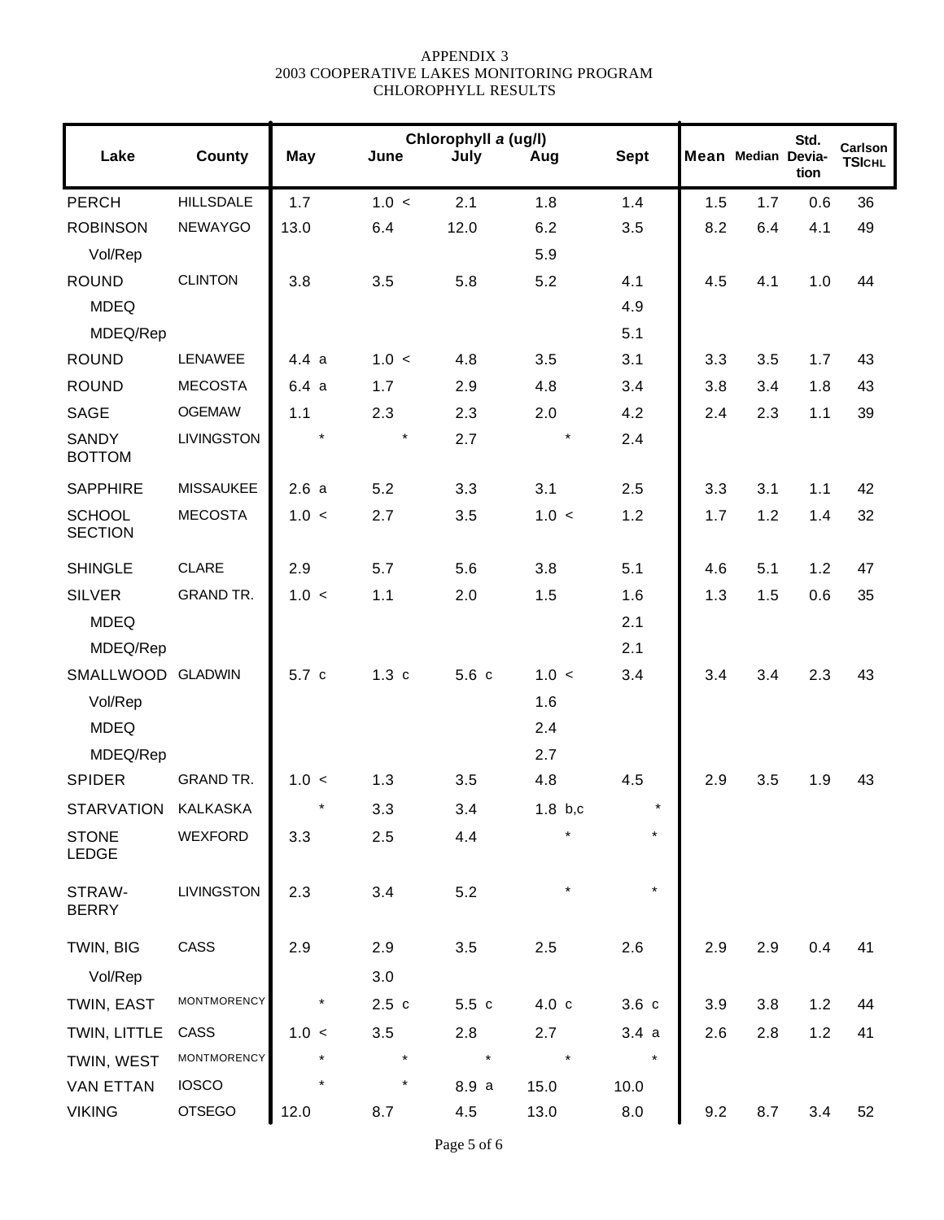APPENDIX 3
2003 COOPERATIVE LAKES MONITORING PROGRAM
CHLOROPHYLL RESULTS

| Lake | County | Chlorophyll a (ug/l) May | June | July | Aug | Sept | Mean | Median | Std. Devia-tion | Carlson $TSI_{CHL}$ |
|---|---|---|---|---|---|---|---|---|---|---|
| PERCH | HILLSDALE | 1.7 | 1.0 < | 2.1 | 1.8 | 1.4 | 1.5 | 1.7 | 0.6 | 36 |
| ROBINSON | NEWAYGO | 13.0 | 6.4 | 12.0 | 6.2 | 3.5 | 8.2 | 6.4 | 4.1 | 49 |
| Vol/Rep | | | | | 5.9 | | | | | |
| ROUND | CLINTON | 3.8 | 3.5 | 5.8 | 5.2 | 4.1 | 4.5 | 4.1 | 1.0 | 44 |
| MDEQ | | | | | | 4.9 | | | | |
| MDEQ/Rep | | | | | | 5.1 | | | | |
| ROUND | LENAWEE | 4.4 a | 1.0 < | 4.8 | 3.5 | 3.1 | 3.3 | 3.5 | 1.7 | 43 |
| ROUND | MECOSTA | 6.4 a | 1.7 | 2.9 | 4.8 | 3.4 | 3.8 | 3.4 | 1.8 | 43 |
| SAGE | OGEMAW | 1.1 | 2.3 | 2.3 | 2.0 | 4.2 | 2.4 | 2.3 | 1.1 | 39 |
| SANDY BOTTOM | LIVINGSTON | * | * | 2.7 | * | 2.4 | | | | |
| SAPPHIRE | MISSAUKEE | 2.6 a | 5.2 | 3.3 | 3.1 | 2.5 | 3.3 | 3.1 | 1.1 | 42 |
| SCHOOL SECTION | MECOSTA | 1.0 < | 2.7 | 3.5 | 1.0 < | 1.2 | 1.7 | 1.2 | 1.4 | 32 |
| SHINGLE | CLARE | 2.9 | 5.7 | 5.6 | 3.8 | 5.1 | 4.6 | 5.1 | 1.2 | 47 |
| SILVER | GRAND TR. | 1.0 < | 1.1 | 2.0 | 1.5 | 1.6 | 1.3 | 1.5 | 0.6 | 35 |
| MDEQ | | | | | | 2.1 | | | | |
| MDEQ/Rep | | | | | | 2.1 | | | | |
| SMALLWOOD | GLADWIN | 5.7 c | 1.3 c | 5.6 c | 1.0 < | 3.4 | 3.4 | 3.4 | 2.3 | 43 |
| Vol/Rep | | | | | 1.6 | | | | | |
| MDEQ | | | | | 2.4 | | | | | |
| MDEQ/Rep | | | | | 2.7 | | | | | |
| SPIDER | GRAND TR. | 1.0 < | 1.3 | 3.5 | 4.8 | 4.5 | 2.9 | 3.5 | 1.9 | 43 |
| STARVATION | KALKASKA | * | 3.3 | 3.4 | 1.8 b,c | * | | | | |
| STONE LEDGE | WEXFORD | 3.3 | 2.5 | 4.4 | * | * | | | | |
| STRAW-BERRY | LIVINGSTON | 2.3 | 3.4 | 5.2 | * | * | | | | |
| TWIN, BIG | CASS | 2.9 | 2.9 | 3.5 | 2.5 | 2.6 | 2.9 | 2.9 | 0.4 | 41 |
| Vol/Rep | | | 3.0 | | | | | | | |
| TWIN, EAST | MONTMORENCY | * | 2.5 c | 5.5 c | 4.0 c | 3.6 c | 3.9 | 3.8 | 1.2 | 44 |
| TWIN, LITTLE | CASS | 1.0 < | 3.5 | 2.8 | 2.7 | 3.4 a | 2.6 | 2.8 | 1.2 | 41 |
| TWIN, WEST | MONTMORENCY | * | * | * | * | * | | | | |
| VAN ETTAN | IOSCO | * | * | 8.9 a | 15.0 | 10.0 | | | | |
| VIKING | OTSEGO | 12.0 | 8.7 | 4.5 | 13.0 | 8.0 | 9.2 | 8.7 | 3.4 | 52 |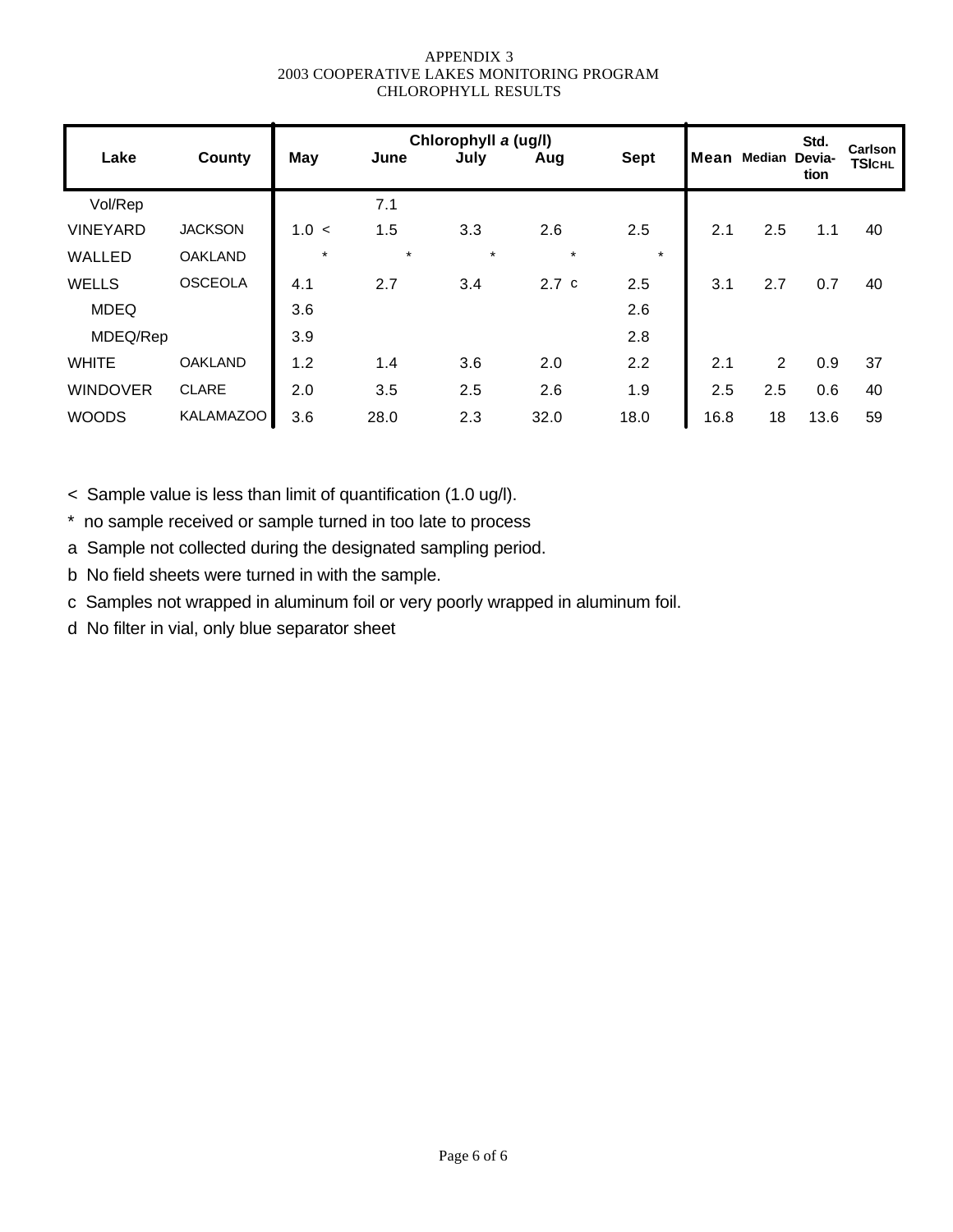APPENDIX 3
2003 COOPERATIVE LAKES MONITORING PROGRAM
CHLOROPHYLL RESULTS

| Lake | County | Chlorophyll *a* (ug/l) | | | | | Mean | Median | Std. Devia-tion | Carlson $TSI_{CHL}$ |
|---|---|---|---|---|---|---|---|---|---|---|
| | | May | June | July | Aug | Sept | | | | |
| Vol/Rep | | | 7.1 | | | | | | | |
| VINEYARD | JACKSON | 1.0 < | 1.5 | 3.3 | 2.6 | 2.5 | 2.1 | 2.5 | 1.1 | 40 |
| WALLED | OAKLAND | * | * | * | * | * | | | | |
| WELLS | OSCEOLA | 4.1 | 2.7 | 3.4 | 2.7 c | 2.5 | 3.1 | 2.7 | 0.7 | 40 |
| MDEQ | | 3.6 | | | | 2.6 | | | | |
| MDEQ/Rep | | 3.9 | | | | 2.8 | | | | |
| WHITE | OAKLAND | 1.2 | 1.4 | 3.6 | 2.0 | 2.2 | 2.1 | 2 | 0.9 | 37 |
| WINDOVER | CLARE | 2.0 | 3.5 | 2.5 | 2.6 | 1.9 | 2.5 | 2.5 | 0.6 | 40 |
| WOODS | KALAMAZOO | 3.6 | 28.0 | 2.3 | 32.0 | 18.0 | 16.8 | 18 | 13.6 | 59 |

< Sample value is less than limit of quantification (1.0 ug/l).

* no sample received or sample turned in too late to process

a Sample not collected during the designated sampling period.

b No field sheets were turned in with the sample.

c Samples not wrapped in aluminum foil or very poorly wrapped in aluminum foil.

d No filter in vial, only blue separator sheet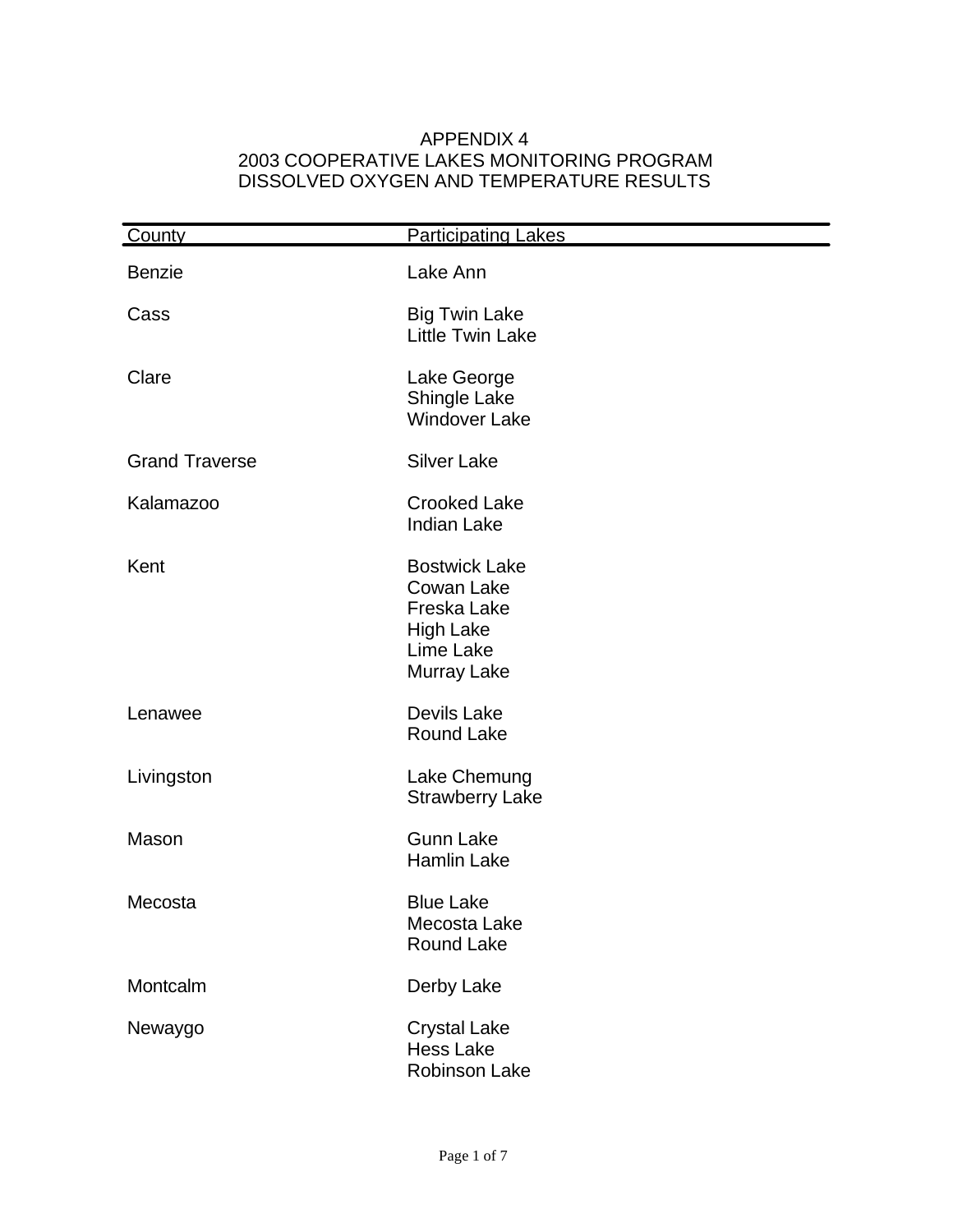# APPENDIX 4
## 2003 COOPERATIVE LAKES MONITORING PROGRAM
## DISSOLVED OXYGEN AND TEMPERATURE RESULTS

| County | Participating Lakes |
|---|---|
| Benzie | Lake Ann |
| Cass | Big Twin Lake |
| | Little Twin Lake |
| Clare | Lake George |
| | Shingle Lake |
| | Windover Lake |
| Grand Traverse | Silver Lake |
| Kalamazoo | Crooked Lake |
| | Indian Lake |
| Kent | Bostwick Lake |
| | Cowan Lake |
| | Freska Lake |
| | High Lake |
| | Lime Lake |
| | Murray Lake |
| Lenawee | Devils Lake |
| | Round Lake |
| Livingston | Lake Chemung |
| | Strawberry Lake |
| Mason | Gunn Lake |
| | Hamlin Lake |
| Mecosta | Blue Lake |
| | Mecosta Lake |
| | Round Lake |
| Montcalm | Derby Lake |
| Newaygo | Crystal Lake |
| | Hess Lake |
| | Robinson Lake |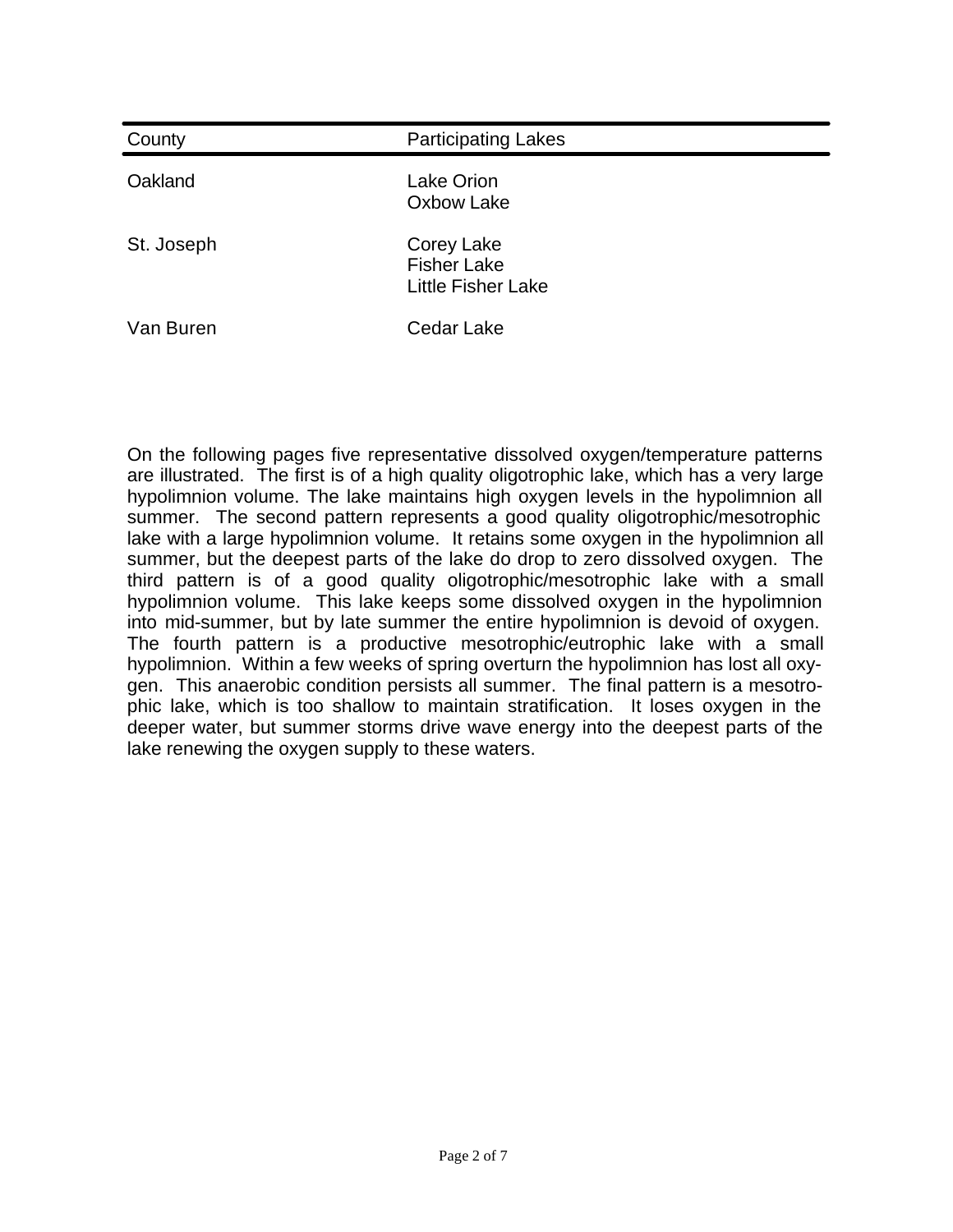| County | Participating Lakes |
| --- | --- |
| Oakland | Lake Orion<br>Oxbow Lake |
| St. Joseph | Corey Lake<br>Fisher Lake<br>Little Fisher Lake |
| Van Buren | Cedar Lake |

On the following pages five representative dissolved oxygen/temperature patterns are illustrated. The first is of a high quality oligotrophic lake, which has a very large hypolimnion volume. The lake maintains high oxygen levels in the hypolimnion all summer. The second pattern represents a good quality oligotrophic/mesotrophic lake with a large hypolimnion volume. It retains some oxygen in the hypolimnion all summer, but the deepest parts of the lake do drop to zero dissolved oxygen. The third pattern is of a good quality oligotrophic/mesotrophic lake with a small hypolimnion volume. This lake keeps some dissolved oxygen in the hypolimnion into mid-summer, but by late summer the entire hypolimnion is devoid of oxygen. The fourth pattern is a productive mesotrophic/eutrophic lake with a small hypolimnion. Within a few weeks of spring overturn the hypolimnion has lost all oxygen. This anaerobic condition persists all summer. The final pattern is a mesotrophic lake, which is too shallow to maintain stratification. It loses oxygen in the deeper water, but summer storms drive wave energy into the deepest parts of the lake renewing the oxygen supply to these waters.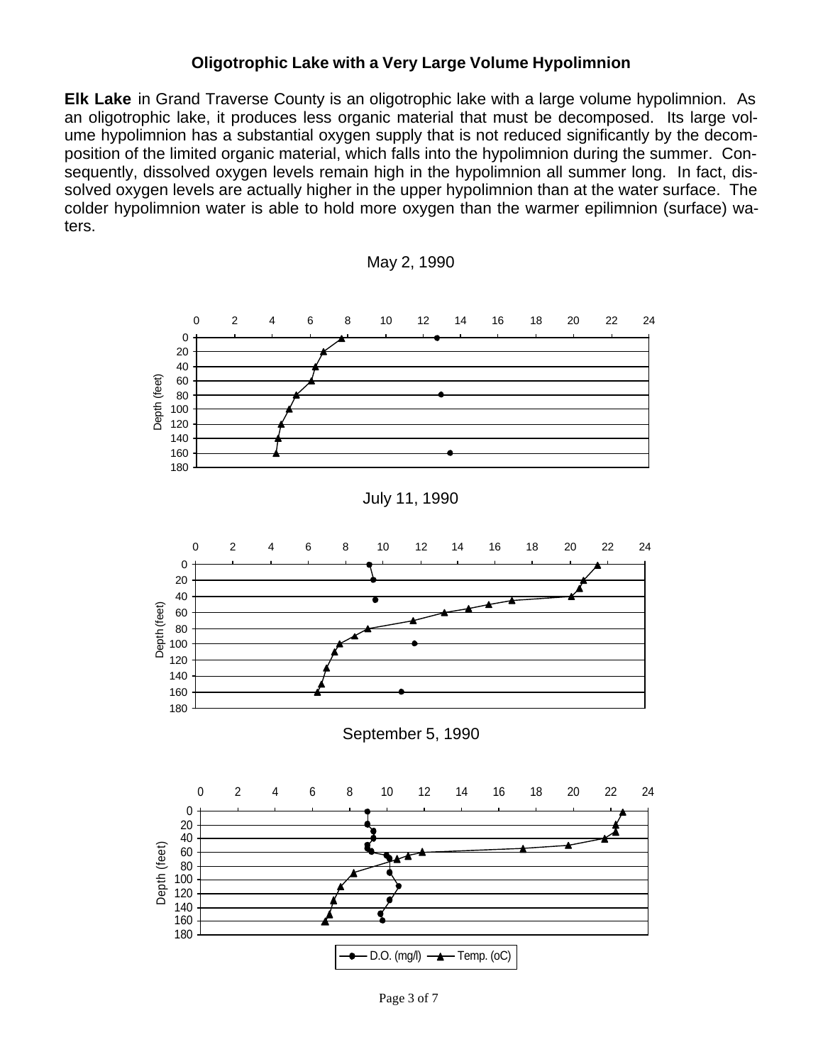## Oligotrophic Lake with a Very Large Volume Hypolimnion

**Elk Lake** in Grand Traverse County is an oligotrophic lake with a large volume hypolimnion. As an oligotrophic lake, it produces less organic material that must be decomposed. Its large volume hypolimnion has a substantial oxygen supply that is not reduced significantly by the decomposition of the limited organic material, which falls into the hypolimnion during the summer. Consequently, dissolved oxygen levels remain high in the hypolimnion all summer long. In fact, dissolved oxygen levels are actually higher in the upper hypolimnion than at the water surface. The colder hypolimnion water is able to hold more oxygen than the warmer epilimnion (surface) waters.

May 2, 1990

July 11, 1990

September 5, 1990

D.O. (mg/l) — Temp. (oC)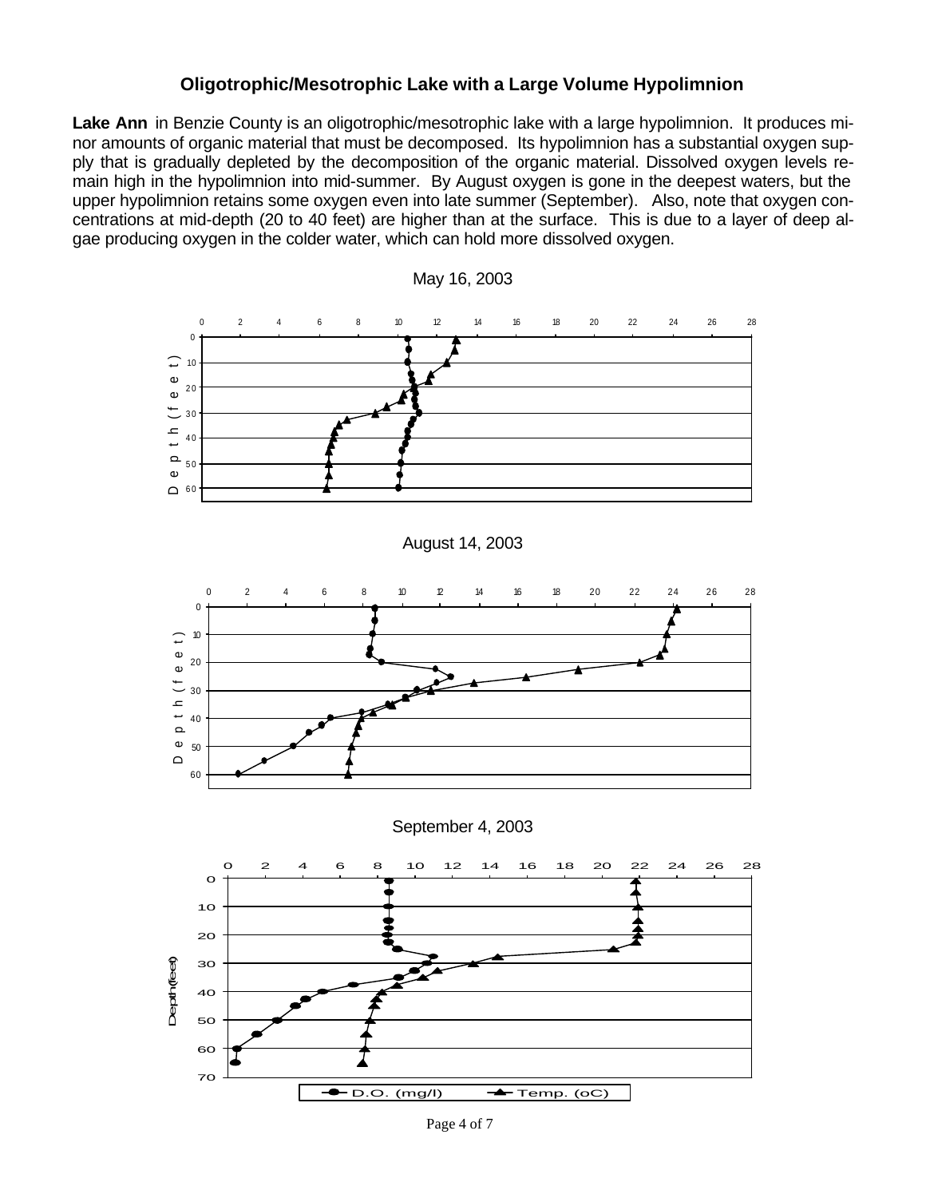## Oligotrophic/Mesotrophic Lake with a Large Volume Hypolimnion

**Lake Ann** in Benzie County is an oligotrophic/mesotrophic lake with a large hypolimnion. It produces minor amounts of organic material that must be decomposed. Its hypolimnion has a substantial oxygen supply that is gradually depleted by the decomposition of the organic material. Dissolved oxygen levels remain high in the hypolimnion into mid-summer. By August oxygen is gone in the deepest waters, but the upper hypolimnion retains some oxygen even into late summer (September). Also, note that oxygen concentrations at mid-depth (20 to 40 feet) are higher than at the surface. This is due to a layer of deep algae producing oxygen in the colder water, which can hold more dissolved oxygen.

May 16, 2003

August 14, 2003

September 4, 2003

Depth (feet)

D.O. (mg/l) — Temp. (oC)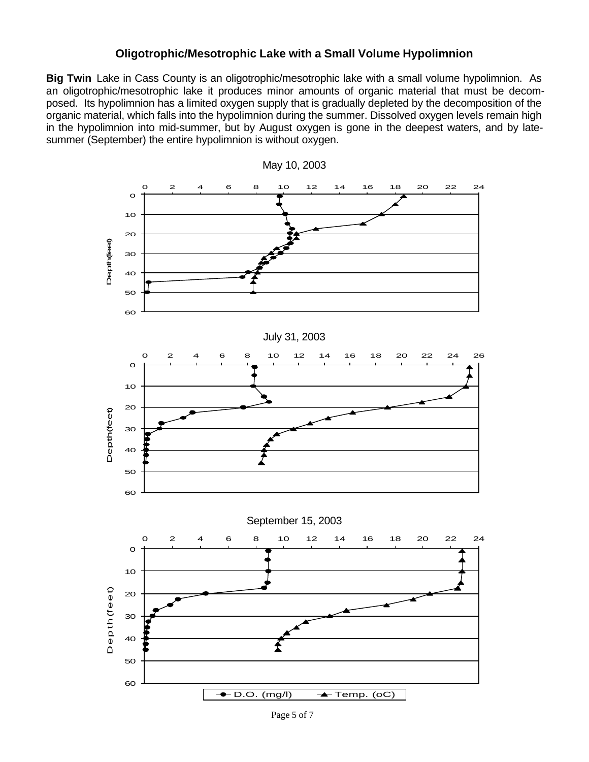## Oligotrophic/Mesotrophic Lake with a Small Volume Hypolimnion

**Big Twin** Lake in Cass County is an oligotrophic/mesotrophic lake with a small volume hypolimnion. As an oligotrophic/mesotrophic lake it produces minor amounts of organic material that must be decomposed. Its hypolimnion has a limited oxygen supply that is gradually depleted by the decomposition of the organic material, which falls into the hypolimnion during the summer. Dissolved oxygen levels remain high in the hypolimnion into mid-summer, but by August oxygen is gone in the deepest waters, and by late-summer (September) the entire hypolimnion is without oxygen.

May 10, 2003

July 31, 2003

September 15, 2003

Depth (feet)

D.O. (mg/l) — Temp. (oC)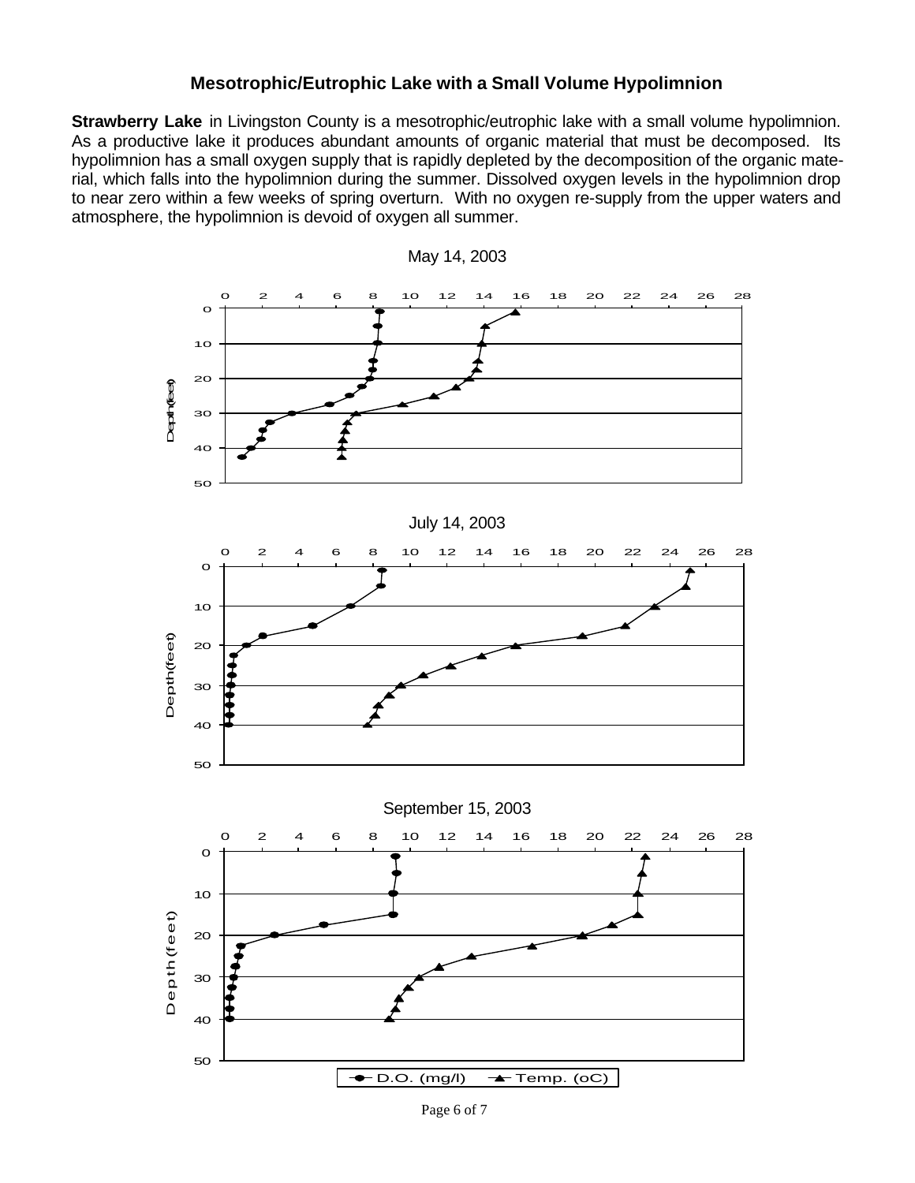### Mesotrophic/Eutrophic Lake with a Small Volume Hypolimnion

**Strawberry Lake** in Livingston County is a mesotrophic/eutrophic lake with a small volume hypolimnion. As a productive lake it produces abundant amounts of organic material that must be decomposed. Its hypolimnion has a small oxygen supply that is rapidly depleted by the decomposition of the organic material, which falls into the hypolimnion during the summer. Dissolved oxygen levels in the hypolimnion drop to near zero within a few weeks of spring overturn. With no oxygen re-supply from the upper waters and atmosphere, the hypolimnion is devoid of oxygen all summer.

May 14, 2003

July 14, 2003

September 15, 2003

D.O. (mg/l) — Temp. (oC)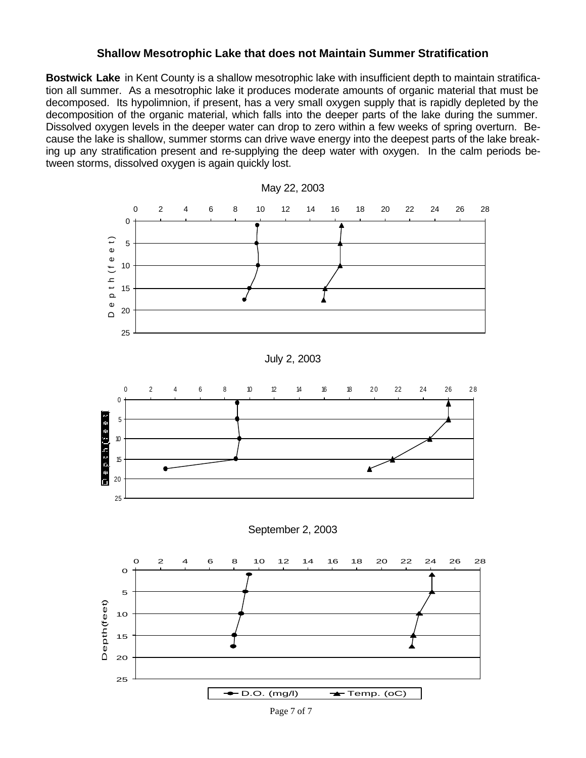## Shallow Mesotrophic Lake that does not Maintain Summer Stratification

**Bostwick Lake** in Kent County is a shallow mesotrophic lake with insufficient depth to maintain stratification all summer. As a mesotrophic lake it produces moderate amounts of organic material that must be decomposed. Its hypolimnion, if present, has a very small oxygen supply that is rapidly depleted by the decomposition of the organic material, which falls into the deeper parts of the lake during the summer. Dissolved oxygen levels in the deeper water can drop to zero within a few weeks of spring overturn. Because the lake is shallow, summer storms can drive wave energy into the deepest parts of the lake breaking up any stratification present and re-supplying the deep water with oxygen. In the calm periods between storms, dissolved oxygen is again quickly lost.

May 22, 2003

July 2, 2003

September 2, 2003

D.O. (mg/l) — Temp. (oC)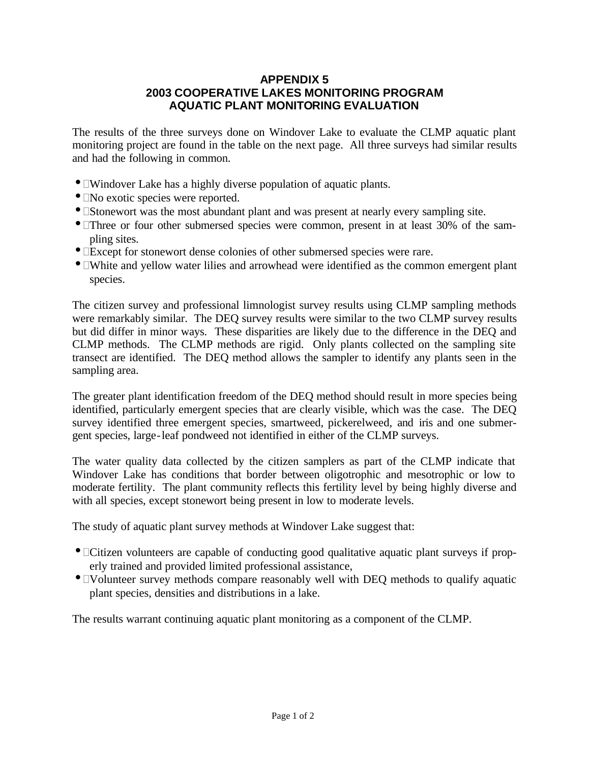# APPENDIX 5
# 2003 COOPERATIVE LAKES MONITORING PROGRAM
# AQUATIC PLANT MONITORING EVALUATION

The results of the three surveys done on Windover Lake to evaluate the CLMP aquatic plant monitoring project are found in the table on the next page. All three surveys had similar results and had the following in common.

- Windover Lake has a highly diverse population of aquatic plants.
- No exotic species were reported.
- Stonewort was the most abundant plant and was present at nearly every sampling site.
- Three or four other submersed species were common, present in at least 30% of the sampling sites.
- Except for stonewort dense colonies of other submersed species were rare.
- White and yellow water lilies and arrowhead were identified as the common emergent plant species.

The citizen survey and professional limnologist survey results using CLMP sampling methods were remarkably similar. The DEQ survey results were similar to the two CLMP survey results but did differ in minor ways. These disparities are likely due to the difference in the DEQ and CLMP methods. The CLMP methods are rigid. Only plants collected on the sampling site transect are identified. The DEQ method allows the sampler to identify any plants seen in the sampling area.

The greater plant identification freedom of the DEQ method should result in more species being identified, particularly emergent species that are clearly visible, which was the case. The DEQ survey identified three emergent species, smartweed, pickerelweed, and iris and one submergent species, large-leaf pondweed not identified in either of the CLMP surveys.

The water quality data collected by the citizen samplers as part of the CLMP indicate that Windover Lake has conditions that border between oligotrophic and mesotrophic or low to moderate fertility. The plant community reflects this fertility level by being highly diverse and with all species, except stonewort being present in low to moderate levels.

The study of aquatic plant survey methods at Windover Lake suggest that:

- Citizen volunteers are capable of conducting good qualitative aquatic plant surveys if properly trained and provided limited professional assistance,
- Volunteer survey methods compare reasonably well with DEQ methods to qualify aquatic plant species, densities and distributions in a lake.

The results warrant continuing aquatic plant monitoring as a component of the CLMP.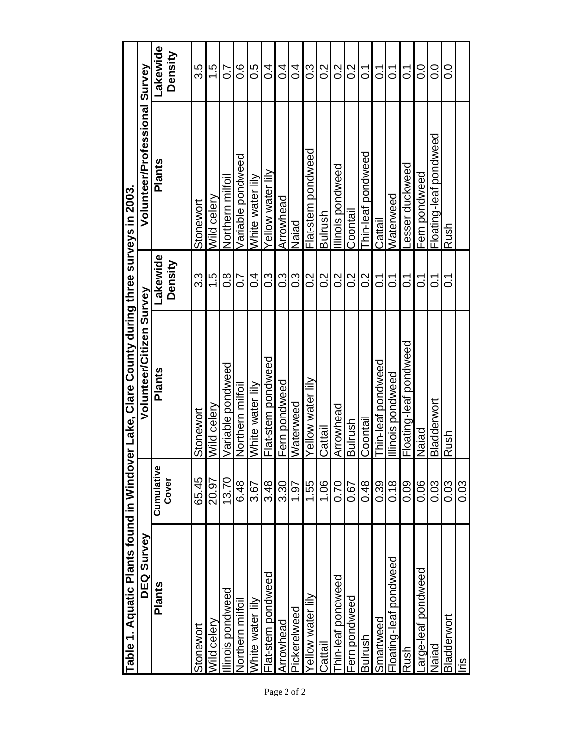**Table 1. Aquatic Plants found in Windover Lake, Clare County during three surveys in 2003.**

| DEQ Survey | | Volunteer/Citizen Survey | | Volunteer/Professional Survey | |
|---|---|---|---|---|---|
| Plants | Cumulative Cover | Plants | Lakewide Density | Plants | Lakewide Density |
| Stonewort | 65.45 | Stonewort | 3.3 | Stonewort | 3.5 |
| Wild celery | 20.97 | Wild celery | 1.5 | Wild celery | 1.5 |
| Illinois pondweed | 13.70 | Variable pondweed | 0.8 | Northern milfoil | 0.7 |
| Northern milfoil | 6.48 | Northern milfoil | 0.7 | Variable pondweed | 0.6 |
| White water lily | 3.67 | White water lily | 0.4 | White water lily | 0.5 |
| Flat-stem pondweed | 3.48 | Flat-stem pondweed | 0.3 | Yellow water lily | 0.4 |
| Arrowhead | 3.30 | Fern pondweed | 0.3 | Arrowhead | 0.4 |
| Pickerelweed | 1.97 | Waterweed | 0.3 | Naiad | 0.4 |
| Yellow water lily | 1.55 | Yellow water lily | 0.2 | Flat-stem pondweed | 0.3 |
| Cattail | 1.06 | Cattail | 0.2 | Bulrush | 0.2 |
| Thin-leaf pondweed | 0.70 | Arrowhead | 0.2 | Illinois pondweed | 0.2 |
| Fern pondweed | 0.67 | Bulrush | 0.2 | Coontail | 0.2 |
| Bulrush | 0.48 | Coontail | 0.2 | Thin-leaf pondweed | 0.1 |
| Smartweed | 0.39 | Thin-leaf pondweed | 0.1 | Cattail | 0.1 |
| Floating-leaf pondweed | 0.18 | Illinois pondweed | 0.1 | Waterweed | 0.1 |
| Rush | 0.09 | Floating-leaf pondweed | 0.1 | Lesser duckweed | 0.1 |
| Large-leaf pondweed | 0.06 | Naiad | 0.1 | Fern pondweed | 0.0 |
| Naiad | 0.03 | Bladderwort | 0.1 | Floating-leaf pondweed | 0.0 |
| Bladderwort | 0.03 | Rush | 0.1 | Rush | 0.0 |
| Iris | 0.03 | | | | |